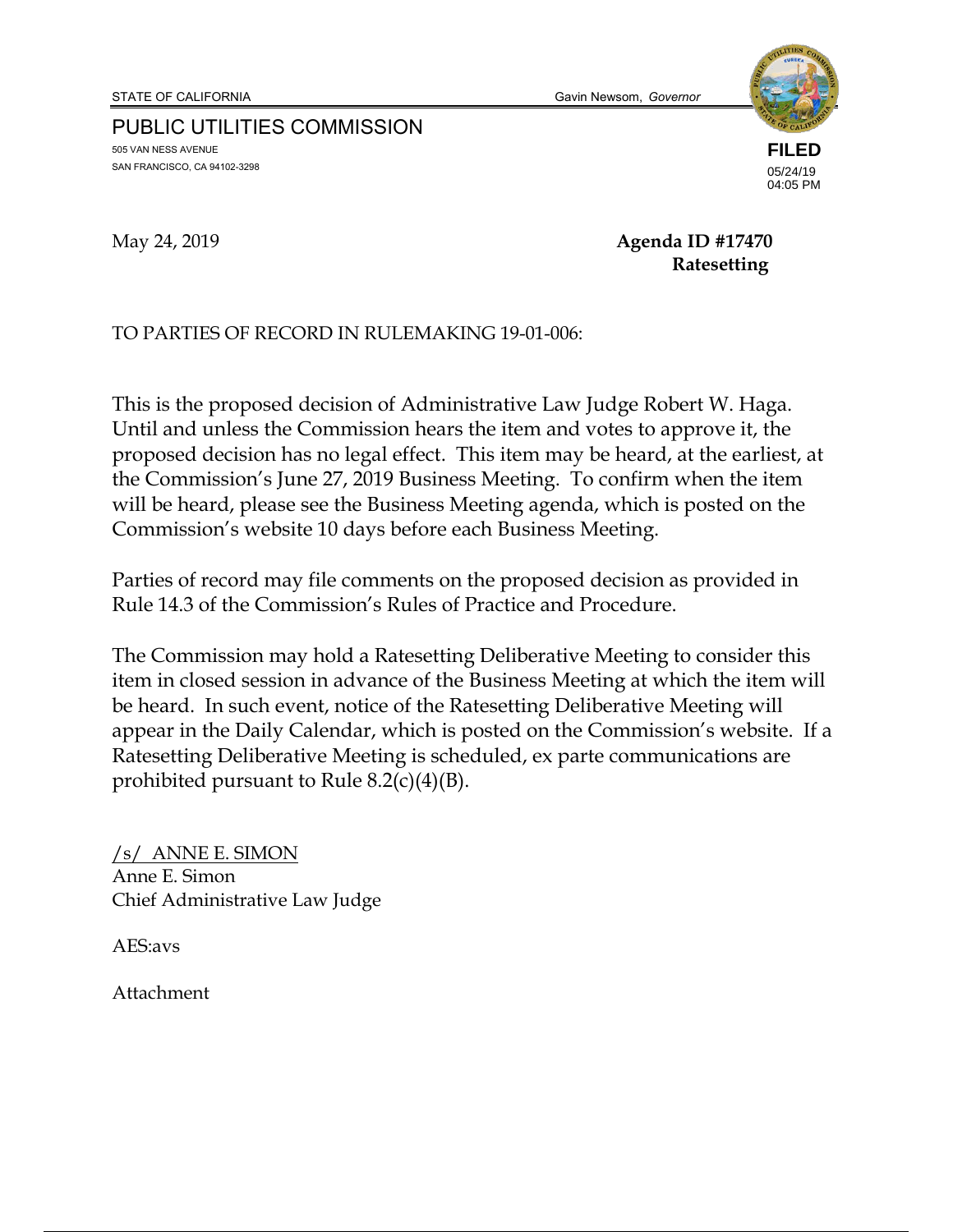STATE OF CALIFORNIA Gavin Newsom, *Governor*

PUBLIC UTILITIES COMMISSION
505 VAN NESS AVENUE
SAN FRANCISCO, CA 94102-3298

**FILED**
05/24/19
04:05 PM

May 24, 2019 **Agenda ID #17470**
**Ratesetting**

TO PARTIES OF RECORD IN RULEMAKING 19-01-006:

This is the proposed decision of Administrative Law Judge Robert W. Haga. Until and unless the Commission hears the item and votes to approve it, the proposed decision has no legal effect. This item may be heard, at the earliest, at the Commission's June 27, 2019 Business Meeting. To confirm when the item will be heard, please see the Business Meeting agenda, which is posted on the Commission's website 10 days before each Business Meeting.

Parties of record may file comments on the proposed decision as provided in Rule 14.3 of the Commission's Rules of Practice and Procedure.

The Commission may hold a Ratesetting Deliberative Meeting to consider this item in closed session in advance of the Business Meeting at which the item will be heard. In such event, notice of the Ratesetting Deliberative Meeting will appear in the Daily Calendar, which is posted on the Commission's website. If a Ratesetting Deliberative Meeting is scheduled, ex parte communications are prohibited pursuant to Rule 8.2(c)(4)(B).

/s/ ANNE E. SIMON
Anne E. Simon
Chief Administrative Law Judge

AES:avs

Attachment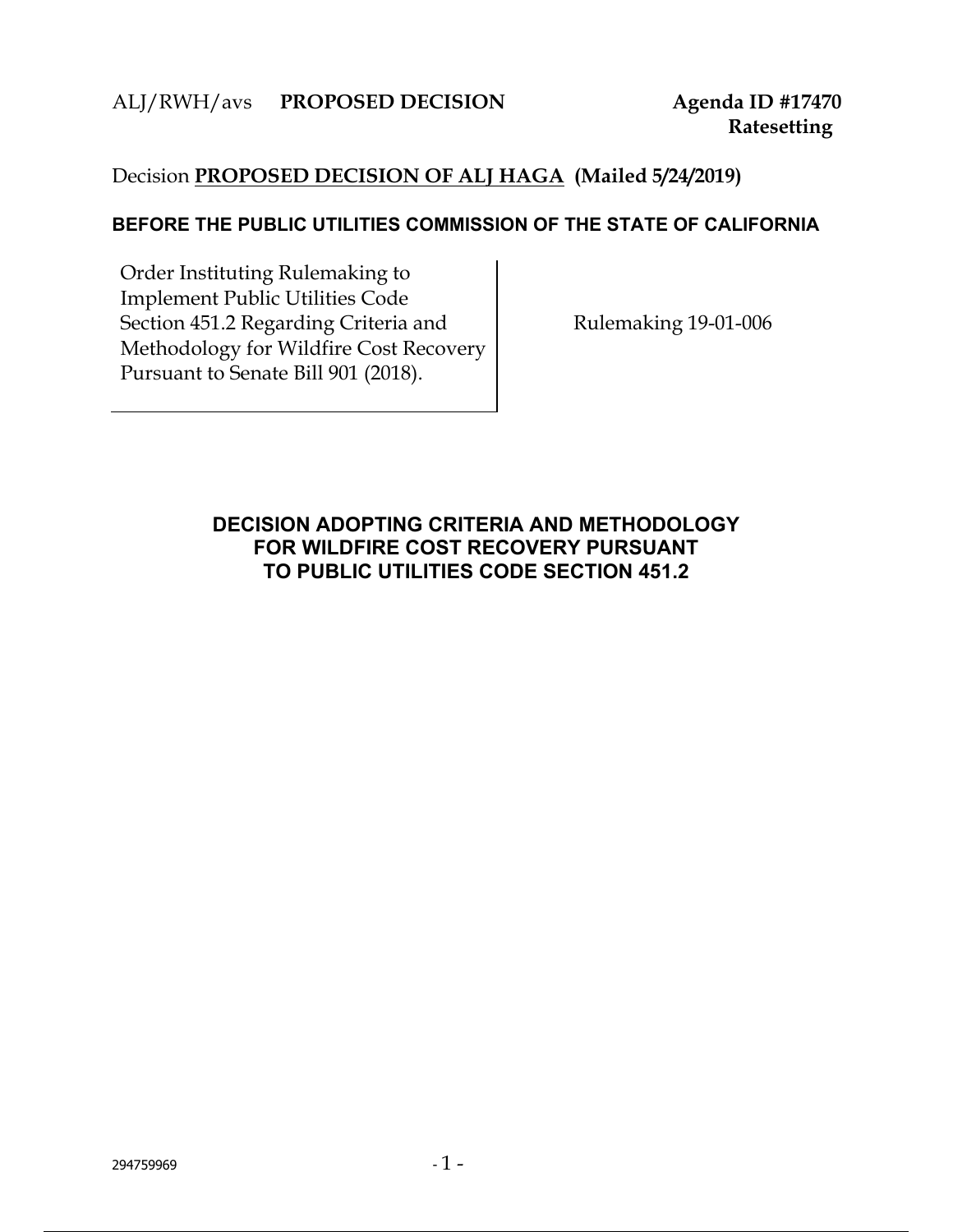ALJ/RWH/avs **PROPOSED DECISION** **Agenda ID #17470**
**Ratesetting**

Decision **PROPOSED DECISION OF ALJ HAGA (Mailed 5/24/2019)**

**BEFORE THE PUBLIC UTILITIES COMMISSION OF THE STATE OF CALIFORNIA**

| Order Instituting Rulemaking to Implement Public Utilities Code Section 451.2 Regarding Criteria and Methodology for Wildfire Cost Recovery Pursuant to Senate Bill 901 (2018). | Rulemaking 19-01-006 |
|---|---|

**DECISION ADOPTING CRITERIA AND METHODOLOGY FOR WILDFIRE COST RECOVERY PURSUANT TO PUBLIC UTILITIES CODE SECTION 451.2**

294759969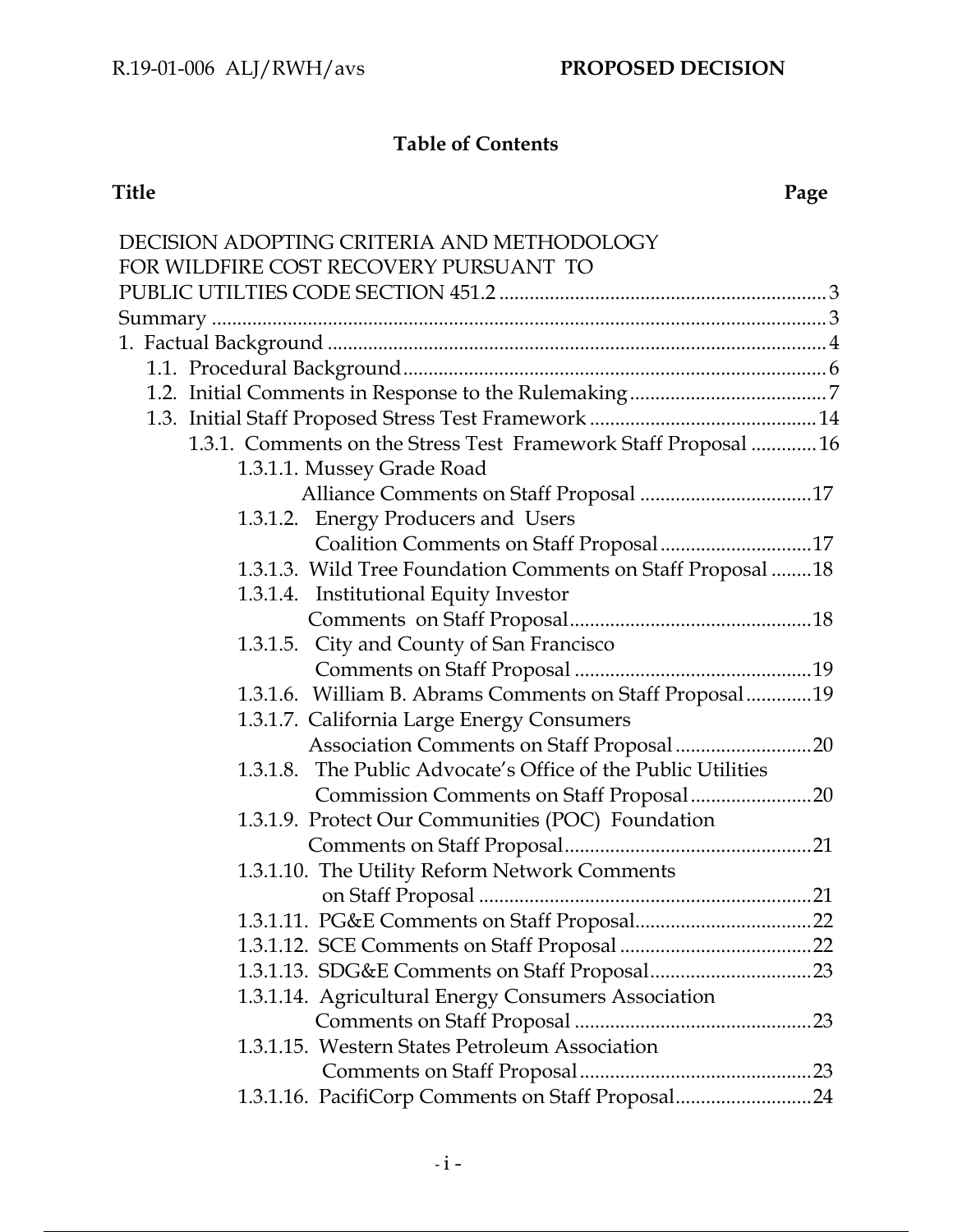**Table of Contents**

| Title | Page |
|---|---|
| DECISION ADOPTING CRITERIA AND METHODOLOGY FOR WILDFIRE COST RECOVERY PURSUANT TO PUBLIC UTILTIES CODE SECTION 451.2 | 3 |
| Summary | 3 |
| 1. Factual Background | 4 |
| 1.1. Procedural Background | 6 |
| 1.2. Initial Comments in Response to the Rulemaking | 7 |
| 1.3. Initial Staff Proposed Stress Test Framework | 14 |
| 1.3.1. Comments on the Stress Test Framework Staff Proposal | 16 |
| 1.3.1.1. Mussey Grade Road Alliance Comments on Staff Proposal | 17 |
| 1.3.1.2. Energy Producers and Users Coalition Comments on Staff Proposal | 17 |
| 1.3.1.3. Wild Tree Foundation Comments on Staff Proposal | 18 |
| 1.3.1.4. Institutional Equity Investor Comments on Staff Proposal | 18 |
| 1.3.1.5. City and County of San Francisco Comments on Staff Proposal | 19 |
| 1.3.1.6. William B. Abrams Comments on Staff Proposal | 19 |
| 1.3.1.7. California Large Energy Consumers Association Comments on Staff Proposal | 20 |
| 1.3.1.8. The Public Advocate's Office of the Public Utilities Commission Comments on Staff Proposal | 20 |
| 1.3.1.9. Protect Our Communities (POC) Foundation Comments on Staff Proposal | 21 |
| 1.3.1.10. The Utility Reform Network Comments on Staff Proposal | 21 |
| 1.3.1.11. PG&E Comments on Staff Proposal | 22 |
| 1.3.1.12. SCE Comments on Staff Proposal | 22 |
| 1.3.1.13. SDG&E Comments on Staff Proposal | 23 |
| 1.3.1.14. Agricultural Energy Consumers Association Comments on Staff Proposal | 23 |
| 1.3.1.15. Western States Petroleum Association Comments on Staff Proposal | 23 |
| 1.3.1.16. PacifiCorp Comments on Staff Proposal | 24 |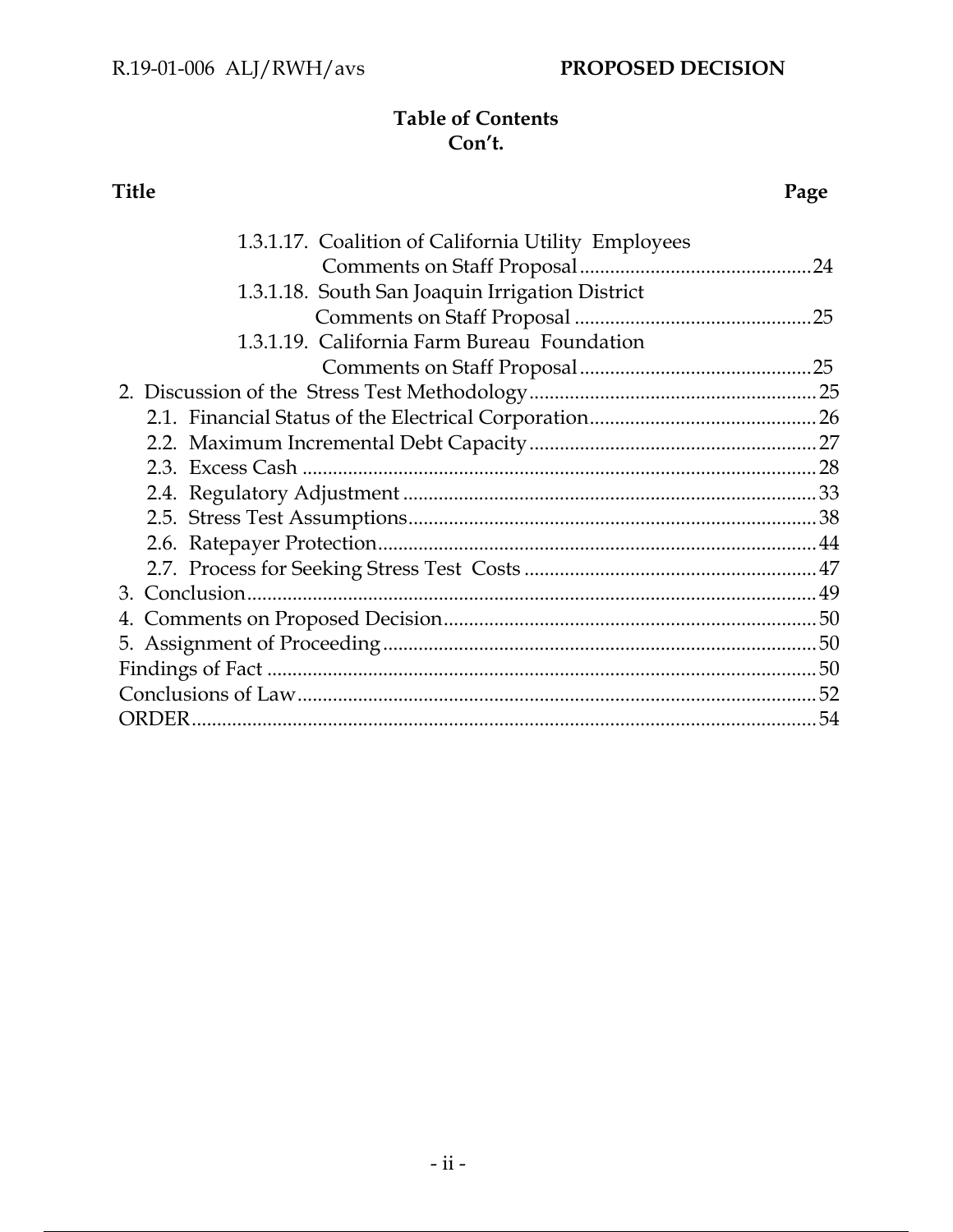**Table of Contents**
**Con't.**

| **Title** | **Page** |
|---|---|
| 1.3.1.17. Coalition of California Utility Employees Comments on Staff Proposal | 24 |
| 1.3.1.18. South San Joaquin Irrigation District Comments on Staff Proposal | 25 |
| 1.3.1.19. California Farm Bureau Foundation Comments on Staff Proposal | 25 |
| 2. Discussion of the Stress Test Methodology | 25 |
| 2.1. Financial Status of the Electrical Corporation | 26 |
| 2.2. Maximum Incremental Debt Capacity | 27 |
| 2.3. Excess Cash | 28 |
| 2.4. Regulatory Adjustment | 33 |
| 2.5. Stress Test Assumptions | 38 |
| 2.6. Ratepayer Protection | 44 |
| 2.7. Process for Seeking Stress Test Costs | 47 |
| 3. Conclusion | 49 |
| 4. Comments on Proposed Decision | 50 |
| 5. Assignment of Proceeding | 50 |
| Findings of Fact | 50 |
| Conclusions of Law | 52 |
| ORDER | 54 |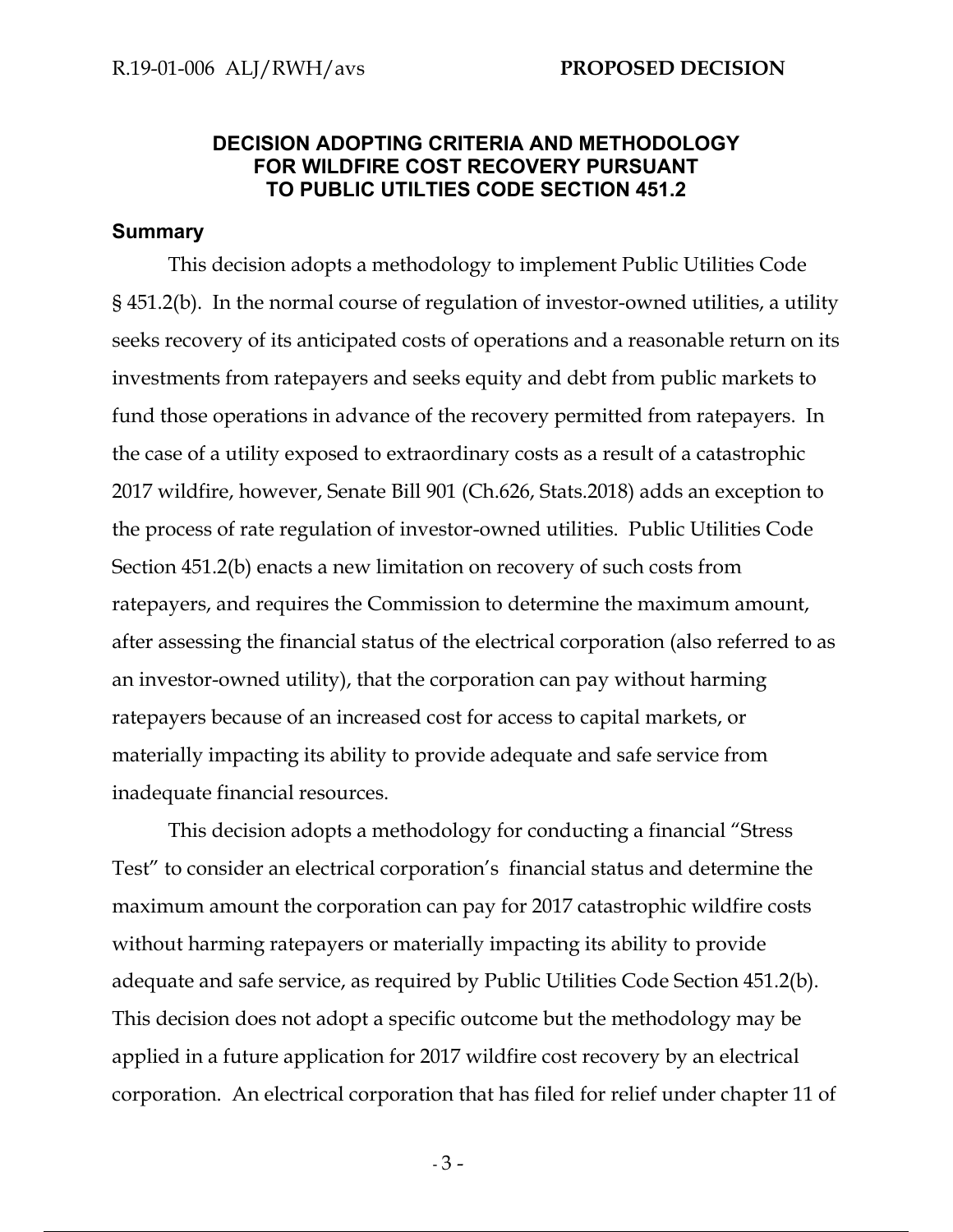## DECISION ADOPTING CRITERIA AND METHODOLOGY FOR WILDFIRE COST RECOVERY PURSUANT TO PUBLIC UTILTIES CODE SECTION 451.2

### Summary

This decision adopts a methodology to implement Public Utilities Code § 451.2(b). In the normal course of regulation of investor-owned utilities, a utility seeks recovery of its anticipated costs of operations and a reasonable return on its investments from ratepayers and seeks equity and debt from public markets to fund those operations in advance of the recovery permitted from ratepayers. In the case of a utility exposed to extraordinary costs as a result of a catastrophic 2017 wildfire, however, Senate Bill 901 (Ch.626, Stats.2018) adds an exception to the process of rate regulation of investor-owned utilities. Public Utilities Code Section 451.2(b) enacts a new limitation on recovery of such costs from ratepayers, and requires the Commission to determine the maximum amount, after assessing the financial status of the electrical corporation (also referred to as an investor-owned utility), that the corporation can pay without harming ratepayers because of an increased cost for access to capital markets, or materially impacting its ability to provide adequate and safe service from inadequate financial resources.

This decision adopts a methodology for conducting a financial "Stress Test" to consider an electrical corporation's financial status and determine the maximum amount the corporation can pay for 2017 catastrophic wildfire costs without harming ratepayers or materially impacting its ability to provide adequate and safe service, as required by Public Utilities Code Section 451.2(b). This decision does not adopt a specific outcome but the methodology may be applied in a future application for 2017 wildfire cost recovery by an electrical corporation. An electrical corporation that has filed for relief under chapter 11 of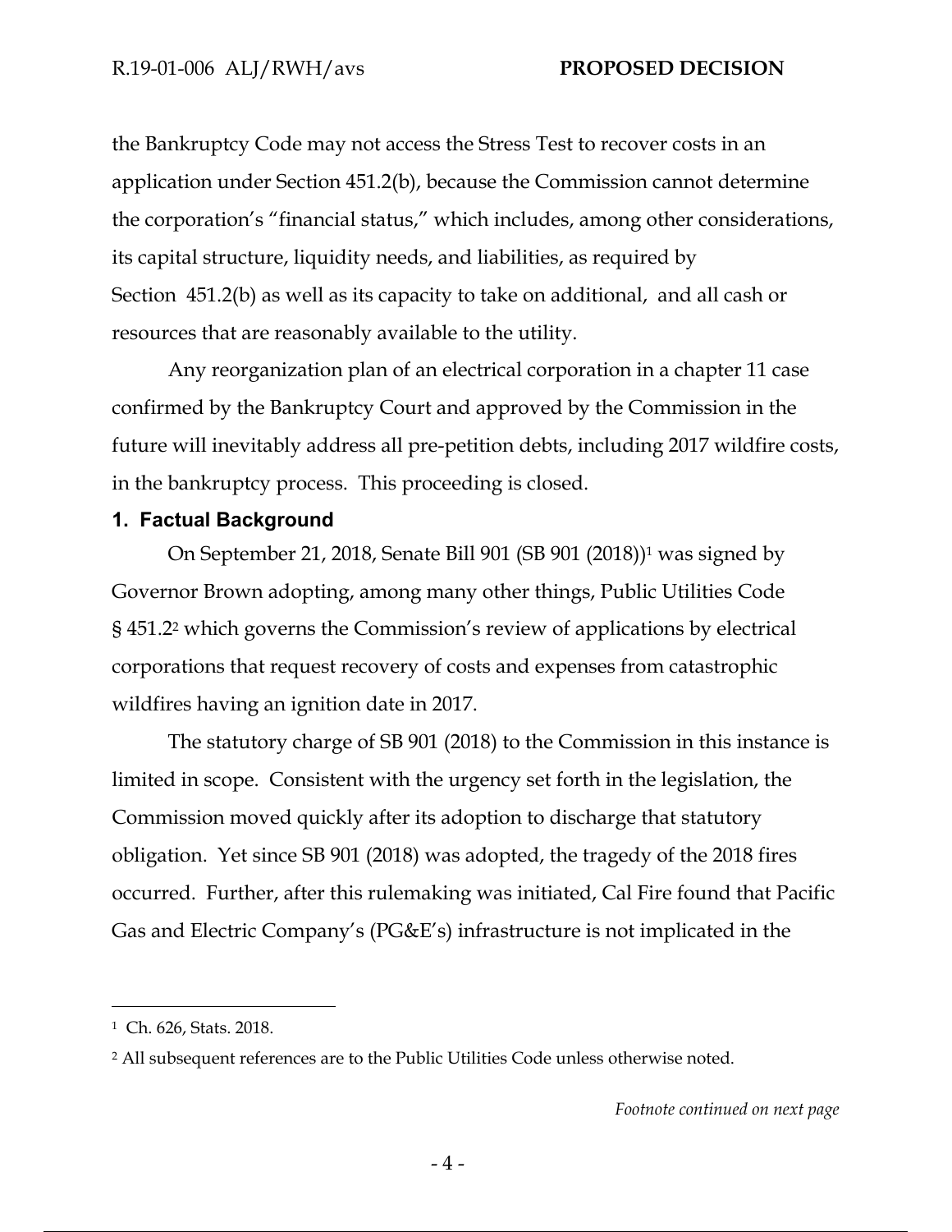the Bankruptcy Code may not access the Stress Test to recover costs in an application under Section 451.2(b), because the Commission cannot determine the corporation's "financial status," which includes, among other considerations, its capital structure, liquidity needs, and liabilities, as required by Section 451.2(b) as well as its capacity to take on additional, and all cash or resources that are reasonably available to the utility.

Any reorganization plan of an electrical corporation in a chapter 11 case confirmed by the Bankruptcy Court and approved by the Commission in the future will inevitably address all pre-petition debts, including 2017 wildfire costs, in the bankruptcy process. This proceeding is closed.

## 1. Factual Background

On September 21, 2018, Senate Bill 901 (SB 901 (2018))[1] was signed by Governor Brown adopting, among many other things, Public Utilities Code § 451.2[2] which governs the Commission's review of applications by electrical corporations that request recovery of costs and expenses from catastrophic wildfires having an ignition date in 2017.

The statutory charge of SB 901 (2018) to the Commission in this instance is limited in scope. Consistent with the urgency set forth in the legislation, the Commission moved quickly after its adoption to discharge that statutory obligation. Yet since SB 901 (2018) was adopted, the tragedy of the 2018 fires occurred. Further, after this rulemaking was initiated, Cal Fire found that Pacific Gas and Electric Company's (PG&E's) infrastructure is not implicated in the

---

[1] Ch. 626, Stats. 2018.

[2] All subsequent references are to the Public Utilities Code unless otherwise noted.

*Footnote continued on next page*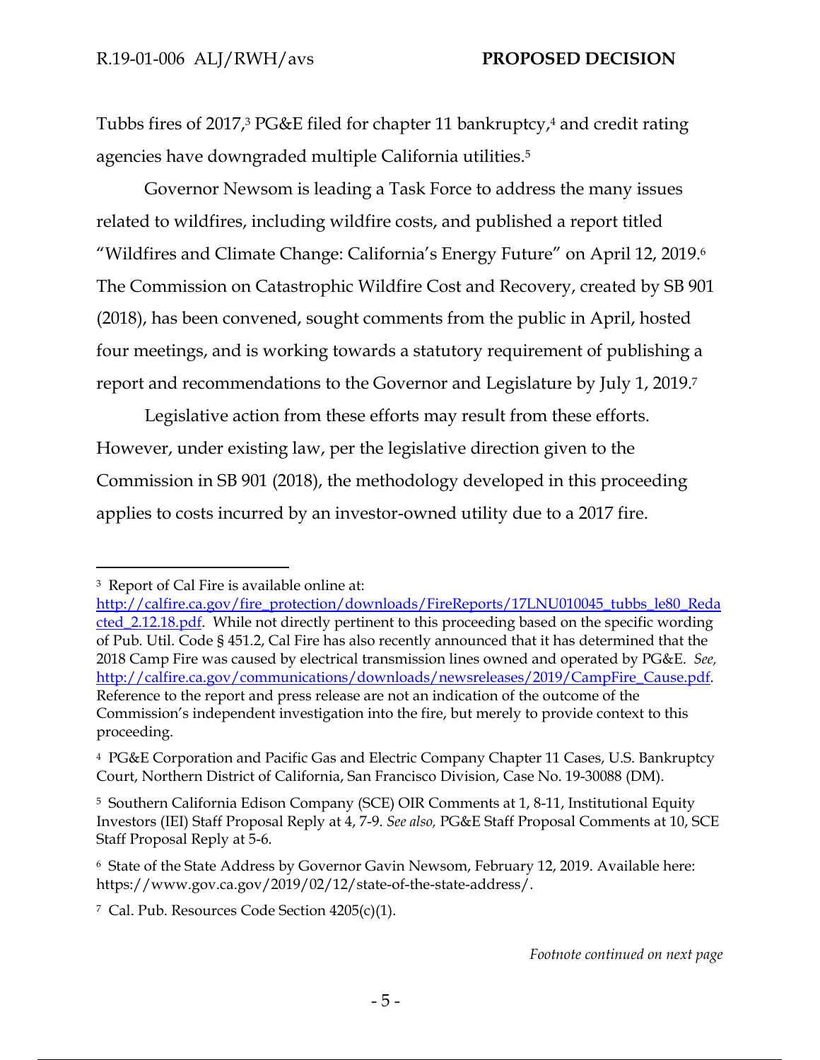Tubbs fires of 2017,[3] PG&E filed for chapter 11 bankruptcy,[4] and credit rating agencies have downgraded multiple California utilities.[5]

Governor Newsom is leading a Task Force to address the many issues related to wildfires, including wildfire costs, and published a report titled "Wildfires and Climate Change: California's Energy Future" on April 12, 2019.[6] The Commission on Catastrophic Wildfire Cost and Recovery, created by SB 901 (2018), has been convened, sought comments from the public in April, hosted four meetings, and is working towards a statutory requirement of publishing a report and recommendations to the Governor and Legislature by July 1, 2019.[7]

Legislative action from these efforts may result from these efforts. However, under existing law, per the legislative direction given to the Commission in SB 901 (2018), the methodology developed in this proceeding applies to costs incurred by an investor-owned utility due to a 2017 fire.

---

[3] Report of Cal Fire is available online at: http://calfire.ca.gov/fire_protection/downloads/FireReports/17LNU010045_tubbs_le80_Redacted_2.12.18.pdf. While not directly pertinent to this proceeding based on the specific wording of Pub. Util. Code § 451.2, Cal Fire has also recently announced that it has determined that the 2018 Camp Fire was caused by electrical transmission lines owned and operated by PG&E. *See,* http://calfire.ca.gov/communications/downloads/newsreleases/2019/CampFire_Cause.pdf. Reference to the report and press release are not an indication of the outcome of the Commission's independent investigation into the fire, but merely to provide context to this proceeding.

[4] PG&E Corporation and Pacific Gas and Electric Company Chapter 11 Cases, U.S. Bankruptcy Court, Northern District of California, San Francisco Division, Case No. 19-30088 (DM).

[5] Southern California Edison Company (SCE) OIR Comments at 1, 8-11, Institutional Equity Investors (IEI) Staff Proposal Reply at 4, 7-9. *See also,* PG&E Staff Proposal Comments at 10, SCE Staff Proposal Reply at 5-6.

[6] State of the State Address by Governor Gavin Newsom, February 12, 2019. Available here: https://www.gov.ca.gov/2019/02/12/state-of-the-state-address/.

[7] Cal. Pub. Resources Code Section 4205(c)(1).

*Footnote continued on next page*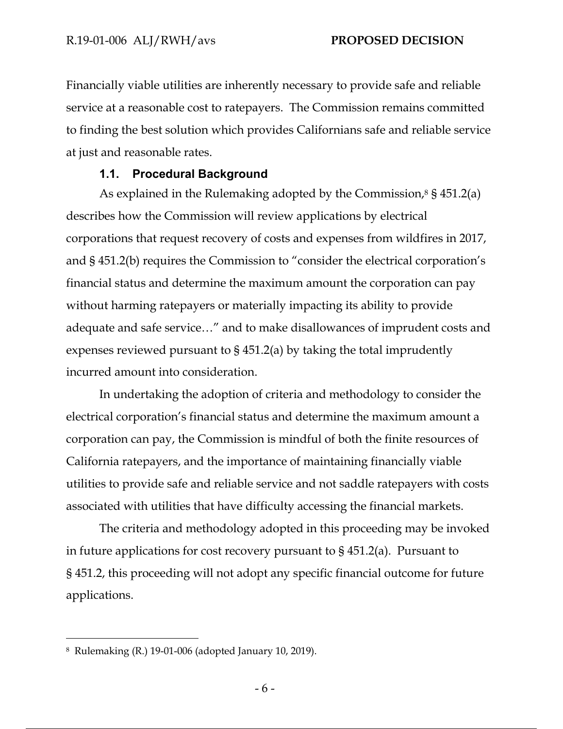Financially viable utilities are inherently necessary to provide safe and reliable service at a reasonable cost to ratepayers. The Commission remains committed to finding the best solution which provides Californians safe and reliable service at just and reasonable rates.

### 1.1. Procedural Background

As explained in the Rulemaking adopted by the Commission,[8] § 451.2(a) describes how the Commission will review applications by electrical corporations that request recovery of costs and expenses from wildfires in 2017, and § 451.2(b) requires the Commission to "consider the electrical corporation's financial status and determine the maximum amount the corporation can pay without harming ratepayers or materially impacting its ability to provide adequate and safe service…" and to make disallowances of imprudent costs and expenses reviewed pursuant to § 451.2(a) by taking the total imprudently incurred amount into consideration.

In undertaking the adoption of criteria and methodology to consider the electrical corporation's financial status and determine the maximum amount a corporation can pay, the Commission is mindful of both the finite resources of California ratepayers, and the importance of maintaining financially viable utilities to provide safe and reliable service and not saddle ratepayers with costs associated with utilities that have difficulty accessing the financial markets.

The criteria and methodology adopted in this proceeding may be invoked in future applications for cost recovery pursuant to § 451.2(a). Pursuant to § 451.2, this proceeding will not adopt any specific financial outcome for future applications.

---

[8] Rulemaking (R.) 19-01-006 (adopted January 10, 2019).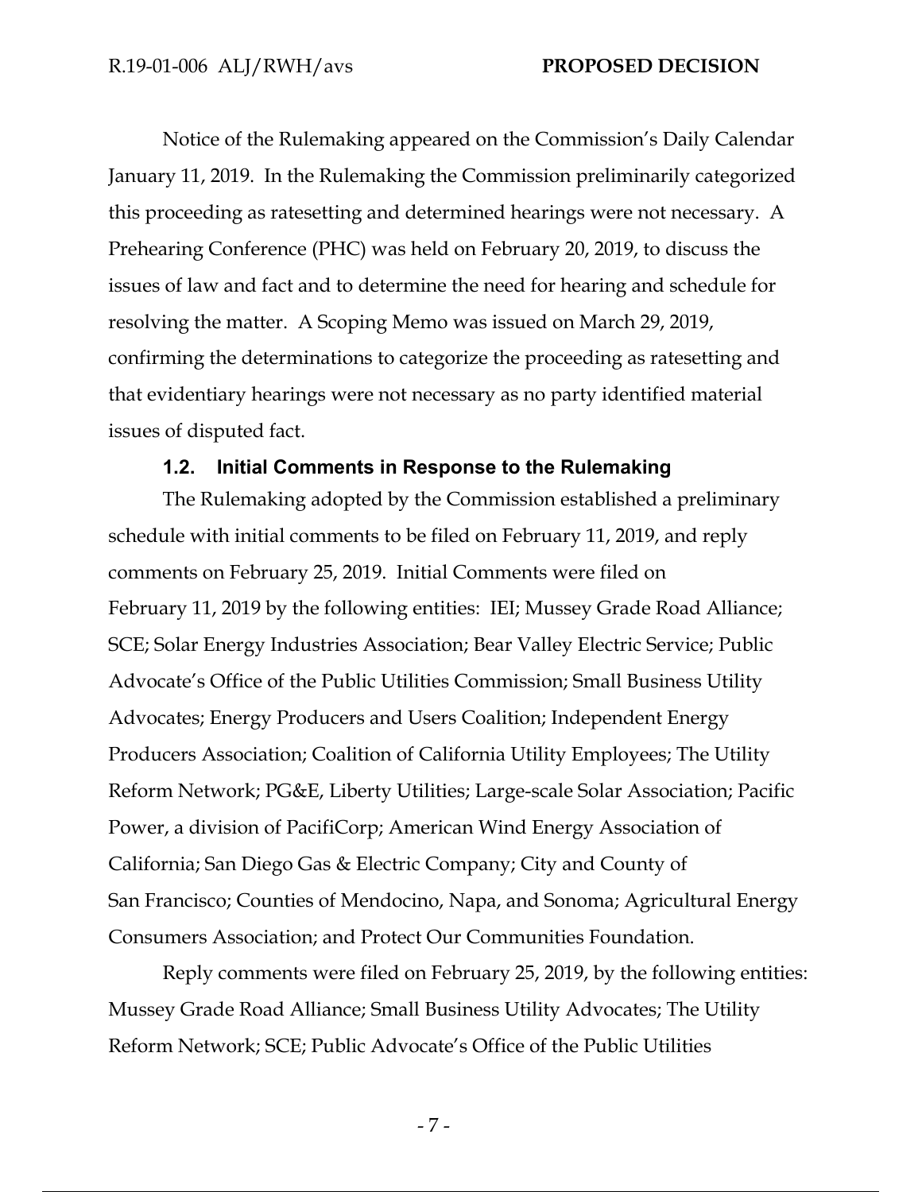Notice of the Rulemaking appeared on the Commission's Daily Calendar January 11, 2019. In the Rulemaking the Commission preliminarily categorized this proceeding as ratesetting and determined hearings were not necessary. A Prehearing Conference (PHC) was held on February 20, 2019, to discuss the issues of law and fact and to determine the need for hearing and schedule for resolving the matter. A Scoping Memo was issued on March 29, 2019, confirming the determinations to categorize the proceeding as ratesetting and that evidentiary hearings were not necessary as no party identified material issues of disputed fact.

### 1.2. Initial Comments in Response to the Rulemaking

The Rulemaking adopted by the Commission established a preliminary schedule with initial comments to be filed on February 11, 2019, and reply comments on February 25, 2019. Initial Comments were filed on February 11, 2019 by the following entities: IEI; Mussey Grade Road Alliance; SCE; Solar Energy Industries Association; Bear Valley Electric Service; Public Advocate's Office of the Public Utilities Commission; Small Business Utility Advocates; Energy Producers and Users Coalition; Independent Energy Producers Association; Coalition of California Utility Employees; The Utility Reform Network; PG&E, Liberty Utilities; Large-scale Solar Association; Pacific Power, a division of PacifiCorp; American Wind Energy Association of California; San Diego Gas & Electric Company; City and County of San Francisco; Counties of Mendocino, Napa, and Sonoma; Agricultural Energy Consumers Association; and Protect Our Communities Foundation.

Reply comments were filed on February 25, 2019, by the following entities: Mussey Grade Road Alliance; Small Business Utility Advocates; The Utility Reform Network; SCE; Public Advocate's Office of the Public Utilities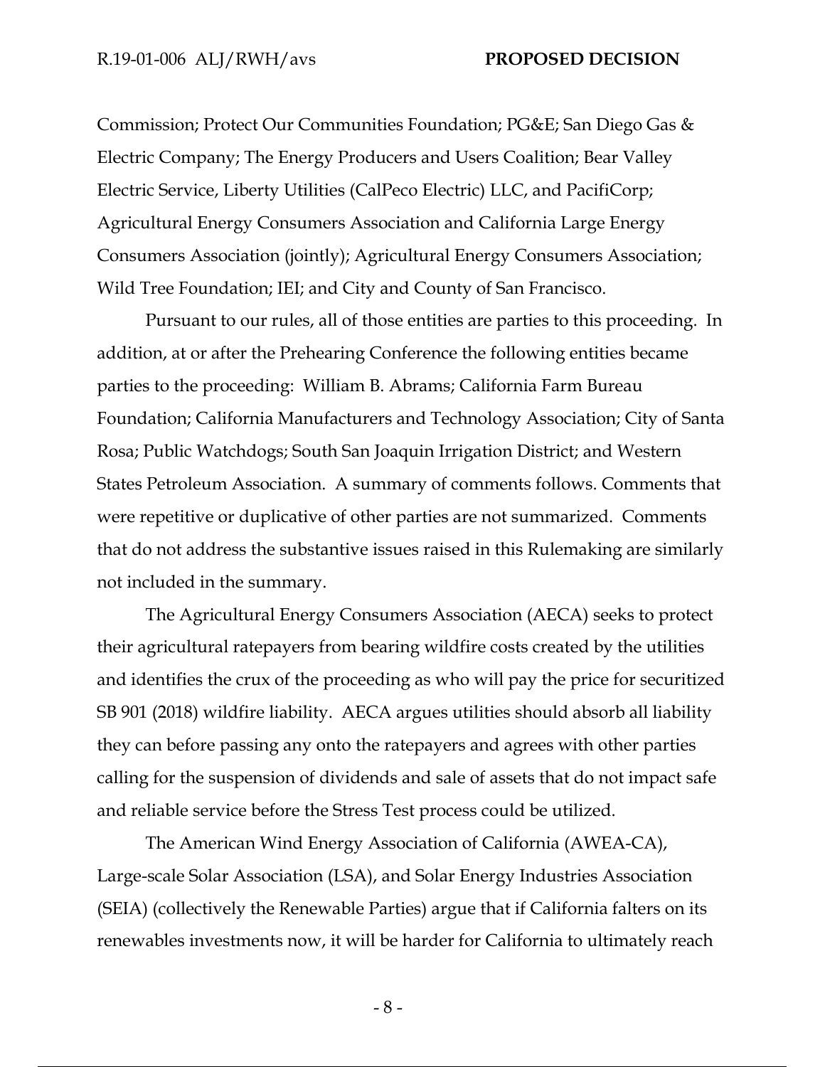Commission; Protect Our Communities Foundation; PG&E; San Diego Gas & Electric Company; The Energy Producers and Users Coalition; Bear Valley Electric Service, Liberty Utilities (CalPeco Electric) LLC, and PacifiCorp; Agricultural Energy Consumers Association and California Large Energy Consumers Association (jointly); Agricultural Energy Consumers Association; Wild Tree Foundation; IEI; and City and County of San Francisco.

Pursuant to our rules, all of those entities are parties to this proceeding. In addition, at or after the Prehearing Conference the following entities became parties to the proceeding: William B. Abrams; California Farm Bureau Foundation; California Manufacturers and Technology Association; City of Santa Rosa; Public Watchdogs; South San Joaquin Irrigation District; and Western States Petroleum Association. A summary of comments follows. Comments that were repetitive or duplicative of other parties are not summarized. Comments that do not address the substantive issues raised in this Rulemaking are similarly not included in the summary.

The Agricultural Energy Consumers Association (AECA) seeks to protect their agricultural ratepayers from bearing wildfire costs created by the utilities and identifies the crux of the proceeding as who will pay the price for securitized SB 901 (2018) wildfire liability. AECA argues utilities should absorb all liability they can before passing any onto the ratepayers and agrees with other parties calling for the suspension of dividends and sale of assets that do not impact safe and reliable service before the Stress Test process could be utilized.

The American Wind Energy Association of California (AWEA-CA), Large-scale Solar Association (LSA), and Solar Energy Industries Association (SEIA) (collectively the Renewable Parties) argue that if California falters on its renewables investments now, it will be harder for California to ultimately reach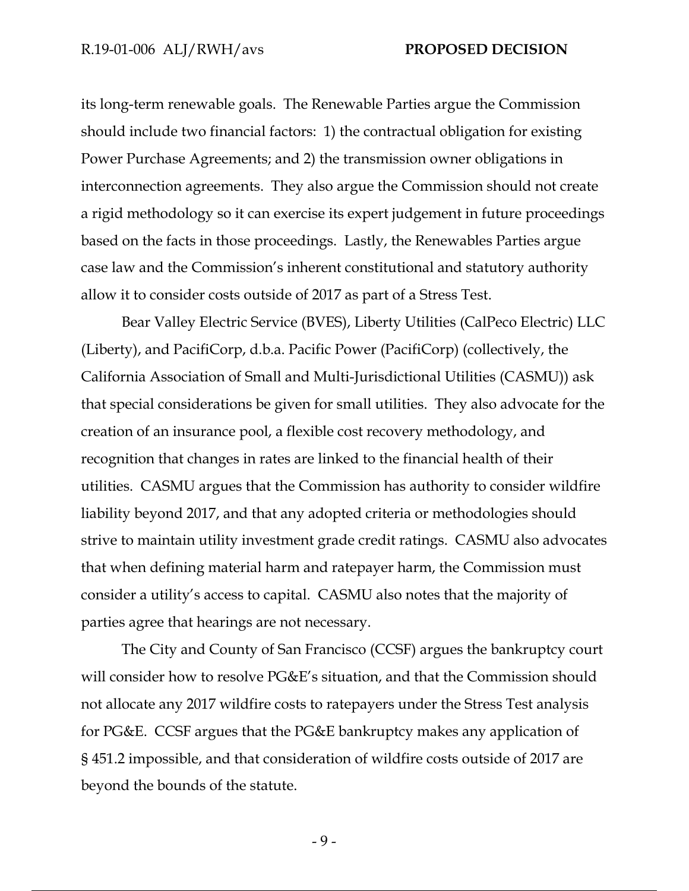its long-term renewable goals. The Renewable Parties argue the Commission should include two financial factors: 1) the contractual obligation for existing Power Purchase Agreements; and 2) the transmission owner obligations in interconnection agreements. They also argue the Commission should not create a rigid methodology so it can exercise its expert judgement in future proceedings based on the facts in those proceedings. Lastly, the Renewables Parties argue case law and the Commission's inherent constitutional and statutory authority allow it to consider costs outside of 2017 as part of a Stress Test.

Bear Valley Electric Service (BVES), Liberty Utilities (CalPeco Electric) LLC (Liberty), and PacifiCorp, d.b.a. Pacific Power (PacifiCorp) (collectively, the California Association of Small and Multi-Jurisdictional Utilities (CASMU)) ask that special considerations be given for small utilities. They also advocate for the creation of an insurance pool, a flexible cost recovery methodology, and recognition that changes in rates are linked to the financial health of their utilities. CASMU argues that the Commission has authority to consider wildfire liability beyond 2017, and that any adopted criteria or methodologies should strive to maintain utility investment grade credit ratings. CASMU also advocates that when defining material harm and ratepayer harm, the Commission must consider a utility's access to capital. CASMU also notes that the majority of parties agree that hearings are not necessary.

The City and County of San Francisco (CCSF) argues the bankruptcy court will consider how to resolve PG&E's situation, and that the Commission should not allocate any 2017 wildfire costs to ratepayers under the Stress Test analysis for PG&E. CCSF argues that the PG&E bankruptcy makes any application of § 451.2 impossible, and that consideration of wildfire costs outside of 2017 are beyond the bounds of the statute.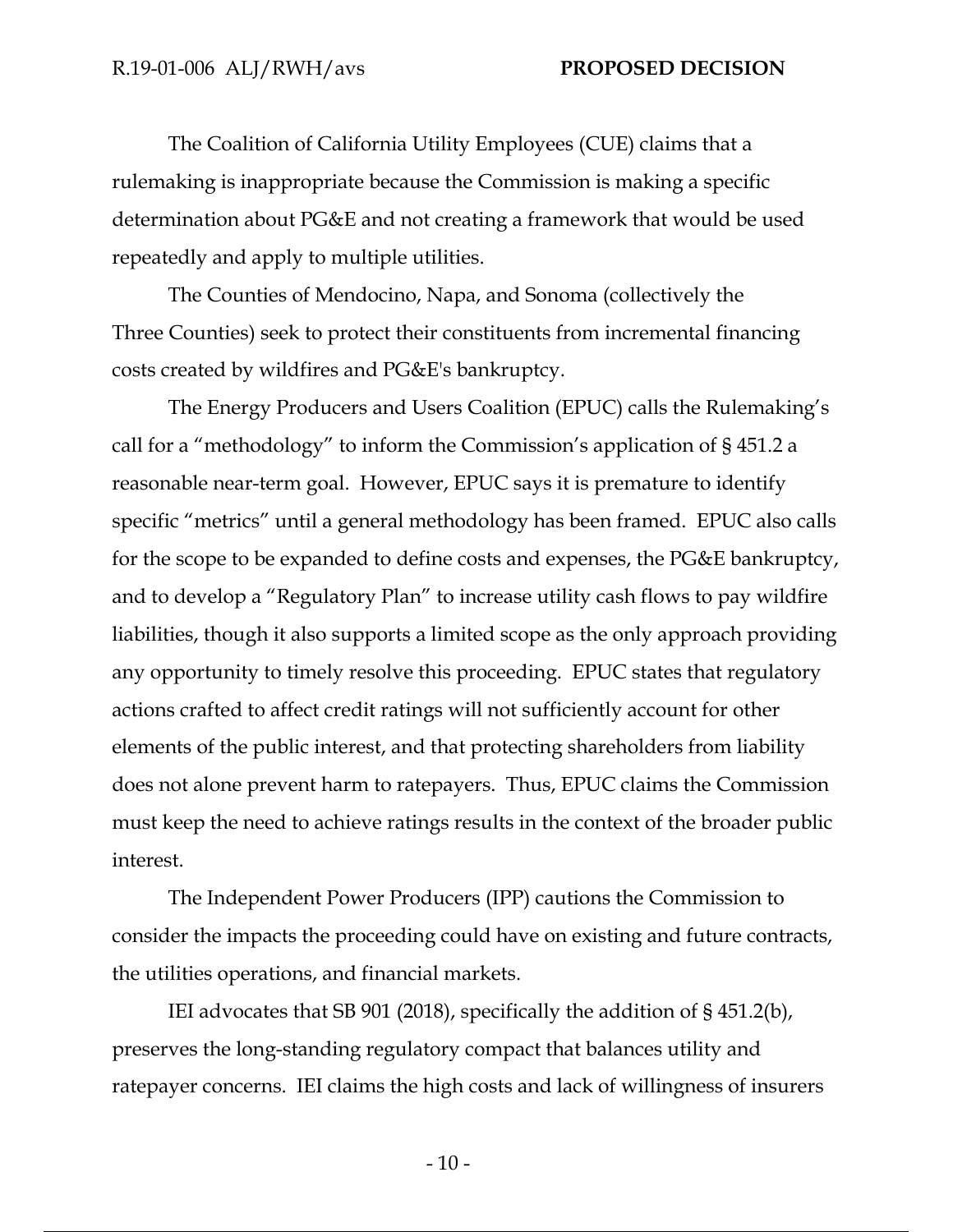The Coalition of California Utility Employees (CUE) claims that a rulemaking is inappropriate because the Commission is making a specific determination about PG&E and not creating a framework that would be used repeatedly and apply to multiple utilities.

The Counties of Mendocino, Napa, and Sonoma (collectively the Three Counties) seek to protect their constituents from incremental financing costs created by wildfires and PG&E's bankruptcy.

The Energy Producers and Users Coalition (EPUC) calls the Rulemaking's call for a "methodology" to inform the Commission's application of § 451.2 a reasonable near-term goal. However, EPUC says it is premature to identify specific "metrics" until a general methodology has been framed. EPUC also calls for the scope to be expanded to define costs and expenses, the PG&E bankruptcy, and to develop a "Regulatory Plan" to increase utility cash flows to pay wildfire liabilities, though it also supports a limited scope as the only approach providing any opportunity to timely resolve this proceeding. EPUC states that regulatory actions crafted to affect credit ratings will not sufficiently account for other elements of the public interest, and that protecting shareholders from liability does not alone prevent harm to ratepayers. Thus, EPUC claims the Commission must keep the need to achieve ratings results in the context of the broader public interest.

The Independent Power Producers (IPP) cautions the Commission to consider the impacts the proceeding could have on existing and future contracts, the utilities operations, and financial markets.

IEI advocates that SB 901 (2018), specifically the addition of § 451.2(b), preserves the long-standing regulatory compact that balances utility and ratepayer concerns. IEI claims the high costs and lack of willingness of insurers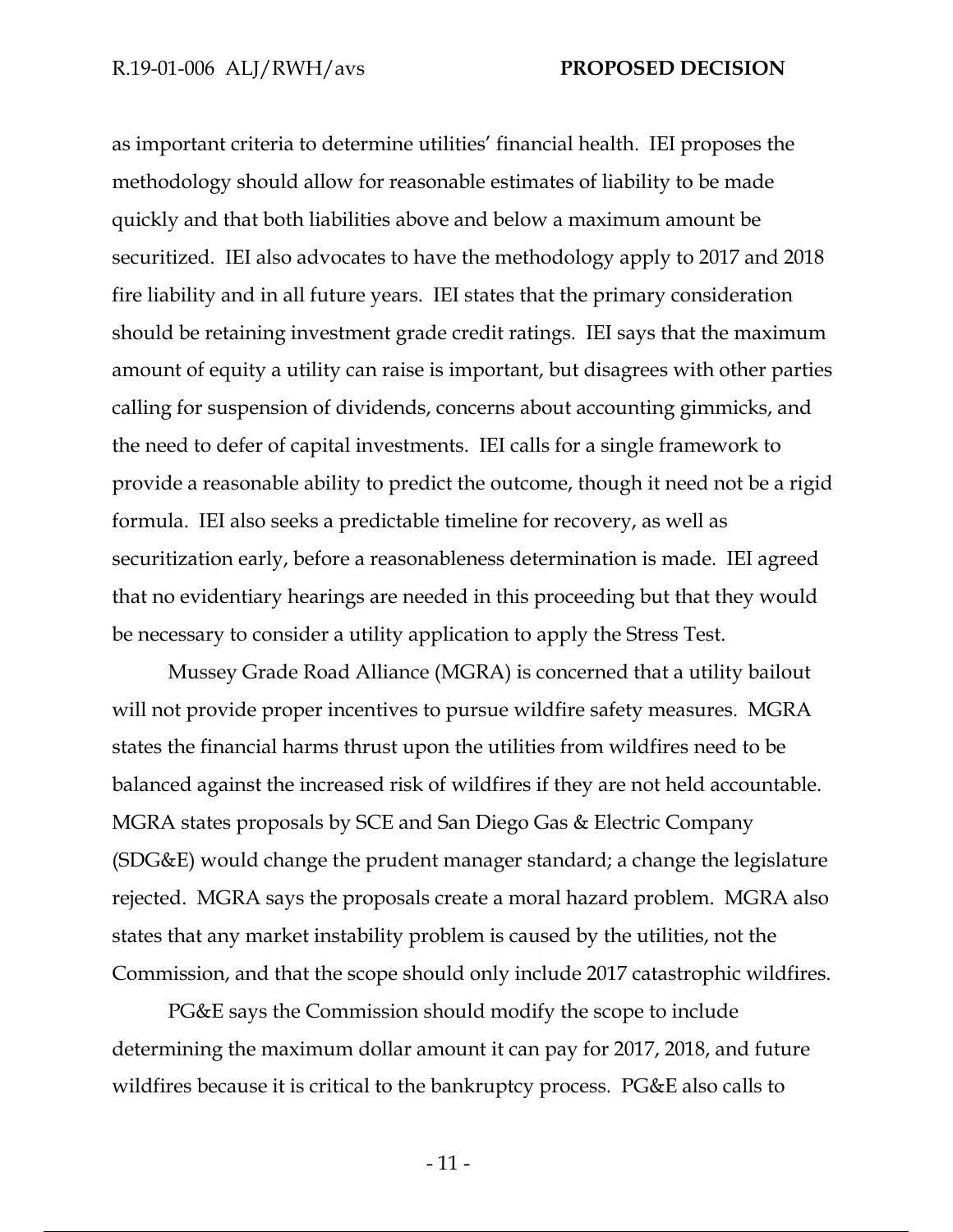as important criteria to determine utilities' financial health. IEI proposes the methodology should allow for reasonable estimates of liability to be made quickly and that both liabilities above and below a maximum amount be securitized. IEI also advocates to have the methodology apply to 2017 and 2018 fire liability and in all future years. IEI states that the primary consideration should be retaining investment grade credit ratings. IEI says that the maximum amount of equity a utility can raise is important, but disagrees with other parties calling for suspension of dividends, concerns about accounting gimmicks, and the need to defer of capital investments. IEI calls for a single framework to provide a reasonable ability to predict the outcome, though it need not be a rigid formula. IEI also seeks a predictable timeline for recovery, as well as securitization early, before a reasonableness determination is made. IEI agreed that no evidentiary hearings are needed in this proceeding but that they would be necessary to consider a utility application to apply the Stress Test.

Mussey Grade Road Alliance (MGRA) is concerned that a utility bailout will not provide proper incentives to pursue wildfire safety measures. MGRA states the financial harms thrust upon the utilities from wildfires need to be balanced against the increased risk of wildfires if they are not held accountable. MGRA states proposals by SCE and San Diego Gas & Electric Company (SDG&E) would change the prudent manager standard; a change the legislature rejected. MGRA says the proposals create a moral hazard problem. MGRA also states that any market instability problem is caused by the utilities, not the Commission, and that the scope should only include 2017 catastrophic wildfires.

PG&E says the Commission should modify the scope to include determining the maximum dollar amount it can pay for 2017, 2018, and future wildfires because it is critical to the bankruptcy process. PG&E also calls to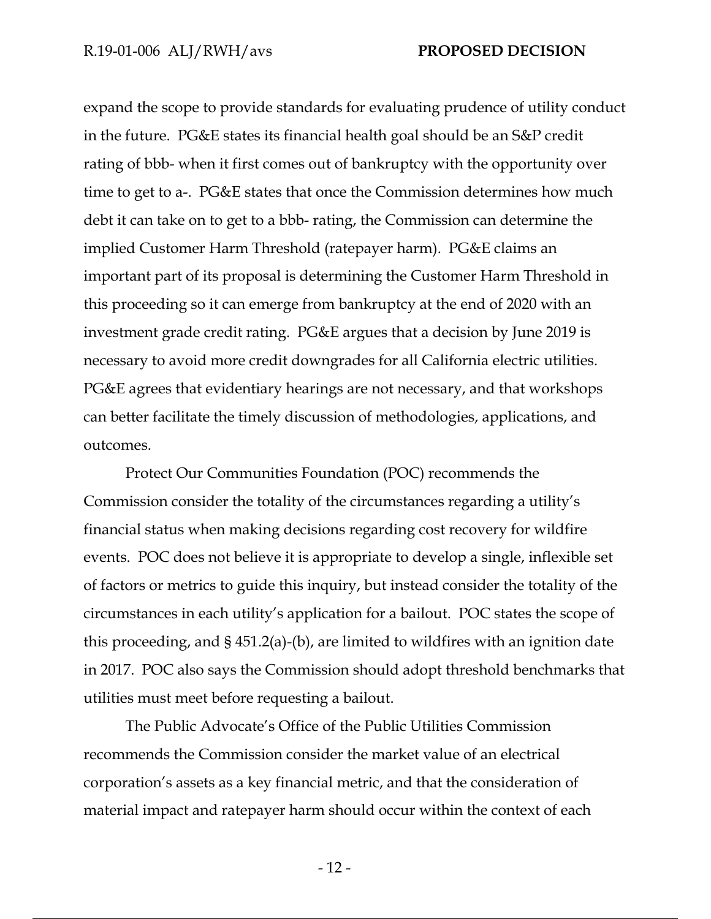expand the scope to provide standards for evaluating prudence of utility conduct in the future. PG&E states its financial health goal should be an S&P credit rating of bbb- when it first comes out of bankruptcy with the opportunity over time to get to a-. PG&E states that once the Commission determines how much debt it can take on to get to a bbb- rating, the Commission can determine the implied Customer Harm Threshold (ratepayer harm). PG&E claims an important part of its proposal is determining the Customer Harm Threshold in this proceeding so it can emerge from bankruptcy at the end of 2020 with an investment grade credit rating. PG&E argues that a decision by June 2019 is necessary to avoid more credit downgrades for all California electric utilities. PG&E agrees that evidentiary hearings are not necessary, and that workshops can better facilitate the timely discussion of methodologies, applications, and outcomes.

Protect Our Communities Foundation (POC) recommends the Commission consider the totality of the circumstances regarding a utility's financial status when making decisions regarding cost recovery for wildfire events. POC does not believe it is appropriate to develop a single, inflexible set of factors or metrics to guide this inquiry, but instead consider the totality of the circumstances in each utility's application for a bailout. POC states the scope of this proceeding, and § 451.2(a)-(b), are limited to wildfires with an ignition date in 2017. POC also says the Commission should adopt threshold benchmarks that utilities must meet before requesting a bailout.

The Public Advocate's Office of the Public Utilities Commission recommends the Commission consider the market value of an electrical corporation's assets as a key financial metric, and that the consideration of material impact and ratepayer harm should occur within the context of each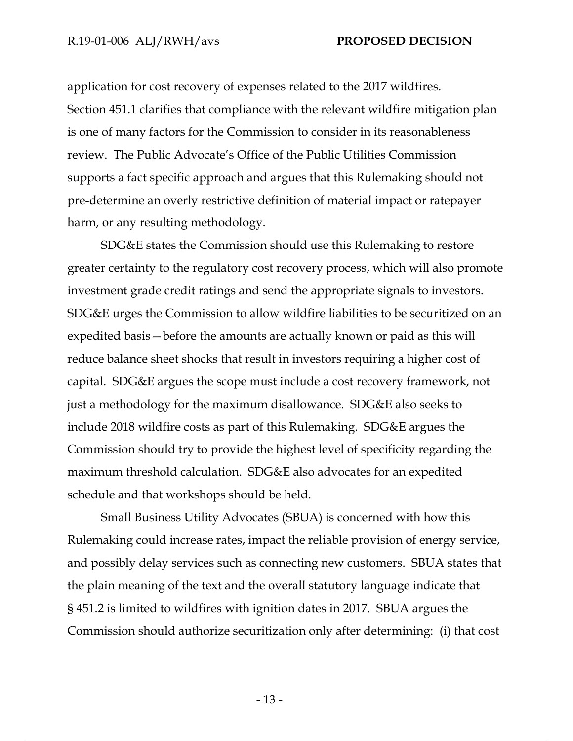application for cost recovery of expenses related to the 2017 wildfires. Section 451.1 clarifies that compliance with the relevant wildfire mitigation plan is one of many factors for the Commission to consider in its reasonableness review. The Public Advocate's Office of the Public Utilities Commission supports a fact specific approach and argues that this Rulemaking should not pre-determine an overly restrictive definition of material impact or ratepayer harm, or any resulting methodology.

SDG&E states the Commission should use this Rulemaking to restore greater certainty to the regulatory cost recovery process, which will also promote investment grade credit ratings and send the appropriate signals to investors. SDG&E urges the Commission to allow wildfire liabilities to be securitized on an expedited basis—before the amounts are actually known or paid as this will reduce balance sheet shocks that result in investors requiring a higher cost of capital. SDG&E argues the scope must include a cost recovery framework, not just a methodology for the maximum disallowance. SDG&E also seeks to include 2018 wildfire costs as part of this Rulemaking. SDG&E argues the Commission should try to provide the highest level of specificity regarding the maximum threshold calculation. SDG&E also advocates for an expedited schedule and that workshops should be held.

Small Business Utility Advocates (SBUA) is concerned with how this Rulemaking could increase rates, impact the reliable provision of energy service, and possibly delay services such as connecting new customers. SBUA states that the plain meaning of the text and the overall statutory language indicate that § 451.2 is limited to wildfires with ignition dates in 2017. SBUA argues the Commission should authorize securitization only after determining: (i) that cost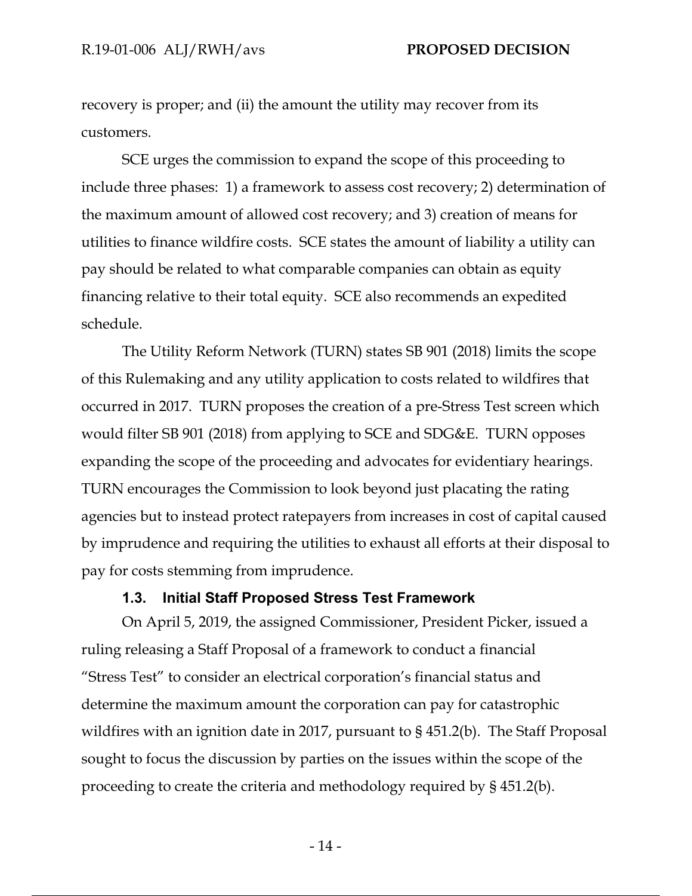recovery is proper; and (ii) the amount the utility may recover from its customers.

SCE urges the commission to expand the scope of this proceeding to include three phases: 1) a framework to assess cost recovery; 2) determination of the maximum amount of allowed cost recovery; and 3) creation of means for utilities to finance wildfire costs. SCE states the amount of liability a utility can pay should be related to what comparable companies can obtain as equity financing relative to their total equity. SCE also recommends an expedited schedule.

The Utility Reform Network (TURN) states SB 901 (2018) limits the scope of this Rulemaking and any utility application to costs related to wildfires that occurred in 2017. TURN proposes the creation of a pre-Stress Test screen which would filter SB 901 (2018) from applying to SCE and SDG&E. TURN opposes expanding the scope of the proceeding and advocates for evidentiary hearings. TURN encourages the Commission to look beyond just placating the rating agencies but to instead protect ratepayers from increases in cost of capital caused by imprudence and requiring the utilities to exhaust all efforts at their disposal to pay for costs stemming from imprudence.

### 1.3. Initial Staff Proposed Stress Test Framework

On April 5, 2019, the assigned Commissioner, President Picker, issued a ruling releasing a Staff Proposal of a framework to conduct a financial "Stress Test" to consider an electrical corporation's financial status and determine the maximum amount the corporation can pay for catastrophic wildfires with an ignition date in 2017, pursuant to § 451.2(b). The Staff Proposal sought to focus the discussion by parties on the issues within the scope of the proceeding to create the criteria and methodology required by § 451.2(b).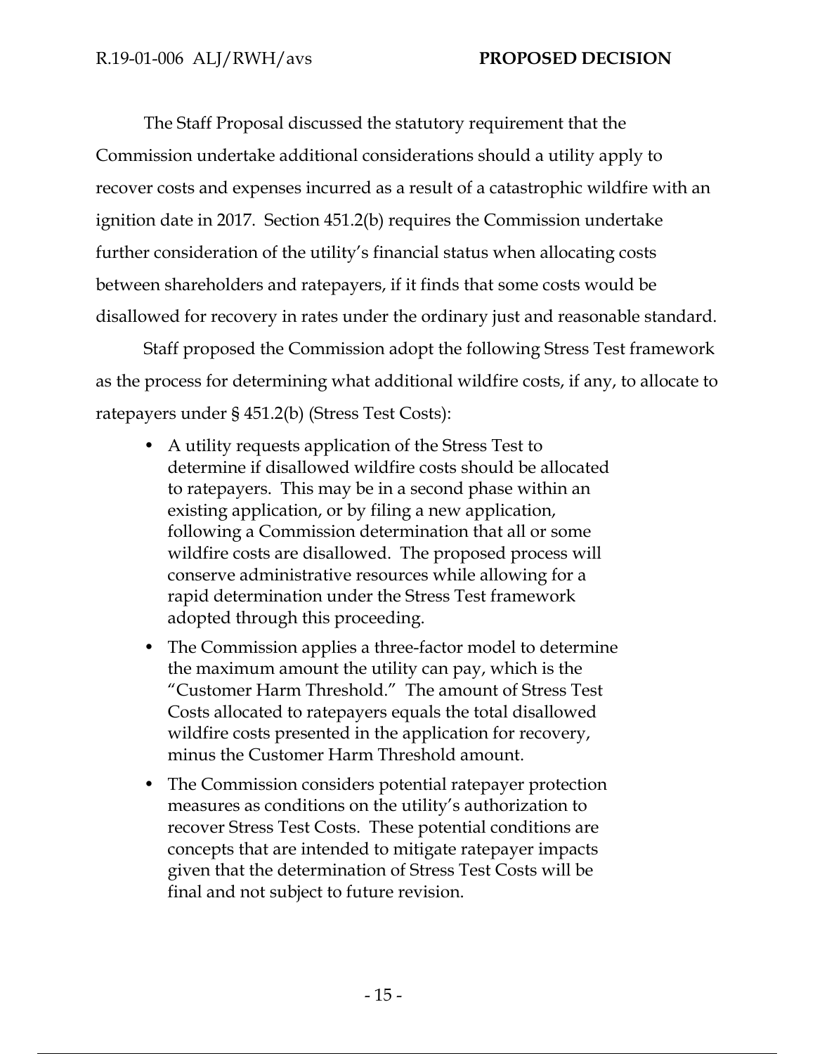The Staff Proposal discussed the statutory requirement that the Commission undertake additional considerations should a utility apply to recover costs and expenses incurred as a result of a catastrophic wildfire with an ignition date in 2017. Section 451.2(b) requires the Commission undertake further consideration of the utility's financial status when allocating costs between shareholders and ratepayers, if it finds that some costs would be disallowed for recovery in rates under the ordinary just and reasonable standard.

Staff proposed the Commission adopt the following Stress Test framework as the process for determining what additional wildfire costs, if any, to allocate to ratepayers under § 451.2(b) (Stress Test Costs):

- A utility requests application of the Stress Test to determine if disallowed wildfire costs should be allocated to ratepayers. This may be in a second phase within an existing application, or by filing a new application, following a Commission determination that all or some wildfire costs are disallowed. The proposed process will conserve administrative resources while allowing for a rapid determination under the Stress Test framework adopted through this proceeding.
- The Commission applies a three-factor model to determine the maximum amount the utility can pay, which is the "Customer Harm Threshold." The amount of Stress Test Costs allocated to ratepayers equals the total disallowed wildfire costs presented in the application for recovery, minus the Customer Harm Threshold amount.
- The Commission considers potential ratepayer protection measures as conditions on the utility's authorization to recover Stress Test Costs. These potential conditions are concepts that are intended to mitigate ratepayer impacts given that the determination of Stress Test Costs will be final and not subject to future revision.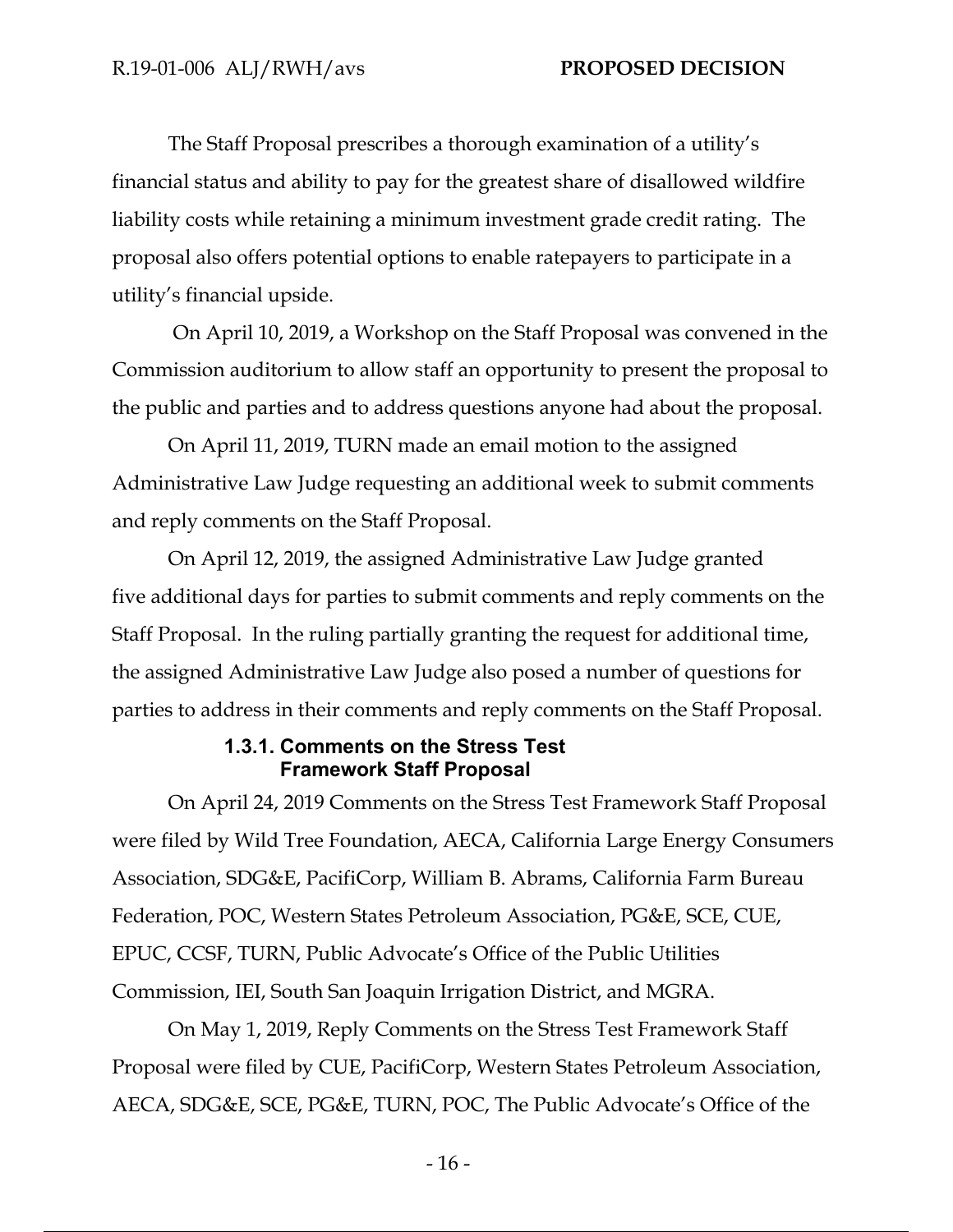The Staff Proposal prescribes a thorough examination of a utility's financial status and ability to pay for the greatest share of disallowed wildfire liability costs while retaining a minimum investment grade credit rating. The proposal also offers potential options to enable ratepayers to participate in a utility's financial upside.

On April 10, 2019, a Workshop on the Staff Proposal was convened in the Commission auditorium to allow staff an opportunity to present the proposal to the public and parties and to address questions anyone had about the proposal.

On April 11, 2019, TURN made an email motion to the assigned Administrative Law Judge requesting an additional week to submit comments and reply comments on the Staff Proposal.

On April 12, 2019, the assigned Administrative Law Judge granted five additional days for parties to submit comments and reply comments on the Staff Proposal. In the ruling partially granting the request for additional time, the assigned Administrative Law Judge also posed a number of questions for parties to address in their comments and reply comments on the Staff Proposal.

#### 1.3.1. Comments on the Stress Test Framework Staff Proposal

On April 24, 2019 Comments on the Stress Test Framework Staff Proposal were filed by Wild Tree Foundation, AECA, California Large Energy Consumers Association, SDG&E, PacifiCorp, William B. Abrams, California Farm Bureau Federation, POC, Western States Petroleum Association, PG&E, SCE, CUE, EPUC, CCSF, TURN, Public Advocate's Office of the Public Utilities Commission, IEI, South San Joaquin Irrigation District, and MGRA.

On May 1, 2019, Reply Comments on the Stress Test Framework Staff Proposal were filed by CUE, PacifiCorp, Western States Petroleum Association, AECA, SDG&E, SCE, PG&E, TURN, POC, The Public Advocate's Office of the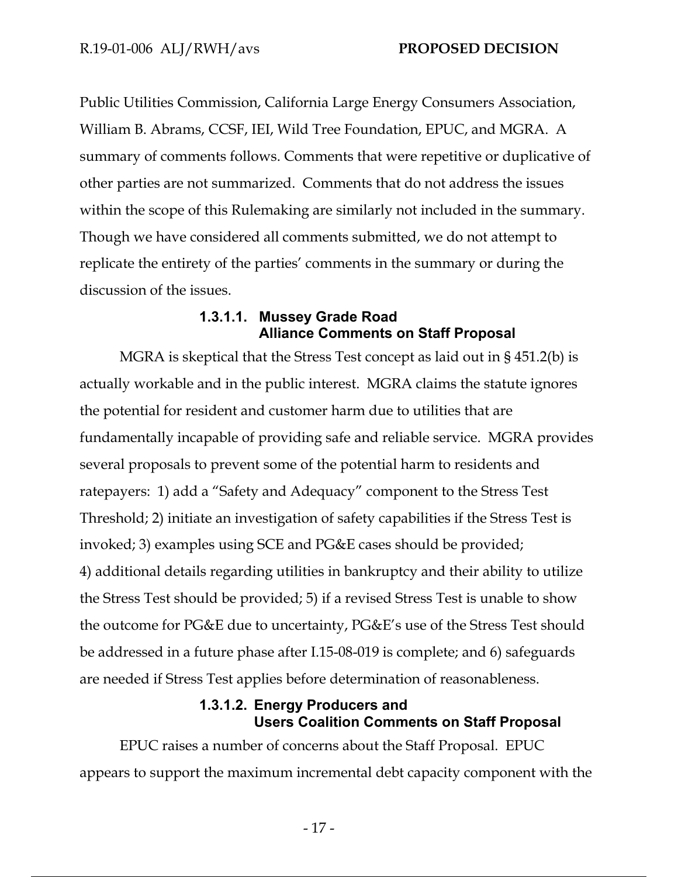Public Utilities Commission, California Large Energy Consumers Association, William B. Abrams, CCSF, IEI, Wild Tree Foundation, EPUC, and MGRA. A summary of comments follows. Comments that were repetitive or duplicative of other parties are not summarized. Comments that do not address the issues within the scope of this Rulemaking are similarly not included in the summary. Though we have considered all comments submitted, we do not attempt to replicate the entirety of the parties' comments in the summary or during the discussion of the issues.

#### 1.3.1.1. Mussey Grade Road Alliance Comments on Staff Proposal

MGRA is skeptical that the Stress Test concept as laid out in § 451.2(b) is actually workable and in the public interest. MGRA claims the statute ignores the potential for resident and customer harm due to utilities that are fundamentally incapable of providing safe and reliable service. MGRA provides several proposals to prevent some of the potential harm to residents and ratepayers: 1) add a "Safety and Adequacy" component to the Stress Test Threshold; 2) initiate an investigation of safety capabilities if the Stress Test is invoked; 3) examples using SCE and PG&E cases should be provided; 4) additional details regarding utilities in bankruptcy and their ability to utilize the Stress Test should be provided; 5) if a revised Stress Test is unable to show the outcome for PG&E due to uncertainty, PG&E's use of the Stress Test should be addressed in a future phase after I.15-08-019 is complete; and 6) safeguards are needed if Stress Test applies before determination of reasonableness.

#### 1.3.1.2. Energy Producers and Users Coalition Comments on Staff Proposal

EPUC raises a number of concerns about the Staff Proposal. EPUC appears to support the maximum incremental debt capacity component with the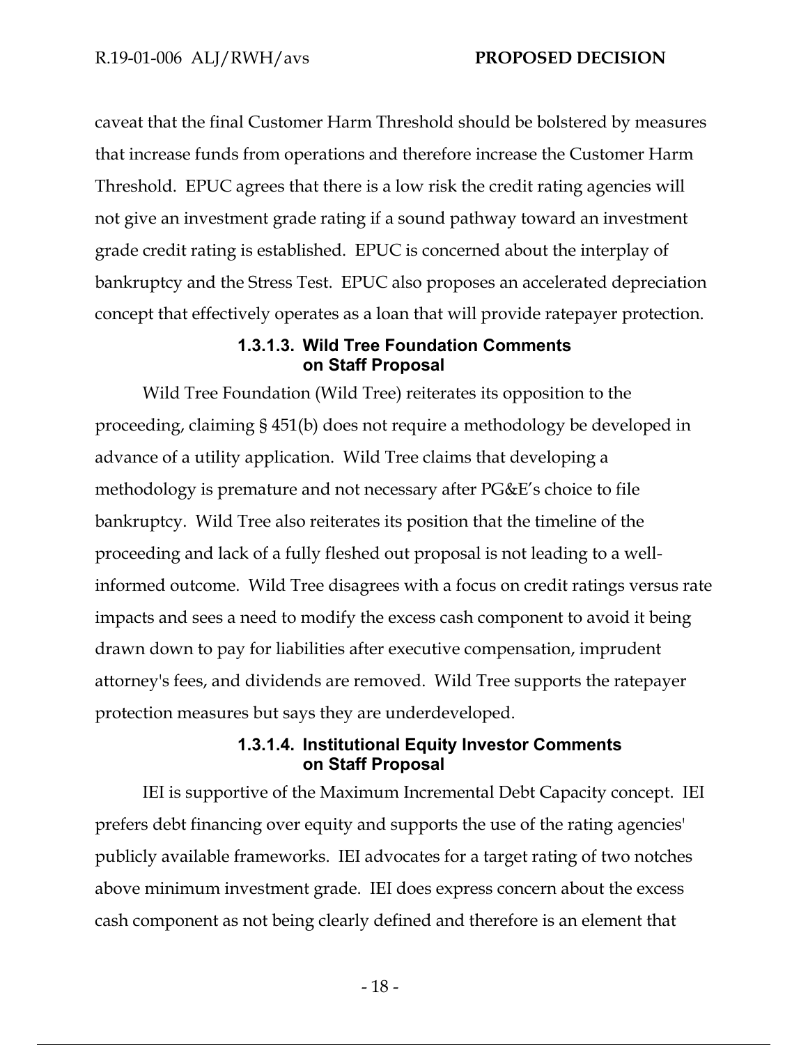caveat that the final Customer Harm Threshold should be bolstered by measures that increase funds from operations and therefore increase the Customer Harm Threshold. EPUC agrees that there is a low risk the credit rating agencies will not give an investment grade rating if a sound pathway toward an investment grade credit rating is established. EPUC is concerned about the interplay of bankruptcy and the Stress Test. EPUC also proposes an accelerated depreciation concept that effectively operates as a loan that will provide ratepayer protection.

#### 1.3.1.3. Wild Tree Foundation Comments on Staff Proposal

Wild Tree Foundation (Wild Tree) reiterates its opposition to the proceeding, claiming § 451(b) does not require a methodology be developed in advance of a utility application. Wild Tree claims that developing a methodology is premature and not necessary after PG&E's choice to file bankruptcy. Wild Tree also reiterates its position that the timeline of the proceeding and lack of a fully fleshed out proposal is not leading to a well-informed outcome. Wild Tree disagrees with a focus on credit ratings versus rate impacts and sees a need to modify the excess cash component to avoid it being drawn down to pay for liabilities after executive compensation, imprudent attorney's fees, and dividends are removed. Wild Tree supports the ratepayer protection measures but says they are underdeveloped.

#### 1.3.1.4. Institutional Equity Investor Comments on Staff Proposal

IEI is supportive of the Maximum Incremental Debt Capacity concept. IEI prefers debt financing over equity and supports the use of the rating agencies' publicly available frameworks. IEI advocates for a target rating of two notches above minimum investment grade. IEI does express concern about the excess cash component as not being clearly defined and therefore is an element that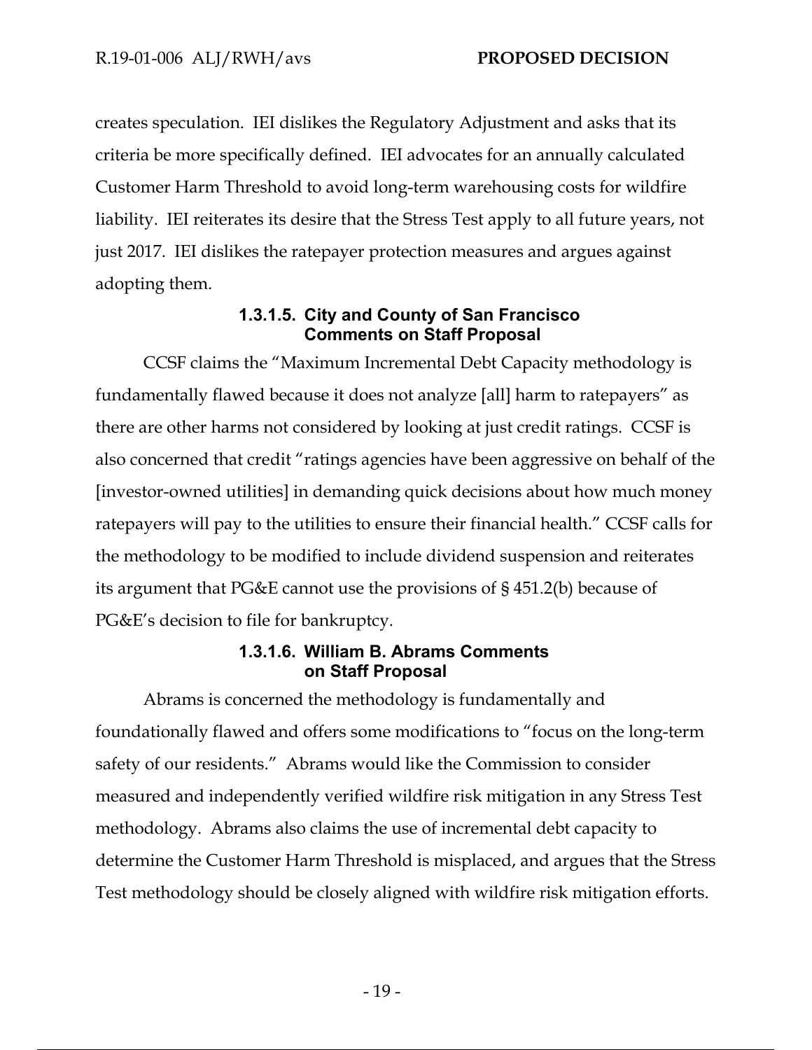creates speculation. IEI dislikes the Regulatory Adjustment and asks that its criteria be more specifically defined. IEI advocates for an annually calculated Customer Harm Threshold to avoid long-term warehousing costs for wildfire liability. IEI reiterates its desire that the Stress Test apply to all future years, not just 2017. IEI dislikes the ratepayer protection measures and argues against adopting them.

#### 1.3.1.5. City and County of San Francisco Comments on Staff Proposal

CCSF claims the "Maximum Incremental Debt Capacity methodology is fundamentally flawed because it does not analyze [all] harm to ratepayers" as there are other harms not considered by looking at just credit ratings. CCSF is also concerned that credit "ratings agencies have been aggressive on behalf of the [investor-owned utilities] in demanding quick decisions about how much money ratepayers will pay to the utilities to ensure their financial health." CCSF calls for the methodology to be modified to include dividend suspension and reiterates its argument that PG&E cannot use the provisions of § 451.2(b) because of PG&E's decision to file for bankruptcy.

#### 1.3.1.6. William B. Abrams Comments on Staff Proposal

Abrams is concerned the methodology is fundamentally and foundationally flawed and offers some modifications to "focus on the long-term safety of our residents." Abrams would like the Commission to consider measured and independently verified wildfire risk mitigation in any Stress Test methodology. Abrams also claims the use of incremental debt capacity to determine the Customer Harm Threshold is misplaced, and argues that the Stress Test methodology should be closely aligned with wildfire risk mitigation efforts.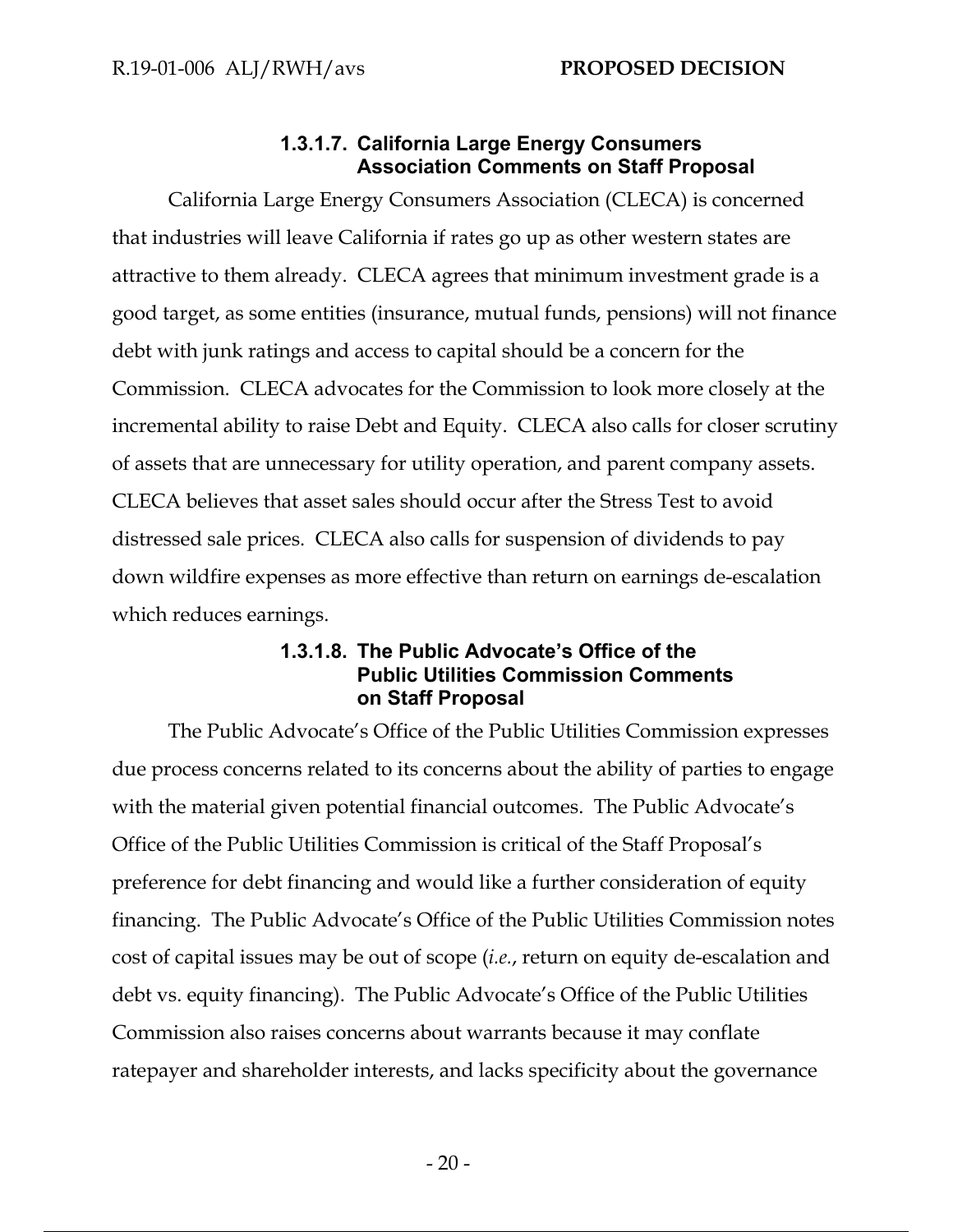#### 1.3.1.7. California Large Energy Consumers Association Comments on Staff Proposal

California Large Energy Consumers Association (CLECA) is concerned that industries will leave California if rates go up as other western states are attractive to them already. CLECA agrees that minimum investment grade is a good target, as some entities (insurance, mutual funds, pensions) will not finance debt with junk ratings and access to capital should be a concern for the Commission. CLECA advocates for the Commission to look more closely at the incremental ability to raise Debt and Equity. CLECA also calls for closer scrutiny of assets that are unnecessary for utility operation, and parent company assets. CLECA believes that asset sales should occur after the Stress Test to avoid distressed sale prices. CLECA also calls for suspension of dividends to pay down wildfire expenses as more effective than return on earnings de-escalation which reduces earnings.

#### 1.3.1.8. The Public Advocate's Office of the Public Utilities Commission Comments on Staff Proposal

The Public Advocate's Office of the Public Utilities Commission expresses due process concerns related to its concerns about the ability of parties to engage with the material given potential financial outcomes. The Public Advocate's Office of the Public Utilities Commission is critical of the Staff Proposal's preference for debt financing and would like a further consideration of equity financing. The Public Advocate's Office of the Public Utilities Commission notes cost of capital issues may be out of scope (*i.e.*, return on equity de-escalation and debt vs. equity financing). The Public Advocate's Office of the Public Utilities Commission also raises concerns about warrants because it may conflate ratepayer and shareholder interests, and lacks specificity about the governance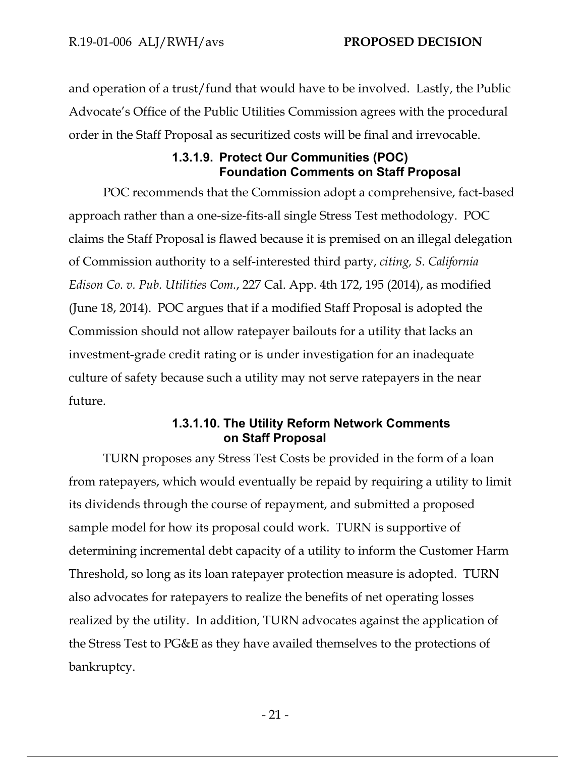and operation of a trust/fund that would have to be involved. Lastly, the Public Advocate's Office of the Public Utilities Commission agrees with the procedural order in the Staff Proposal as securitized costs will be final and irrevocable.

#### 1.3.1.9. Protect Our Communities (POC) Foundation Comments on Staff Proposal

POC recommends that the Commission adopt a comprehensive, fact-based approach rather than a one-size-fits-all single Stress Test methodology. POC claims the Staff Proposal is flawed because it is premised on an illegal delegation of Commission authority to a self-interested third party, *citing, S. California Edison Co. v. Pub. Utilities Com.*, 227 Cal. App. 4th 172, 195 (2014), as modified (June 18, 2014). POC argues that if a modified Staff Proposal is adopted the Commission should not allow ratepayer bailouts for a utility that lacks an investment-grade credit rating or is under investigation for an inadequate culture of safety because such a utility may not serve ratepayers in the near future.

#### 1.3.1.10. The Utility Reform Network Comments on Staff Proposal

TURN proposes any Stress Test Costs be provided in the form of a loan from ratepayers, which would eventually be repaid by requiring a utility to limit its dividends through the course of repayment, and submitted a proposed sample model for how its proposal could work. TURN is supportive of determining incremental debt capacity of a utility to inform the Customer Harm Threshold, so long as its loan ratepayer protection measure is adopted. TURN also advocates for ratepayers to realize the benefits of net operating losses realized by the utility. In addition, TURN advocates against the application of the Stress Test to PG&E as they have availed themselves to the protections of bankruptcy.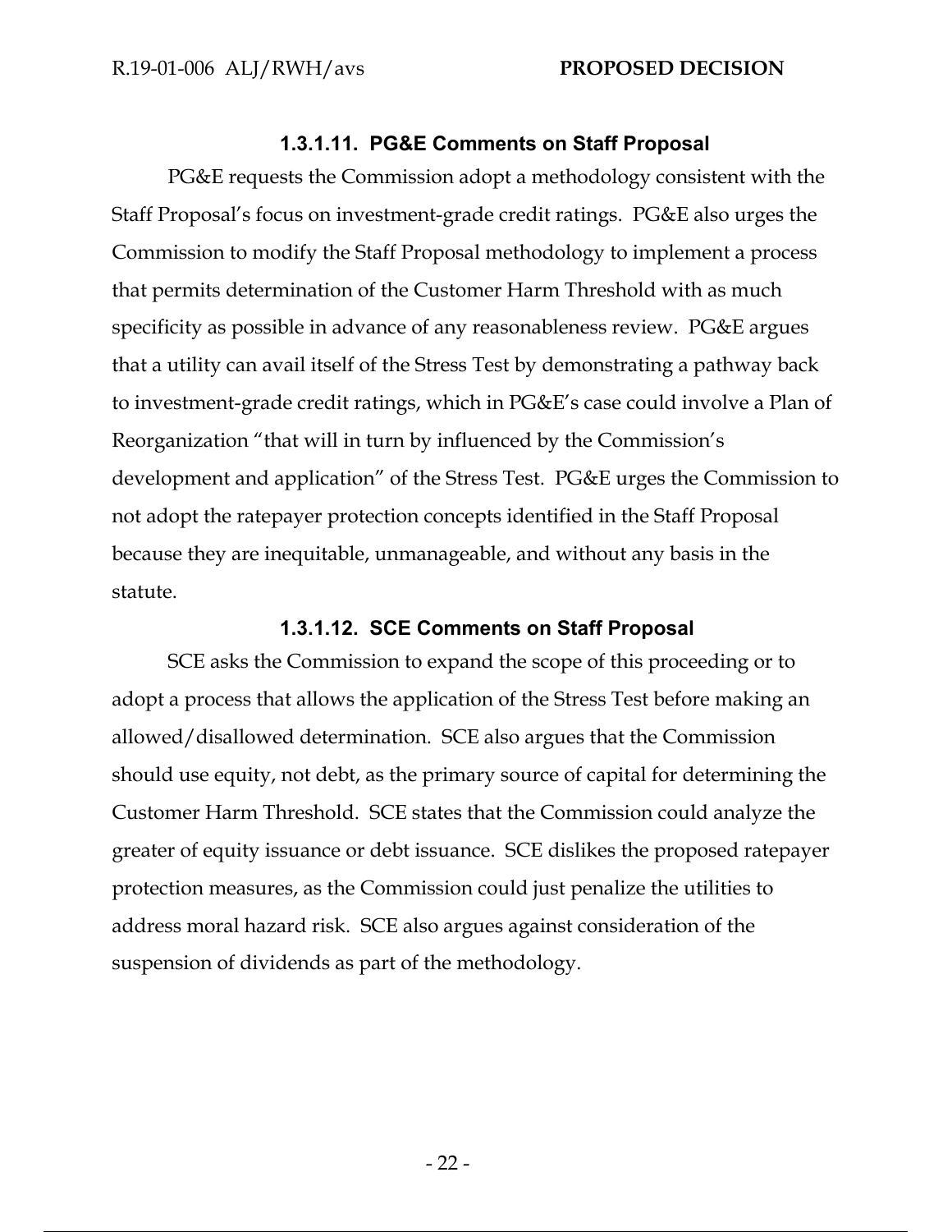#### 1.3.1.11. PG&E Comments on Staff Proposal

PG&E requests the Commission adopt a methodology consistent with the Staff Proposal's focus on investment-grade credit ratings. PG&E also urges the Commission to modify the Staff Proposal methodology to implement a process that permits determination of the Customer Harm Threshold with as much specificity as possible in advance of any reasonableness review. PG&E argues that a utility can avail itself of the Stress Test by demonstrating a pathway back to investment-grade credit ratings, which in PG&E's case could involve a Plan of Reorganization "that will in turn by influenced by the Commission's development and application" of the Stress Test. PG&E urges the Commission to not adopt the ratepayer protection concepts identified in the Staff Proposal because they are inequitable, unmanageable, and without any basis in the statute.

#### 1.3.1.12. SCE Comments on Staff Proposal

SCE asks the Commission to expand the scope of this proceeding or to adopt a process that allows the application of the Stress Test before making an allowed/disallowed determination. SCE also argues that the Commission should use equity, not debt, as the primary source of capital for determining the Customer Harm Threshold. SCE states that the Commission could analyze the greater of equity issuance or debt issuance. SCE dislikes the proposed ratepayer protection measures, as the Commission could just penalize the utilities to address moral hazard risk. SCE also argues against consideration of the suspension of dividends as part of the methodology.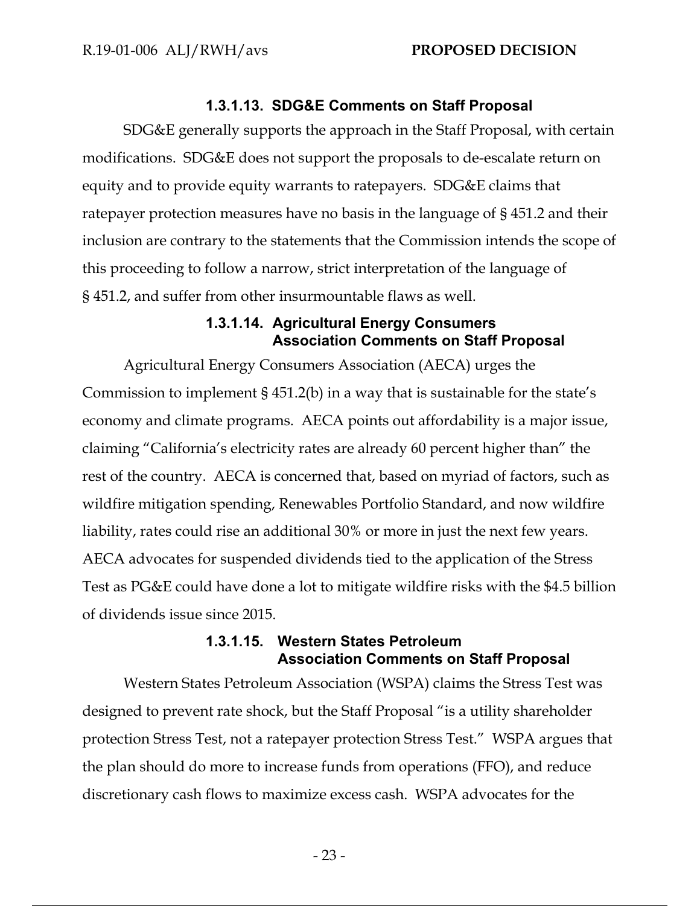#### 1.3.1.13. SDG&E Comments on Staff Proposal

SDG&E generally supports the approach in the Staff Proposal, with certain modifications. SDG&E does not support the proposals to de-escalate return on equity and to provide equity warrants to ratepayers. SDG&E claims that ratepayer protection measures have no basis in the language of § 451.2 and their inclusion are contrary to the statements that the Commission intends the scope of this proceeding to follow a narrow, strict interpretation of the language of § 451.2, and suffer from other insurmountable flaws as well.

#### 1.3.1.14. Agricultural Energy Consumers Association Comments on Staff Proposal

Agricultural Energy Consumers Association (AECA) urges the Commission to implement § 451.2(b) in a way that is sustainable for the state's economy and climate programs. AECA points out affordability is a major issue, claiming "California's electricity rates are already 60 percent higher than" the rest of the country. AECA is concerned that, based on myriad of factors, such as wildfire mitigation spending, Renewables Portfolio Standard, and now wildfire liability, rates could rise an additional 30% or more in just the next few years. AECA advocates for suspended dividends tied to the application of the Stress Test as PG&E could have done a lot to mitigate wildfire risks with the $4.5 billion of dividends issue since 2015.

#### 1.3.1.15. Western States Petroleum Association Comments on Staff Proposal

Western States Petroleum Association (WSPA) claims the Stress Test was designed to prevent rate shock, but the Staff Proposal "is a utility shareholder protection Stress Test, not a ratepayer protection Stress Test." WSPA argues that the plan should do more to increase funds from operations (FFO), and reduce discretionary cash flows to maximize excess cash. WSPA advocates for the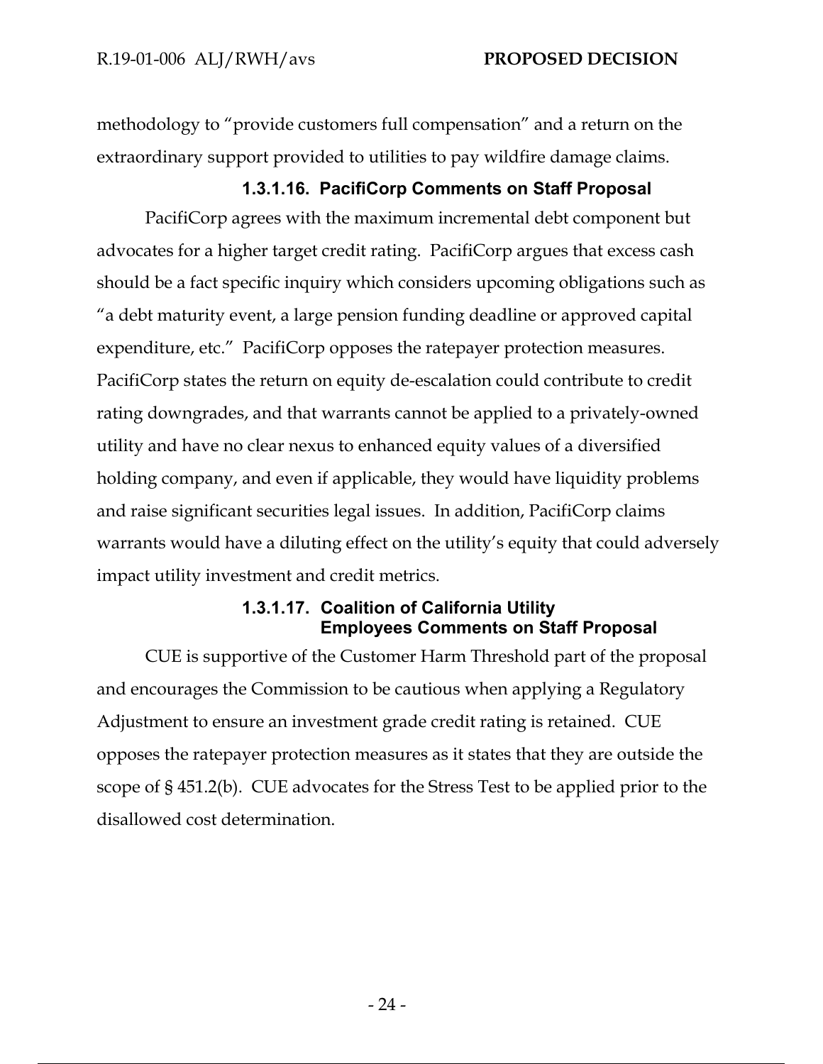methodology to "provide customers full compensation" and a return on the extraordinary support provided to utilities to pay wildfire damage claims.

#### 1.3.1.16. PacifiCorp Comments on Staff Proposal

PacifiCorp agrees with the maximum incremental debt component but advocates for a higher target credit rating. PacifiCorp argues that excess cash should be a fact specific inquiry which considers upcoming obligations such as "a debt maturity event, a large pension funding deadline or approved capital expenditure, etc." PacifiCorp opposes the ratepayer protection measures. PacifiCorp states the return on equity de-escalation could contribute to credit rating downgrades, and that warrants cannot be applied to a privately-owned utility and have no clear nexus to enhanced equity values of a diversified holding company, and even if applicable, they would have liquidity problems and raise significant securities legal issues. In addition, PacifiCorp claims warrants would have a diluting effect on the utility's equity that could adversely impact utility investment and credit metrics.

#### 1.3.1.17. Coalition of California Utility Employees Comments on Staff Proposal

CUE is supportive of the Customer Harm Threshold part of the proposal and encourages the Commission to be cautious when applying a Regulatory Adjustment to ensure an investment grade credit rating is retained. CUE opposes the ratepayer protection measures as it states that they are outside the scope of § 451.2(b). CUE advocates for the Stress Test to be applied prior to the disallowed cost determination.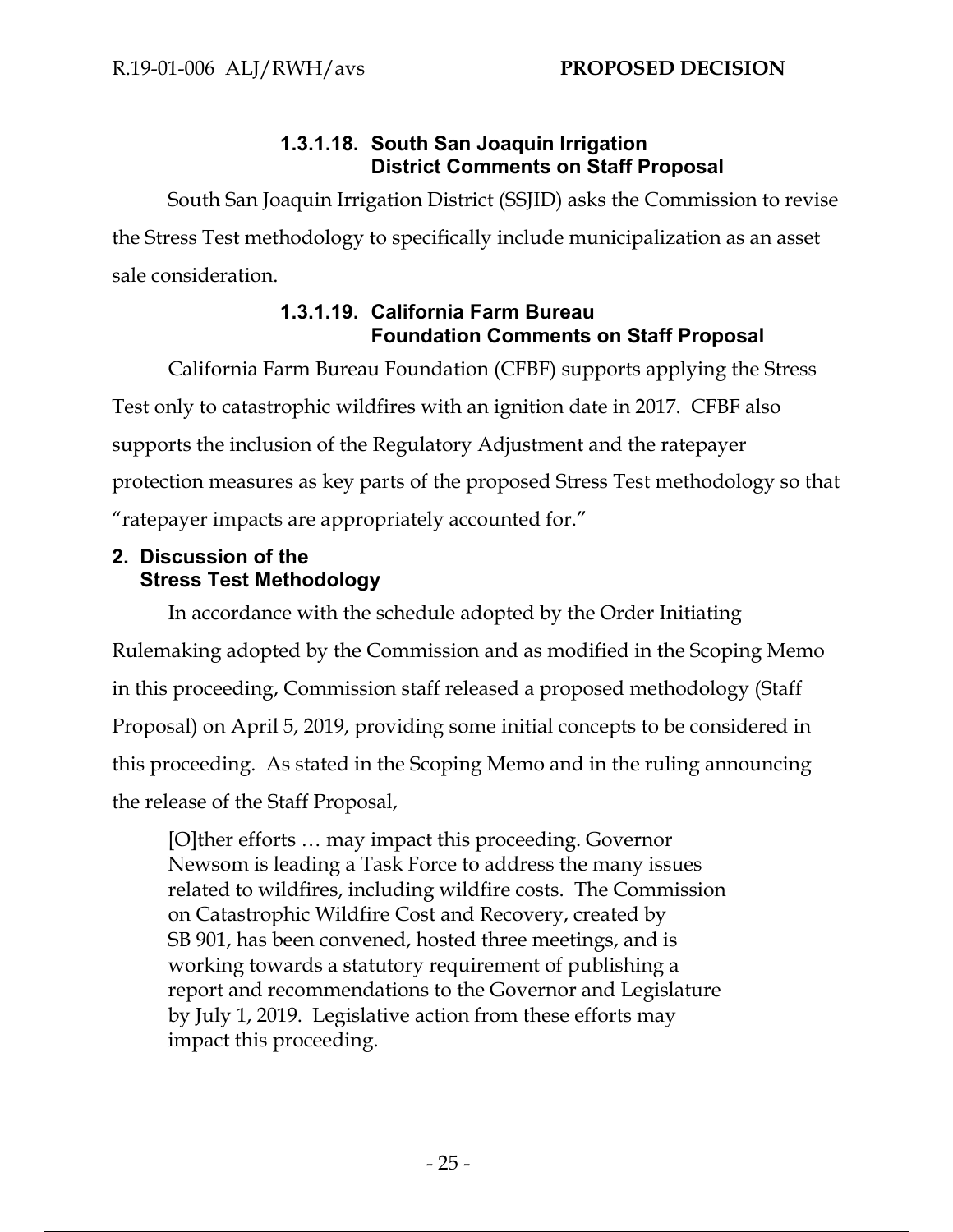#### 1.3.1.18. South San Joaquin Irrigation District Comments on Staff Proposal

South San Joaquin Irrigation District (SSJID) asks the Commission to revise the Stress Test methodology to specifically include municipalization as an asset sale consideration.

#### 1.3.1.19. California Farm Bureau Foundation Comments on Staff Proposal

California Farm Bureau Foundation (CFBF) supports applying the Stress Test only to catastrophic wildfires with an ignition date in 2017. CFBF also supports the inclusion of the Regulatory Adjustment and the ratepayer protection measures as key parts of the proposed Stress Test methodology so that "ratepayer impacts are appropriately accounted for."

## 2. Discussion of the Stress Test Methodology

In accordance with the schedule adopted by the Order Initiating Rulemaking adopted by the Commission and as modified in the Scoping Memo in this proceeding, Commission staff released a proposed methodology (Staff Proposal) on April 5, 2019, providing some initial concepts to be considered in this proceeding. As stated in the Scoping Memo and in the ruling announcing the release of the Staff Proposal,

> [O]ther efforts … may impact this proceeding. Governor Newsom is leading a Task Force to address the many issues related to wildfires, including wildfire costs. The Commission on Catastrophic Wildfire Cost and Recovery, created by SB 901, has been convened, hosted three meetings, and is working towards a statutory requirement of publishing a report and recommendations to the Governor and Legislature by July 1, 2019. Legislative action from these efforts may impact this proceeding.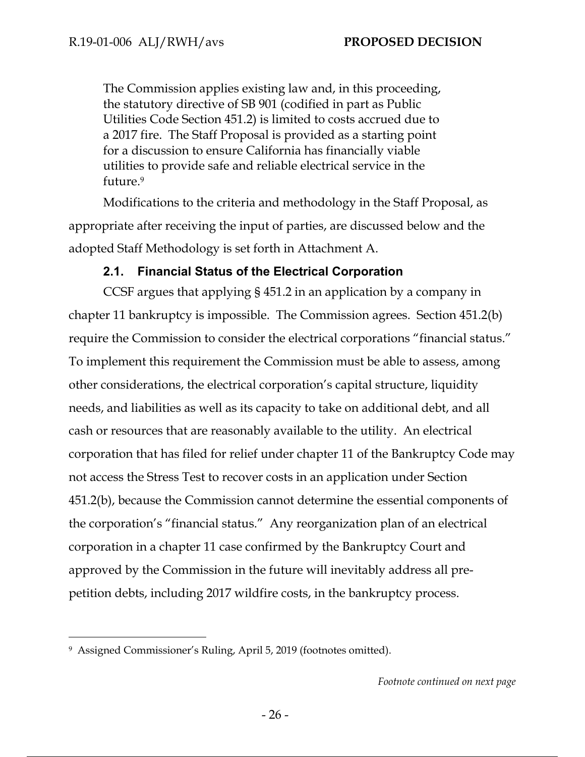> The Commission applies existing law and, in this proceeding, the statutory directive of SB 901 (codified in part as Public Utilities Code Section 451.2) is limited to costs accrued due to a 2017 fire. The Staff Proposal is provided as a starting point for a discussion to ensure California has financially viable utilities to provide safe and reliable electrical service in the future.[9]

Modifications to the criteria and methodology in the Staff Proposal, as appropriate after receiving the input of parties, are discussed below and the adopted Staff Methodology is set forth in Attachment A.

### 2.1. Financial Status of the Electrical Corporation

CCSF argues that applying § 451.2 in an application by a company in chapter 11 bankruptcy is impossible. The Commission agrees. Section 451.2(b) require the Commission to consider the electrical corporations "financial status." To implement this requirement the Commission must be able to assess, among other considerations, the electrical corporation's capital structure, liquidity needs, and liabilities as well as its capacity to take on additional debt, and all cash or resources that are reasonably available to the utility. An electrical corporation that has filed for relief under chapter 11 of the Bankruptcy Code may not access the Stress Test to recover costs in an application under Section 451.2(b), because the Commission cannot determine the essential components of the corporation's "financial status." Any reorganization plan of an electrical corporation in a chapter 11 case confirmed by the Bankruptcy Court and approved by the Commission in the future will inevitably address all pre-petition debts, including 2017 wildfire costs, in the bankruptcy process.

---

[9] Assigned Commissioner's Ruling, April 5, 2019 (footnotes omitted).

*Footnote continued on next page*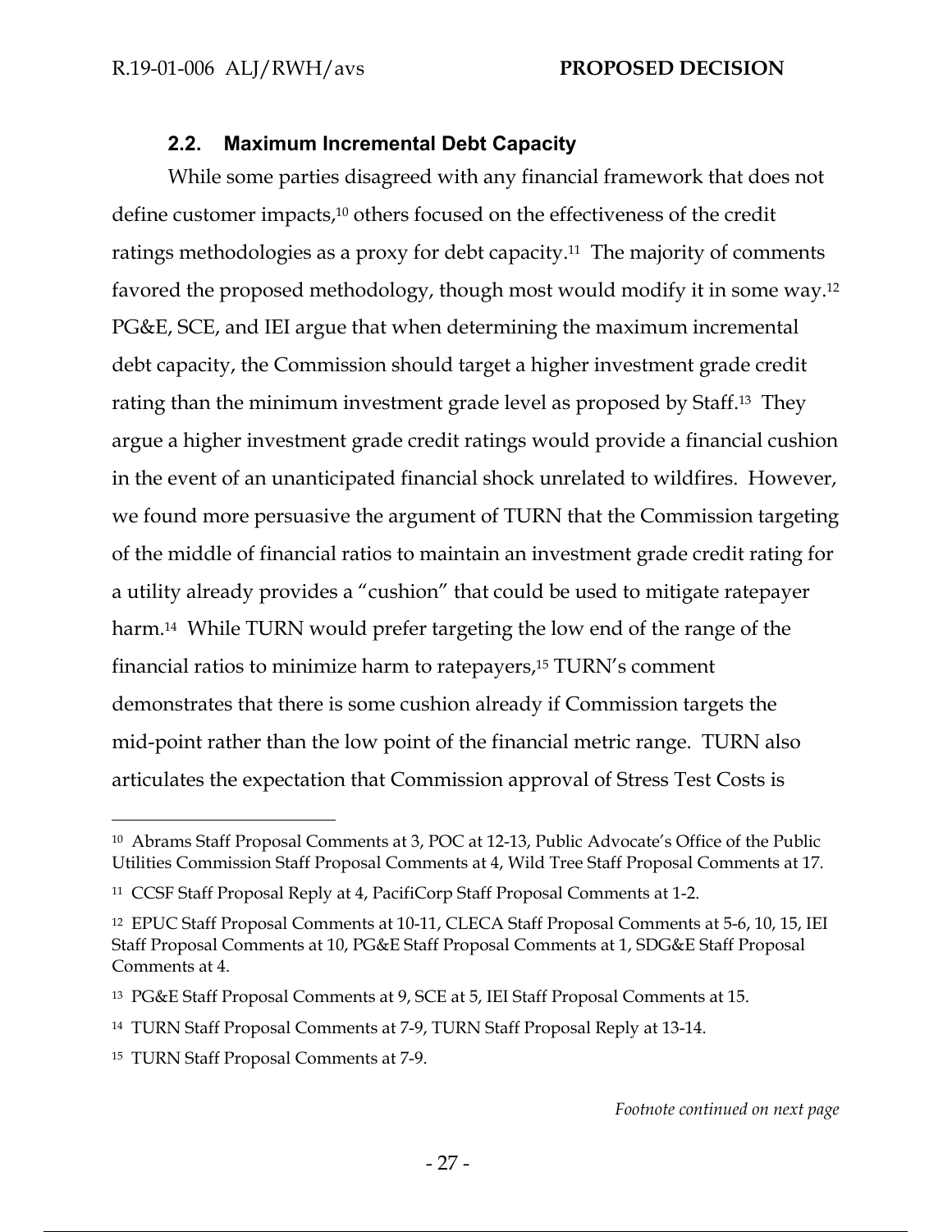### 2.2. Maximum Incremental Debt Capacity

While some parties disagreed with any financial framework that does not define customer impacts,[10] others focused on the effectiveness of the credit ratings methodologies as a proxy for debt capacity.[11] The majority of comments favored the proposed methodology, though most would modify it in some way.[12] PG&E, SCE, and IEI argue that when determining the maximum incremental debt capacity, the Commission should target a higher investment grade credit rating than the minimum investment grade level as proposed by Staff.[13] They argue a higher investment grade credit ratings would provide a financial cushion in the event of an unanticipated financial shock unrelated to wildfires. However, we found more persuasive the argument of TURN that the Commission targeting of the middle of financial ratios to maintain an investment grade credit rating for a utility already provides a "cushion" that could be used to mitigate ratepayer harm.[14] While TURN would prefer targeting the low end of the range of the financial ratios to minimize harm to ratepayers,[15] TURN's comment demonstrates that there is some cushion already if Commission targets the mid-point rather than the low point of the financial metric range. TURN also articulates the expectation that Commission approval of Stress Test Costs is

---

[10] Abrams Staff Proposal Comments at 3, POC at 12-13, Public Advocate's Office of the Public Utilities Commission Staff Proposal Comments at 4, Wild Tree Staff Proposal Comments at 17.

[11] CCSF Staff Proposal Reply at 4, PacifiCorp Staff Proposal Comments at 1-2.

[12] EPUC Staff Proposal Comments at 10-11, CLECA Staff Proposal Comments at 5-6, 10, 15, IEI Staff Proposal Comments at 10, PG&E Staff Proposal Comments at 1, SDG&E Staff Proposal Comments at 4.

[13] PG&E Staff Proposal Comments at 9, SCE at 5, IEI Staff Proposal Comments at 15.

[14] TURN Staff Proposal Comments at 7-9, TURN Staff Proposal Reply at 13-14.

[15] TURN Staff Proposal Comments at 7-9.

*Footnote continued on next page*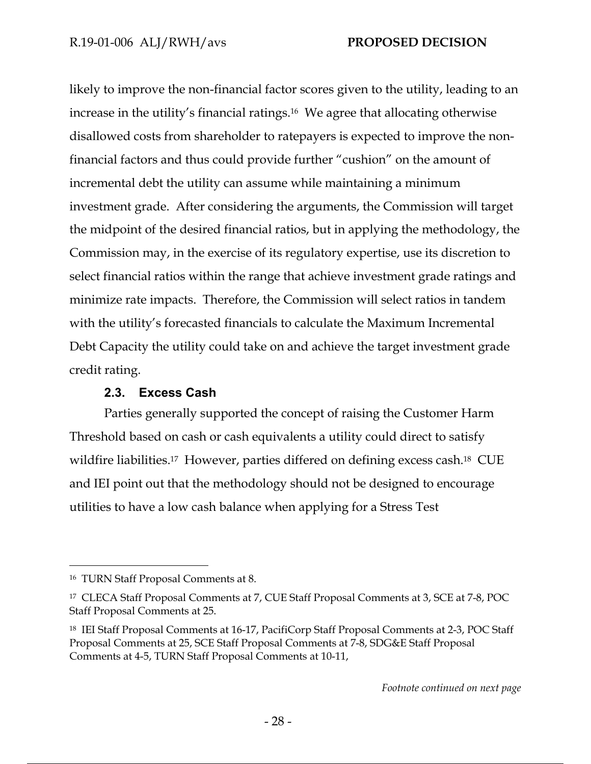likely to improve the non-financial factor scores given to the utility, leading to an increase in the utility's financial ratings.[16] We agree that allocating otherwise disallowed costs from shareholder to ratepayers is expected to improve the non-financial factors and thus could provide further "cushion" on the amount of incremental debt the utility can assume while maintaining a minimum investment grade. After considering the arguments, the Commission will target the midpoint of the desired financial ratios, but in applying the methodology, the Commission may, in the exercise of its regulatory expertise, use its discretion to select financial ratios within the range that achieve investment grade ratings and minimize rate impacts. Therefore, the Commission will select ratios in tandem with the utility's forecasted financials to calculate the Maximum Incremental Debt Capacity the utility could take on and achieve the target investment grade credit rating.

### 2.3. Excess Cash

Parties generally supported the concept of raising the Customer Harm Threshold based on cash or cash equivalents a utility could direct to satisfy wildfire liabilities.[17] However, parties differed on defining excess cash.[18] CUE and IEI point out that the methodology should not be designed to encourage utilities to have a low cash balance when applying for a Stress Test

---

[16] TURN Staff Proposal Comments at 8.

[17] CLECA Staff Proposal Comments at 7, CUE Staff Proposal Comments at 3, SCE at 7-8, POC Staff Proposal Comments at 25.

[18] IEI Staff Proposal Comments at 16-17, PacifiCorp Staff Proposal Comments at 2-3, POC Staff Proposal Comments at 25, SCE Staff Proposal Comments at 7-8, SDG&E Staff Proposal Comments at 4-5, TURN Staff Proposal Comments at 10-11,

*Footnote continued on next page*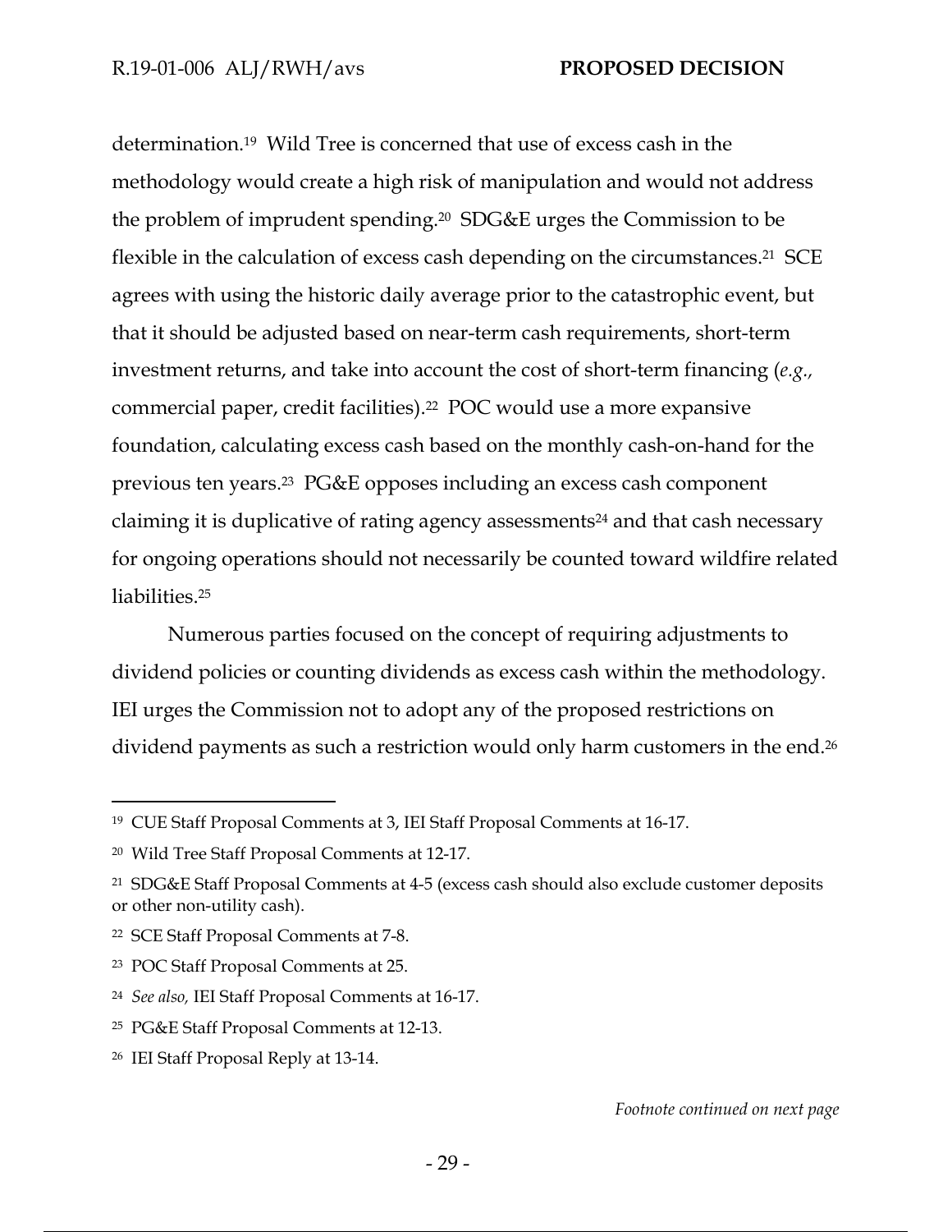determination.[19] Wild Tree is concerned that use of excess cash in the methodology would create a high risk of manipulation and would not address the problem of imprudent spending.[20] SDG&E urges the Commission to be flexible in the calculation of excess cash depending on the circumstances.[21] SCE agrees with using the historic daily average prior to the catastrophic event, but that it should be adjusted based on near-term cash requirements, short-term investment returns, and take into account the cost of short-term financing (*e.g.,* commercial paper, credit facilities).[22] POC would use a more expansive foundation, calculating excess cash based on the monthly cash-on-hand for the previous ten years.[23] PG&E opposes including an excess cash component claiming it is duplicative of rating agency assessments[24] and that cash necessary for ongoing operations should not necessarily be counted toward wildfire related liabilities.[25]

Numerous parties focused on the concept of requiring adjustments to dividend policies or counting dividends as excess cash within the methodology. IEI urges the Commission not to adopt any of the proposed restrictions on dividend payments as such a restriction would only harm customers in the end.[26]

---

[19] CUE Staff Proposal Comments at 3, IEI Staff Proposal Comments at 16-17.

[20] Wild Tree Staff Proposal Comments at 12-17.

[21] SDG&E Staff Proposal Comments at 4-5 (excess cash should also exclude customer deposits or other non-utility cash).

[22] SCE Staff Proposal Comments at 7-8.

[23] POC Staff Proposal Comments at 25.

[24] *See also,* IEI Staff Proposal Comments at 16-17.

[25] PG&E Staff Proposal Comments at 12-13.

[26] IEI Staff Proposal Reply at 13-14.

*Footnote continued on next page*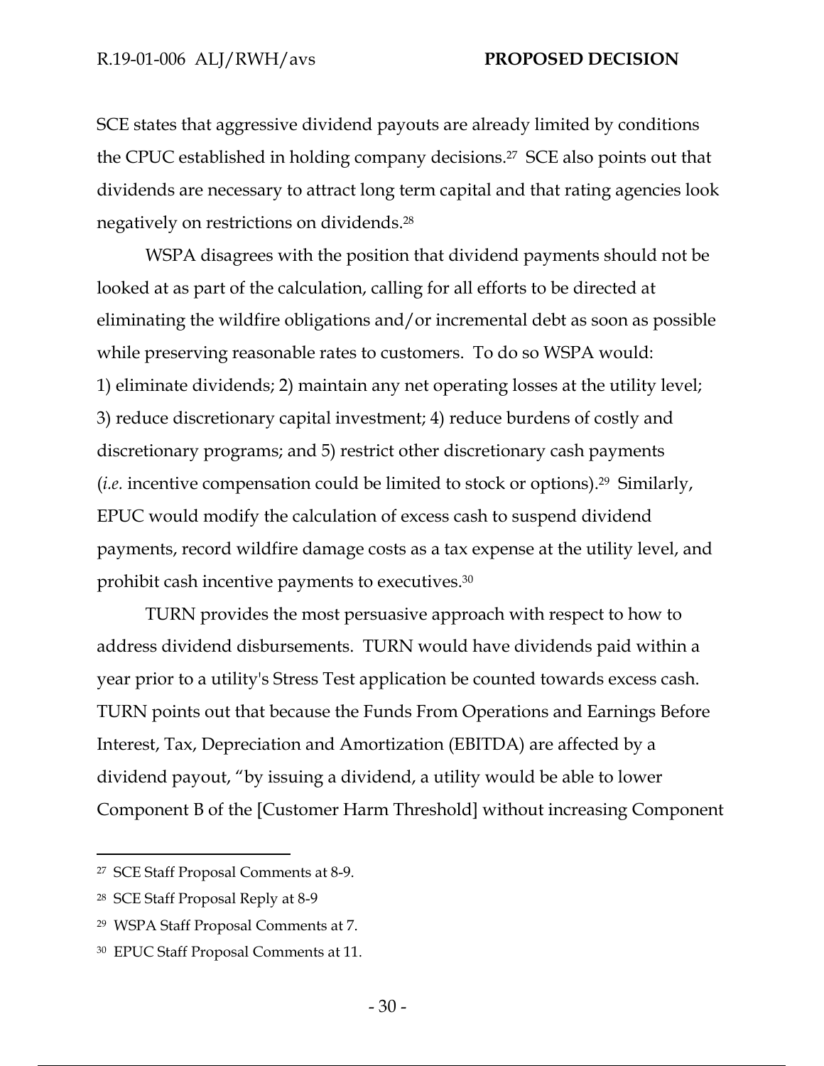SCE states that aggressive dividend payouts are already limited by conditions the CPUC established in holding company decisions.[27] SCE also points out that dividends are necessary to attract long term capital and that rating agencies look negatively on restrictions on dividends.[28]

WSPA disagrees with the position that dividend payments should not be looked at as part of the calculation, calling for all efforts to be directed at eliminating the wildfire obligations and/or incremental debt as soon as possible while preserving reasonable rates to customers. To do so WSPA would: 1) eliminate dividends; 2) maintain any net operating losses at the utility level; 3) reduce discretionary capital investment; 4) reduce burdens of costly and discretionary programs; and 5) restrict other discretionary cash payments (*i.e.* incentive compensation could be limited to stock or options).[29] Similarly, EPUC would modify the calculation of excess cash to suspend dividend payments, record wildfire damage costs as a tax expense at the utility level, and prohibit cash incentive payments to executives.[30]

TURN provides the most persuasive approach with respect to how to address dividend disbursements. TURN would have dividends paid within a year prior to a utility's Stress Test application be counted towards excess cash. TURN points out that because the Funds From Operations and Earnings Before Interest, Tax, Depreciation and Amortization (EBITDA) are affected by a dividend payout, "by issuing a dividend, a utility would be able to lower Component B of the [Customer Harm Threshold] without increasing Component

---

[27] SCE Staff Proposal Comments at 8-9.

[28] SCE Staff Proposal Reply at 8-9

[29] WSPA Staff Proposal Comments at 7.

[30] EPUC Staff Proposal Comments at 11.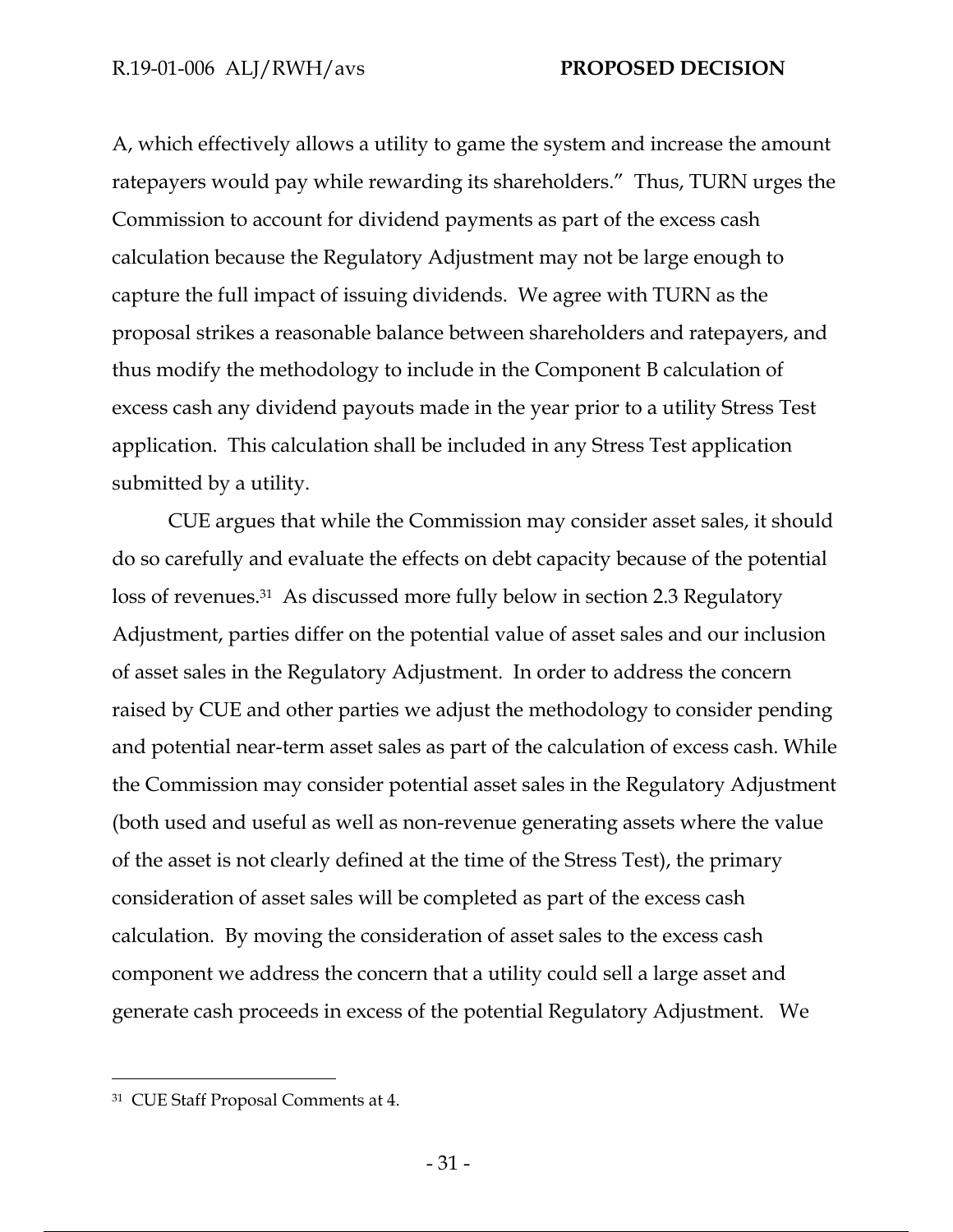A, which effectively allows a utility to game the system and increase the amount ratepayers would pay while rewarding its shareholders." Thus, TURN urges the Commission to account for dividend payments as part of the excess cash calculation because the Regulatory Adjustment may not be large enough to capture the full impact of issuing dividends. We agree with TURN as the proposal strikes a reasonable balance between shareholders and ratepayers, and thus modify the methodology to include in the Component B calculation of excess cash any dividend payouts made in the year prior to a utility Stress Test application. This calculation shall be included in any Stress Test application submitted by a utility.

CUE argues that while the Commission may consider asset sales, it should do so carefully and evaluate the effects on debt capacity because of the potential loss of revenues.[31] As discussed more fully below in section 2.3 Regulatory Adjustment, parties differ on the potential value of asset sales and our inclusion of asset sales in the Regulatory Adjustment. In order to address the concern raised by CUE and other parties we adjust the methodology to consider pending and potential near-term asset sales as part of the calculation of excess cash. While the Commission may consider potential asset sales in the Regulatory Adjustment (both used and useful as well as non-revenue generating assets where the value of the asset is not clearly defined at the time of the Stress Test), the primary consideration of asset sales will be completed as part of the excess cash calculation. By moving the consideration of asset sales to the excess cash component we address the concern that a utility could sell a large asset and generate cash proceeds in excess of the potential Regulatory Adjustment. We

---

[31] CUE Staff Proposal Comments at 4.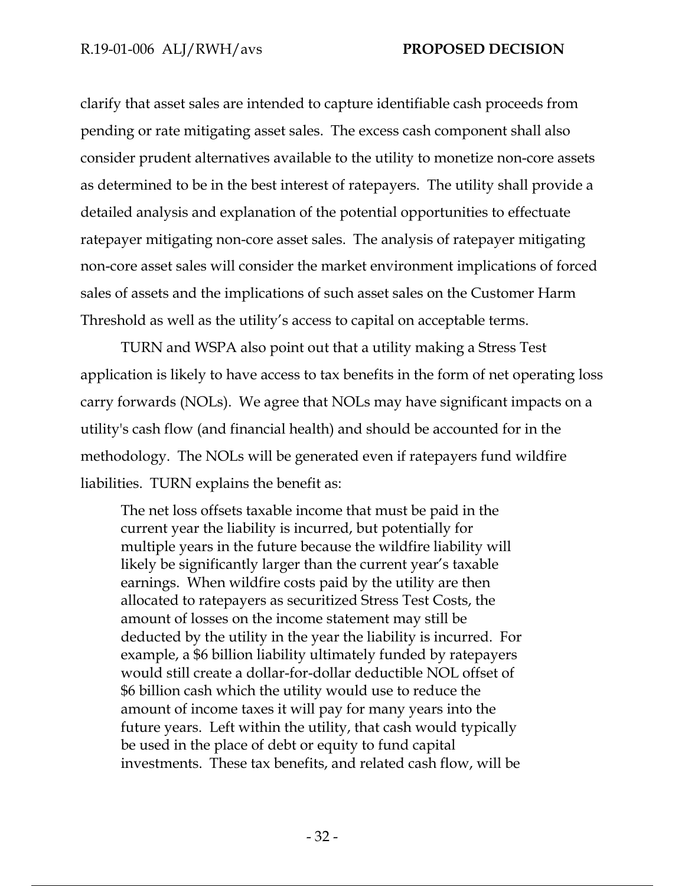clarify that asset sales are intended to capture identifiable cash proceeds from pending or rate mitigating asset sales. The excess cash component shall also consider prudent alternatives available to the utility to monetize non-core assets as determined to be in the best interest of ratepayers. The utility shall provide a detailed analysis and explanation of the potential opportunities to effectuate ratepayer mitigating non-core asset sales. The analysis of ratepayer mitigating non-core asset sales will consider the market environment implications of forced sales of assets and the implications of such asset sales on the Customer Harm Threshold as well as the utility's access to capital on acceptable terms.

TURN and WSPA also point out that a utility making a Stress Test application is likely to have access to tax benefits in the form of net operating loss carry forwards (NOLs). We agree that NOLs may have significant impacts on a utility's cash flow (and financial health) and should be accounted for in the methodology. The NOLs will be generated even if ratepayers fund wildfire liabilities. TURN explains the benefit as:

> The net loss offsets taxable income that must be paid in the current year the liability is incurred, but potentially for multiple years in the future because the wildfire liability will likely be significantly larger than the current year's taxable earnings. When wildfire costs paid by the utility are then allocated to ratepayers as securitized Stress Test Costs, the amount of losses on the income statement may still be deducted by the utility in the year the liability is incurred. For example, a $6 billion liability ultimately funded by ratepayers would still create a dollar-for-dollar deductible NOL offset of $6 billion cash which the utility would use to reduce the amount of income taxes it will pay for many years into the future years. Left within the utility, that cash would typically be used in the place of debt or equity to fund capital investments. These tax benefits, and related cash flow, will be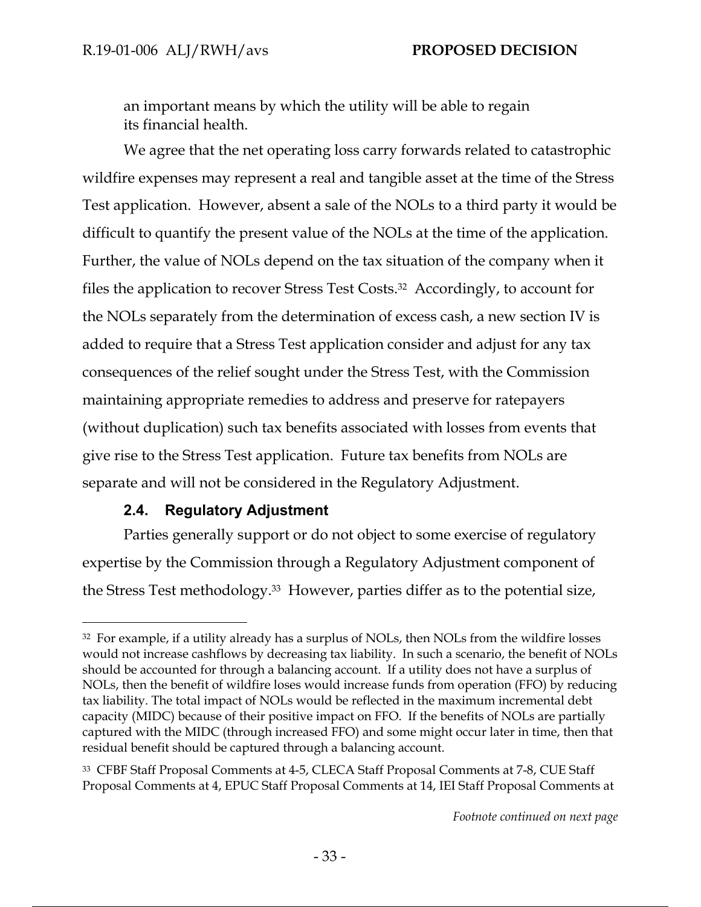an important means by which the utility will be able to regain its financial health.

We agree that the net operating loss carry forwards related to catastrophic wildfire expenses may represent a real and tangible asset at the time of the Stress Test application. However, absent a sale of the NOLs to a third party it would be difficult to quantify the present value of the NOLs at the time of the application. Further, the value of NOLs depend on the tax situation of the company when it files the application to recover Stress Test Costs.[32] Accordingly, to account for the NOLs separately from the determination of excess cash, a new section IV is added to require that a Stress Test application consider and adjust for any tax consequences of the relief sought under the Stress Test, with the Commission maintaining appropriate remedies to address and preserve for ratepayers (without duplication) such tax benefits associated with losses from events that give rise to the Stress Test application. Future tax benefits from NOLs are separate and will not be considered in the Regulatory Adjustment.

### 2.4. Regulatory Adjustment

Parties generally support or do not object to some exercise of regulatory expertise by the Commission through a Regulatory Adjustment component of the Stress Test methodology.[33] However, parties differ as to the potential size,

---

[32] For example, if a utility already has a surplus of NOLs, then NOLs from the wildfire losses would not increase cashflows by decreasing tax liability. In such a scenario, the benefit of NOLs should be accounted for through a balancing account. If a utility does not have a surplus of NOLs, then the benefit of wildfire loses would increase funds from operation (FFO) by reducing tax liability. The total impact of NOLs would be reflected in the maximum incremental debt capacity (MIDC) because of their positive impact on FFO. If the benefits of NOLs are partially captured with the MIDC (through increased FFO) and some might occur later in time, then that residual benefit should be captured through a balancing account.

[33] CFBF Staff Proposal Comments at 4-5, CLECA Staff Proposal Comments at 7-8, CUE Staff Proposal Comments at 4, EPUC Staff Proposal Comments at 14, IEI Staff Proposal Comments at

*Footnote continued on next page*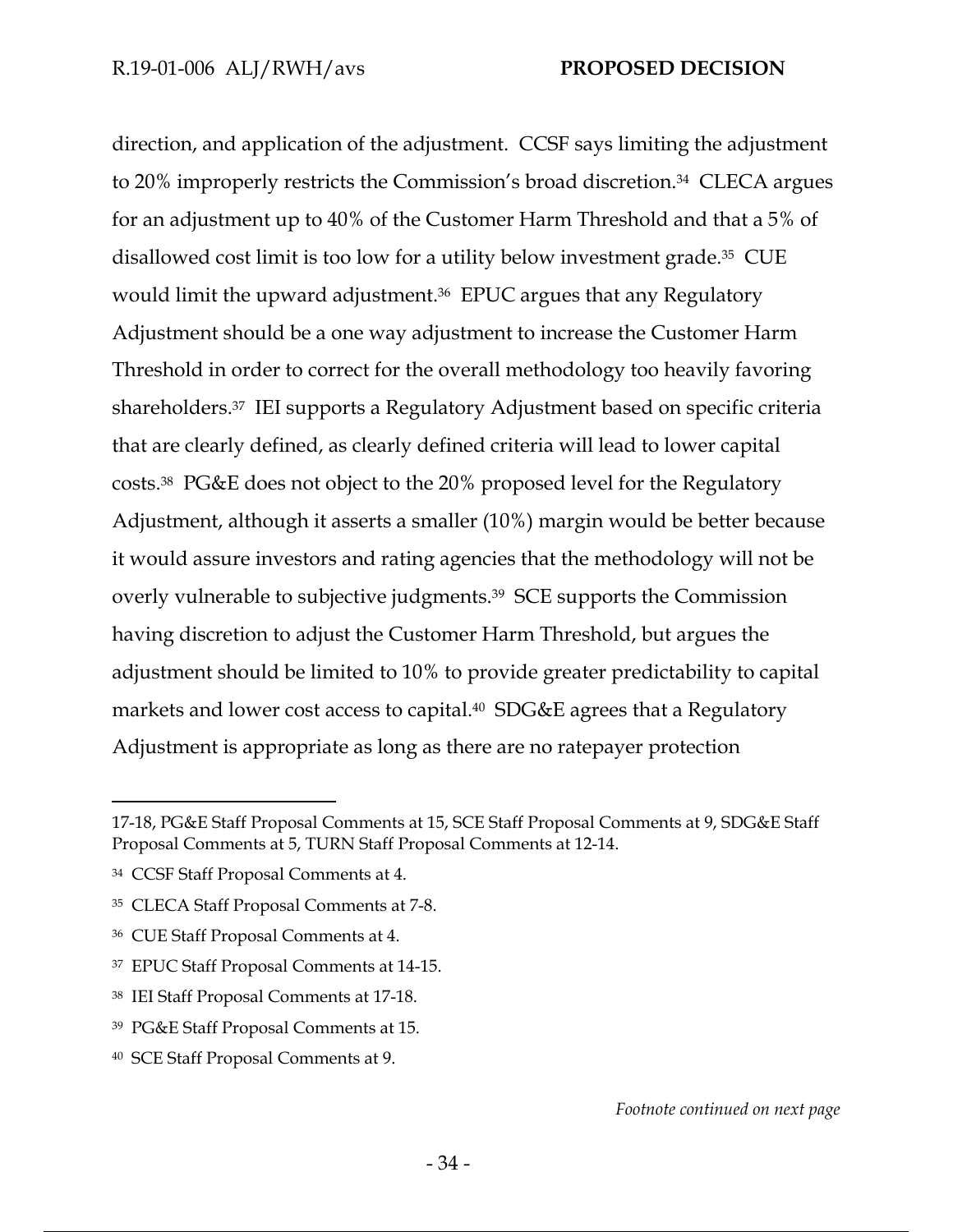direction, and application of the adjustment. CCSF says limiting the adjustment to 20% improperly restricts the Commission's broad discretion.[34] CLECA argues for an adjustment up to 40% of the Customer Harm Threshold and that a 5% of disallowed cost limit is too low for a utility below investment grade.[35] CUE would limit the upward adjustment.[36] EPUC argues that any Regulatory Adjustment should be a one way adjustment to increase the Customer Harm Threshold in order to correct for the overall methodology too heavily favoring shareholders.[37] IEI supports a Regulatory Adjustment based on specific criteria that are clearly defined, as clearly defined criteria will lead to lower capital costs.[38] PG&E does not object to the 20% proposed level for the Regulatory Adjustment, although it asserts a smaller (10%) margin would be better because it would assure investors and rating agencies that the methodology will not be overly vulnerable to subjective judgments.[39] SCE supports the Commission having discretion to adjust the Customer Harm Threshold, but argues the adjustment should be limited to 10% to provide greater predictability to capital markets and lower cost access to capital.[40] SDG&E agrees that a Regulatory Adjustment is appropriate as long as there are no ratepayer protection

---

17-18, PG&E Staff Proposal Comments at 15, SCE Staff Proposal Comments at 9, SDG&E Staff Proposal Comments at 5, TURN Staff Proposal Comments at 12-14.

[34] CCSF Staff Proposal Comments at 4.

[35] CLECA Staff Proposal Comments at 7-8.

[36] CUE Staff Proposal Comments at 4.

[37] EPUC Staff Proposal Comments at 14-15.

[38] IEI Staff Proposal Comments at 17-18.

[39] PG&E Staff Proposal Comments at 15.

[40] SCE Staff Proposal Comments at 9.

*Footnote continued on next page*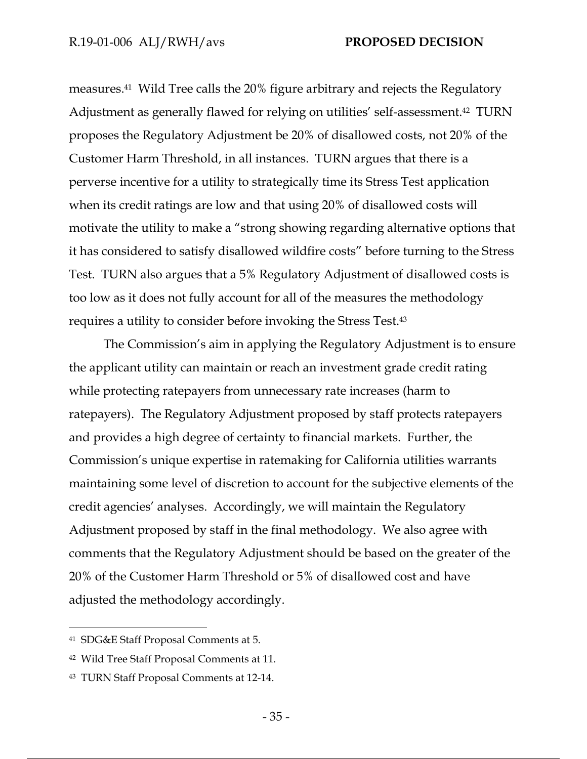measures.[41] Wild Tree calls the 20% figure arbitrary and rejects the Regulatory Adjustment as generally flawed for relying on utilities' self-assessment.[42] TURN proposes the Regulatory Adjustment be 20% of disallowed costs, not 20% of the Customer Harm Threshold, in all instances. TURN argues that there is a perverse incentive for a utility to strategically time its Stress Test application when its credit ratings are low and that using 20% of disallowed costs will motivate the utility to make a "strong showing regarding alternative options that it has considered to satisfy disallowed wildfire costs" before turning to the Stress Test. TURN also argues that a 5% Regulatory Adjustment of disallowed costs is too low as it does not fully account for all of the measures the methodology requires a utility to consider before invoking the Stress Test.[43]

The Commission's aim in applying the Regulatory Adjustment is to ensure the applicant utility can maintain or reach an investment grade credit rating while protecting ratepayers from unnecessary rate increases (harm to ratepayers). The Regulatory Adjustment proposed by staff protects ratepayers and provides a high degree of certainty to financial markets. Further, the Commission's unique expertise in ratemaking for California utilities warrants maintaining some level of discretion to account for the subjective elements of the credit agencies' analyses. Accordingly, we will maintain the Regulatory Adjustment proposed by staff in the final methodology. We also agree with comments that the Regulatory Adjustment should be based on the greater of the 20% of the Customer Harm Threshold or 5% of disallowed cost and have adjusted the methodology accordingly.

---

[41] SDG&E Staff Proposal Comments at 5.

[42] Wild Tree Staff Proposal Comments at 11.

[43] TURN Staff Proposal Comments at 12-14.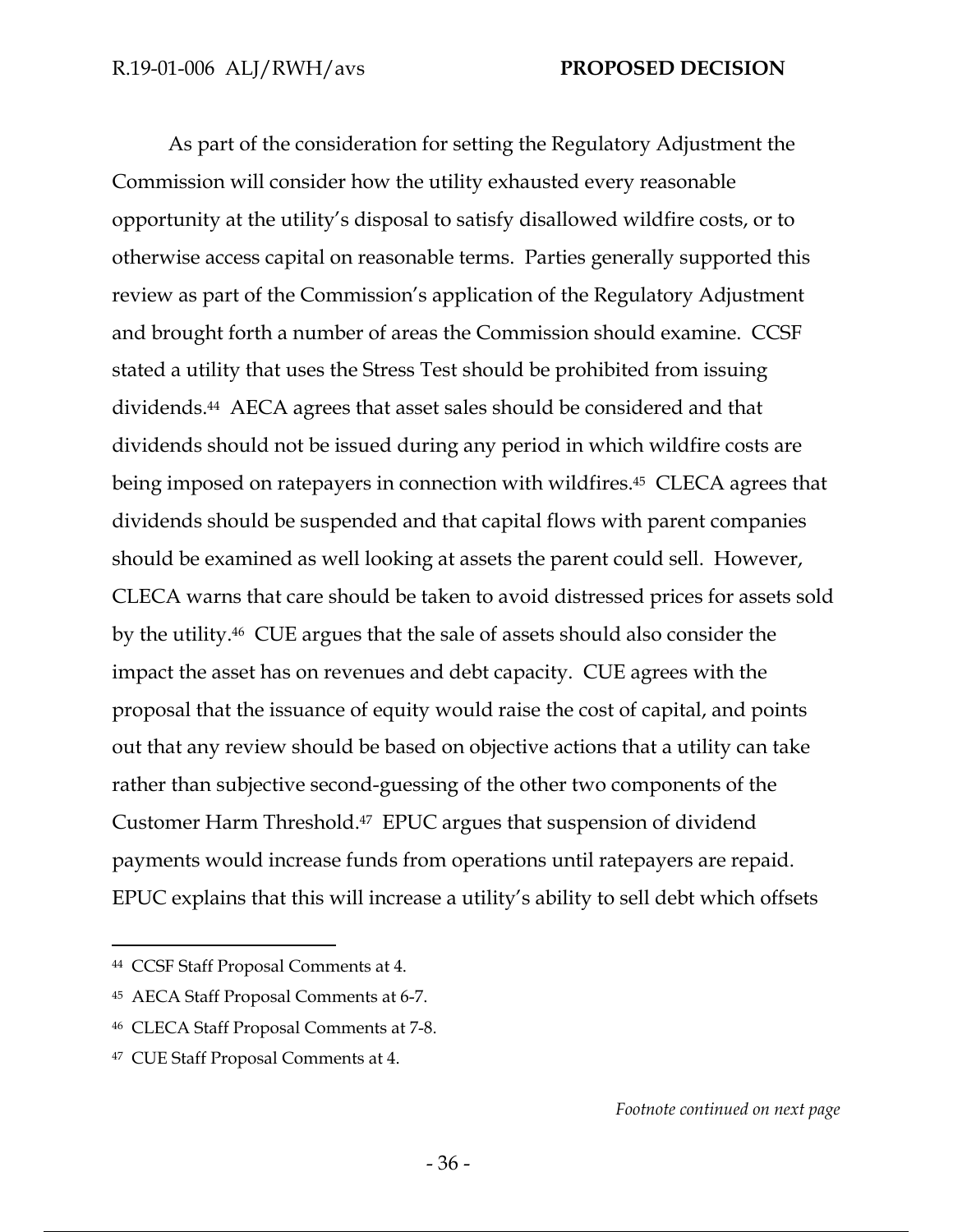As part of the consideration for setting the Regulatory Adjustment the Commission will consider how the utility exhausted every reasonable opportunity at the utility's disposal to satisfy disallowed wildfire costs, or to otherwise access capital on reasonable terms. Parties generally supported this review as part of the Commission's application of the Regulatory Adjustment and brought forth a number of areas the Commission should examine. CCSF stated a utility that uses the Stress Test should be prohibited from issuing dividends.[44] AECA agrees that asset sales should be considered and that dividends should not be issued during any period in which wildfire costs are being imposed on ratepayers in connection with wildfires.[45] CLECA agrees that dividends should be suspended and that capital flows with parent companies should be examined as well looking at assets the parent could sell. However, CLECA warns that care should be taken to avoid distressed prices for assets sold by the utility.[46] CUE argues that the sale of assets should also consider the impact the asset has on revenues and debt capacity. CUE agrees with the proposal that the issuance of equity would raise the cost of capital, and points out that any review should be based on objective actions that a utility can take rather than subjective second-guessing of the other two components of the Customer Harm Threshold.[47] EPUC argues that suspension of dividend payments would increase funds from operations until ratepayers are repaid. EPUC explains that this will increase a utility's ability to sell debt which offsets

---

[44] CCSF Staff Proposal Comments at 4.

[45] AECA Staff Proposal Comments at 6-7.

[46] CLECA Staff Proposal Comments at 7-8.

[47] CUE Staff Proposal Comments at 4.

*Footnote continued on next page*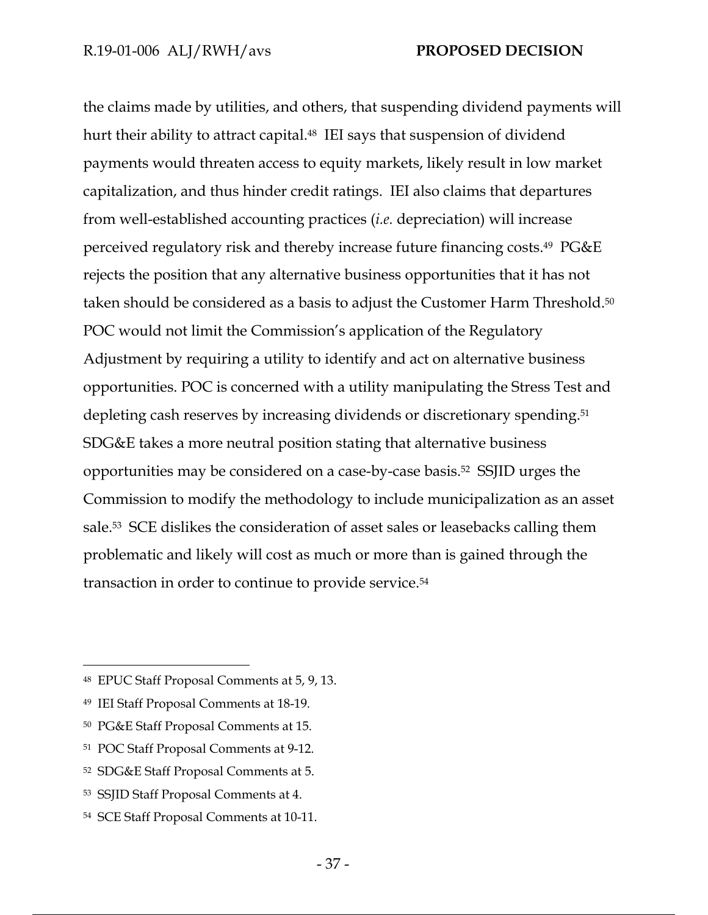the claims made by utilities, and others, that suspending dividend payments will hurt their ability to attract capital.[48] IEI says that suspension of dividend payments would threaten access to equity markets, likely result in low market capitalization, and thus hinder credit ratings. IEI also claims that departures from well-established accounting practices (*i.e.* depreciation) will increase perceived regulatory risk and thereby increase future financing costs.[49] PG&E rejects the position that any alternative business opportunities that it has not taken should be considered as a basis to adjust the Customer Harm Threshold.[50] POC would not limit the Commission's application of the Regulatory Adjustment by requiring a utility to identify and act on alternative business opportunities. POC is concerned with a utility manipulating the Stress Test and depleting cash reserves by increasing dividends or discretionary spending.[51] SDG&E takes a more neutral position stating that alternative business opportunities may be considered on a case-by-case basis.[52] SSJID urges the Commission to modify the methodology to include municipalization as an asset sale.[53] SCE dislikes the consideration of asset sales or leasebacks calling them problematic and likely will cost as much or more than is gained through the transaction in order to continue to provide service.[54]

---

[48] EPUC Staff Proposal Comments at 5, 9, 13.

[49] IEI Staff Proposal Comments at 18-19.

[50] PG&E Staff Proposal Comments at 15.

[51] POC Staff Proposal Comments at 9-12.

[52] SDG&E Staff Proposal Comments at 5.

[53] SSJID Staff Proposal Comments at 4.

[54] SCE Staff Proposal Comments at 10-11.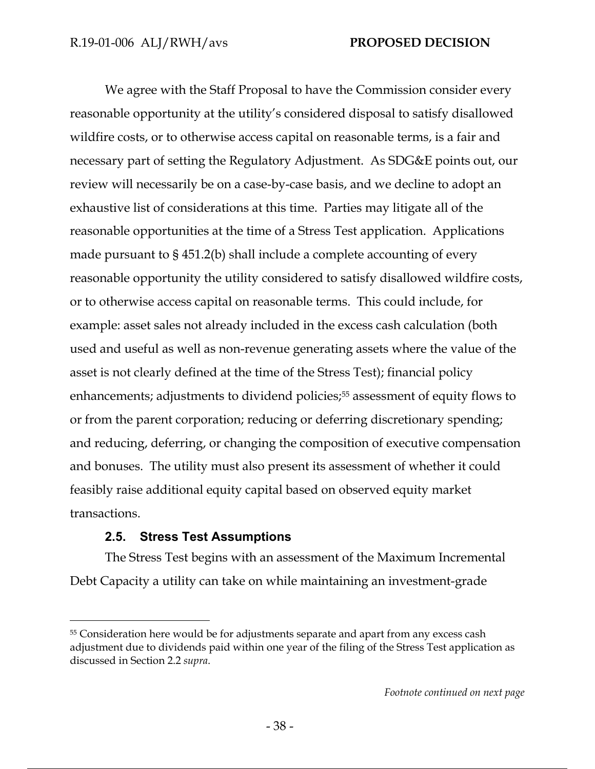We agree with the Staff Proposal to have the Commission consider every reasonable opportunity at the utility's considered disposal to satisfy disallowed wildfire costs, or to otherwise access capital on reasonable terms, is a fair and necessary part of setting the Regulatory Adjustment. As SDG&E points out, our review will necessarily be on a case-by-case basis, and we decline to adopt an exhaustive list of considerations at this time. Parties may litigate all of the reasonable opportunities at the time of a Stress Test application. Applications made pursuant to § 451.2(b) shall include a complete accounting of every reasonable opportunity the utility considered to satisfy disallowed wildfire costs, or to otherwise access capital on reasonable terms. This could include, for example: asset sales not already included in the excess cash calculation (both used and useful as well as non-revenue generating assets where the value of the asset is not clearly defined at the time of the Stress Test); financial policy enhancements; adjustments to dividend policies;[55] assessment of equity flows to or from the parent corporation; reducing or deferring discretionary spending; and reducing, deferring, or changing the composition of executive compensation and bonuses. The utility must also present its assessment of whether it could feasibly raise additional equity capital based on observed equity market transactions.

### 2.5. Stress Test Assumptions

The Stress Test begins with an assessment of the Maximum Incremental Debt Capacity a utility can take on while maintaining an investment-grade

[55] Consideration here would be for adjustments separate and apart from any excess cash adjustment due to dividends paid within one year of the filing of the Stress Test application as discussed in Section 2.2 *supra*.

*Footnote continued on next page*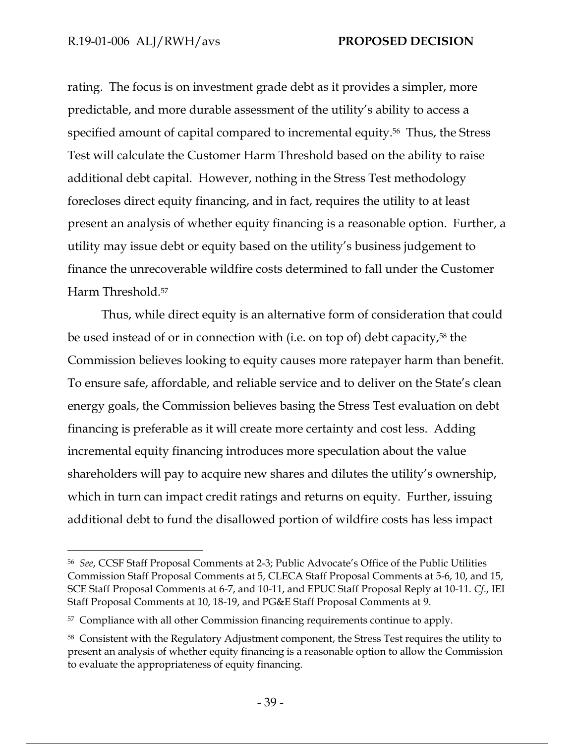rating. The focus is on investment grade debt as it provides a simpler, more predictable, and more durable assessment of the utility's ability to access a specified amount of capital compared to incremental equity.[56] Thus, the Stress Test will calculate the Customer Harm Threshold based on the ability to raise additional debt capital. However, nothing in the Stress Test methodology forecloses direct equity financing, and in fact, requires the utility to at least present an analysis of whether equity financing is a reasonable option. Further, a utility may issue debt or equity based on the utility's business judgement to finance the unrecoverable wildfire costs determined to fall under the Customer Harm Threshold.[57]

Thus, while direct equity is an alternative form of consideration that could be used instead of or in connection with (i.e. on top of) debt capacity,[58] the Commission believes looking to equity causes more ratepayer harm than benefit. To ensure safe, affordable, and reliable service and to deliver on the State's clean energy goals, the Commission believes basing the Stress Test evaluation on debt financing is preferable as it will create more certainty and cost less. Adding incremental equity financing introduces more speculation about the value shareholders will pay to acquire new shares and dilutes the utility's ownership, which in turn can impact credit ratings and returns on equity. Further, issuing additional debt to fund the disallowed portion of wildfire costs has less impact

---

[56] *See*, CCSF Staff Proposal Comments at 2-3; Public Advocate's Office of the Public Utilities Commission Staff Proposal Comments at 5, CLECA Staff Proposal Comments at 5-6, 10, and 15, SCE Staff Proposal Comments at 6-7, and 10-11, and EPUC Staff Proposal Reply at 10-11. *Cf.*, IEI Staff Proposal Comments at 10, 18-19, and PG&E Staff Proposal Comments at 9.

[57] Compliance with all other Commission financing requirements continue to apply.

[58] Consistent with the Regulatory Adjustment component, the Stress Test requires the utility to present an analysis of whether equity financing is a reasonable option to allow the Commission to evaluate the appropriateness of equity financing.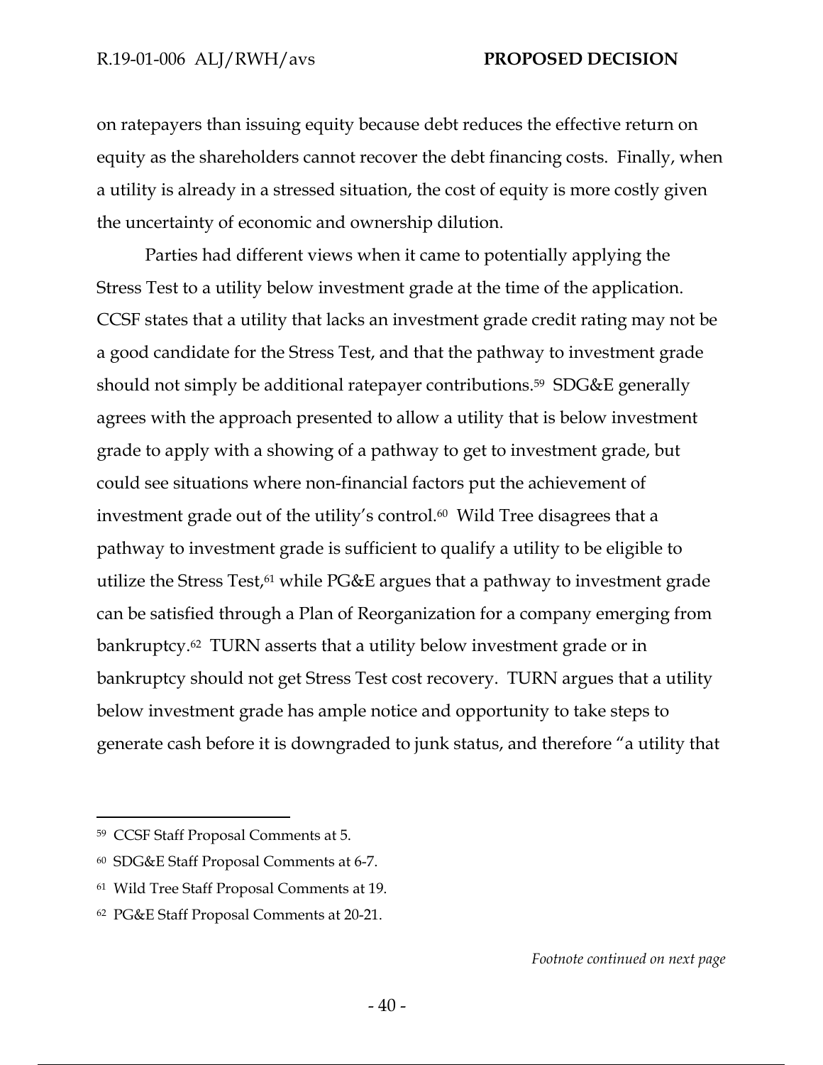on ratepayers than issuing equity because debt reduces the effective return on equity as the shareholders cannot recover the debt financing costs. Finally, when a utility is already in a stressed situation, the cost of equity is more costly given the uncertainty of economic and ownership dilution.

Parties had different views when it came to potentially applying the Stress Test to a utility below investment grade at the time of the application. CCSF states that a utility that lacks an investment grade credit rating may not be a good candidate for the Stress Test, and that the pathway to investment grade should not simply be additional ratepayer contributions.[59] SDG&E generally agrees with the approach presented to allow a utility that is below investment grade to apply with a showing of a pathway to get to investment grade, but could see situations where non-financial factors put the achievement of investment grade out of the utility's control.[60] Wild Tree disagrees that a pathway to investment grade is sufficient to qualify a utility to be eligible to utilize the Stress Test,[61] while PG&E argues that a pathway to investment grade can be satisfied through a Plan of Reorganization for a company emerging from bankruptcy.[62] TURN asserts that a utility below investment grade or in bankruptcy should not get Stress Test cost recovery. TURN argues that a utility below investment grade has ample notice and opportunity to take steps to generate cash before it is downgraded to junk status, and therefore "a utility that

---

[59] CCSF Staff Proposal Comments at 5.

[60] SDG&E Staff Proposal Comments at 6-7.

[61] Wild Tree Staff Proposal Comments at 19.

[62] PG&E Staff Proposal Comments at 20-21.

*Footnote continued on next page*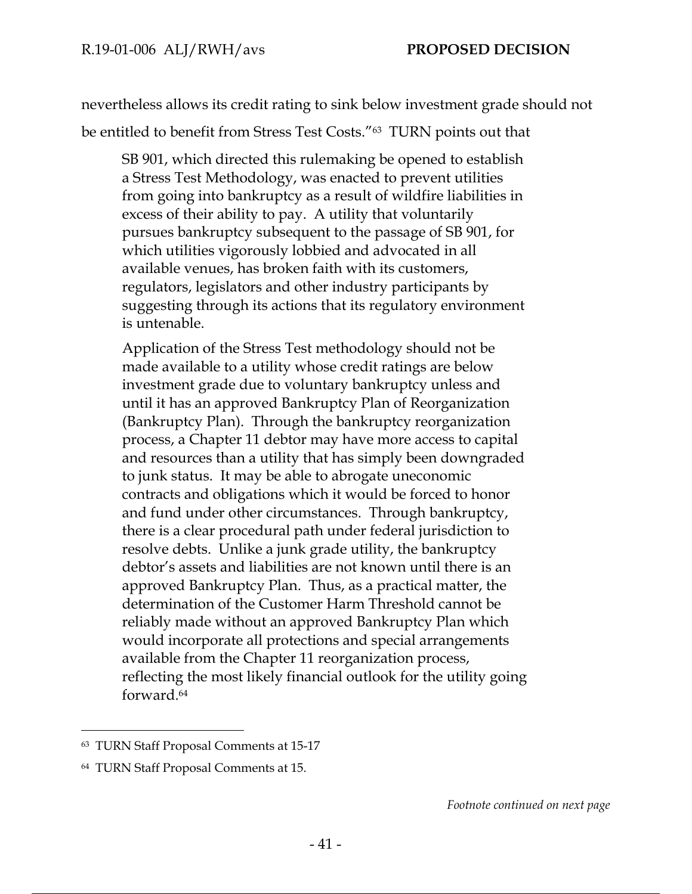nevertheless allows its credit rating to sink below investment grade should not be entitled to benefit from Stress Test Costs."[63] TURN points out that

> SB 901, which directed this rulemaking be opened to establish a Stress Test Methodology, was enacted to prevent utilities from going into bankruptcy as a result of wildfire liabilities in excess of their ability to pay. A utility that voluntarily pursues bankruptcy subsequent to the passage of SB 901, for which utilities vigorously lobbied and advocated in all available venues, has broken faith with its customers, regulators, legislators and other industry participants by suggesting through its actions that its regulatory environment is untenable.
>
> Application of the Stress Test methodology should not be made available to a utility whose credit ratings are below investment grade due to voluntary bankruptcy unless and until it has an approved Bankruptcy Plan of Reorganization (Bankruptcy Plan). Through the bankruptcy reorganization process, a Chapter 11 debtor may have more access to capital and resources than a utility that has simply been downgraded to junk status. It may be able to abrogate uneconomic contracts and obligations which it would be forced to honor and fund under other circumstances. Through bankruptcy, there is a clear procedural path under federal jurisdiction to resolve debts. Unlike a junk grade utility, the bankruptcy debtor's assets and liabilities are not known until there is an approved Bankruptcy Plan. Thus, as a practical matter, the determination of the Customer Harm Threshold cannot be reliably made without an approved Bankruptcy Plan which would incorporate all protections and special arrangements available from the Chapter 11 reorganization process, reflecting the most likely financial outlook for the utility going forward.[64]

---

[63] TURN Staff Proposal Comments at 15-17

[64] TURN Staff Proposal Comments at 15.

*Footnote continued on next page*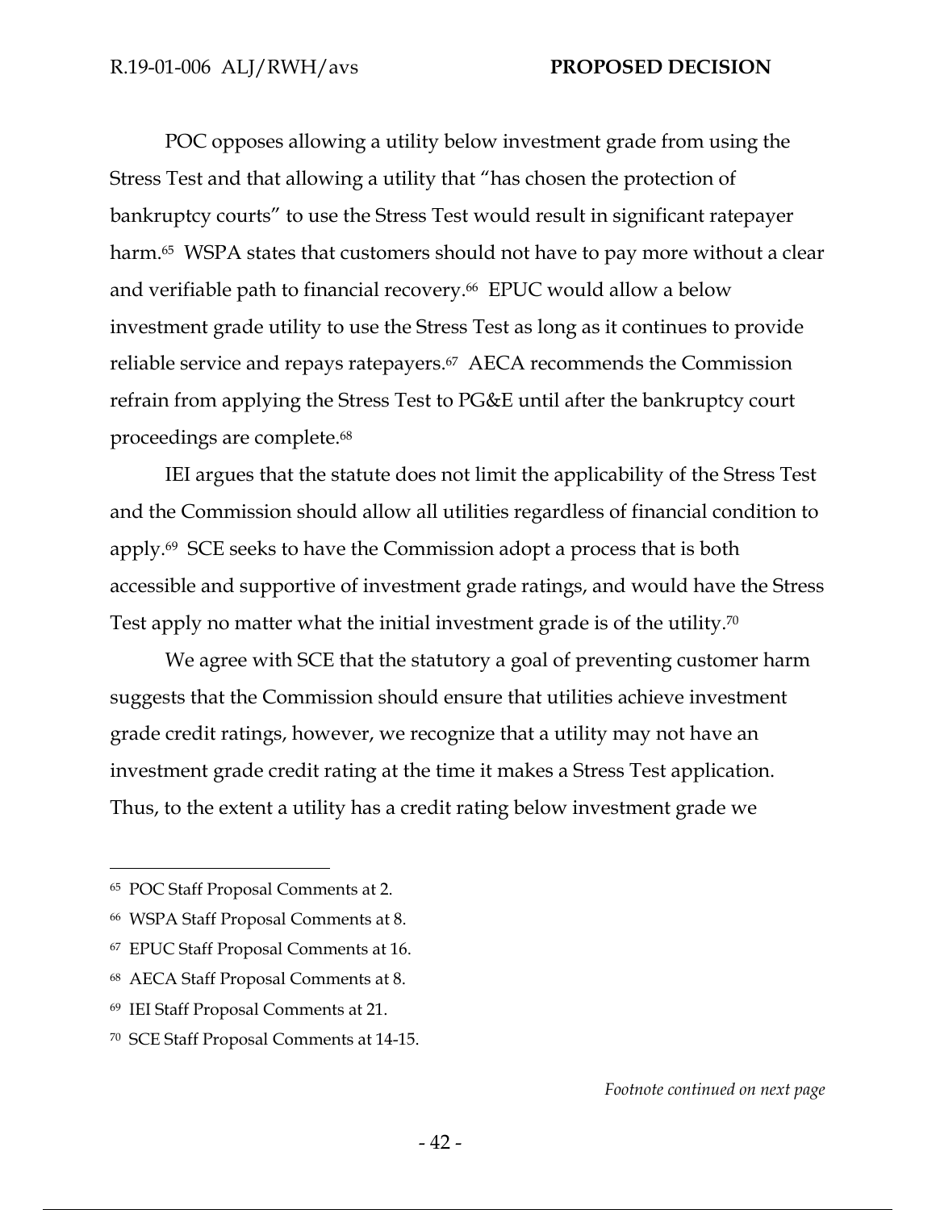POC opposes allowing a utility below investment grade from using the Stress Test and that allowing a utility that "has chosen the protection of bankruptcy courts" to use the Stress Test would result in significant ratepayer harm.[65] WSPA states that customers should not have to pay more without a clear and verifiable path to financial recovery.[66] EPUC would allow a below investment grade utility to use the Stress Test as long as it continues to provide reliable service and repays ratepayers.[67] AECA recommends the Commission refrain from applying the Stress Test to PG&E until after the bankruptcy court proceedings are complete.[68]

IEI argues that the statute does not limit the applicability of the Stress Test and the Commission should allow all utilities regardless of financial condition to apply.[69] SCE seeks to have the Commission adopt a process that is both accessible and supportive of investment grade ratings, and would have the Stress Test apply no matter what the initial investment grade is of the utility.[70]

We agree with SCE that the statutory a goal of preventing customer harm suggests that the Commission should ensure that utilities achieve investment grade credit ratings, however, we recognize that a utility may not have an investment grade credit rating at the time it makes a Stress Test application. Thus, to the extent a utility has a credit rating below investment grade we

---

[65] POC Staff Proposal Comments at 2.

[66] WSPA Staff Proposal Comments at 8.

[67] EPUC Staff Proposal Comments at 16.

[68] AECA Staff Proposal Comments at 8.

[69] IEI Staff Proposal Comments at 21.

[70] SCE Staff Proposal Comments at 14-15.

*Footnote continued on next page*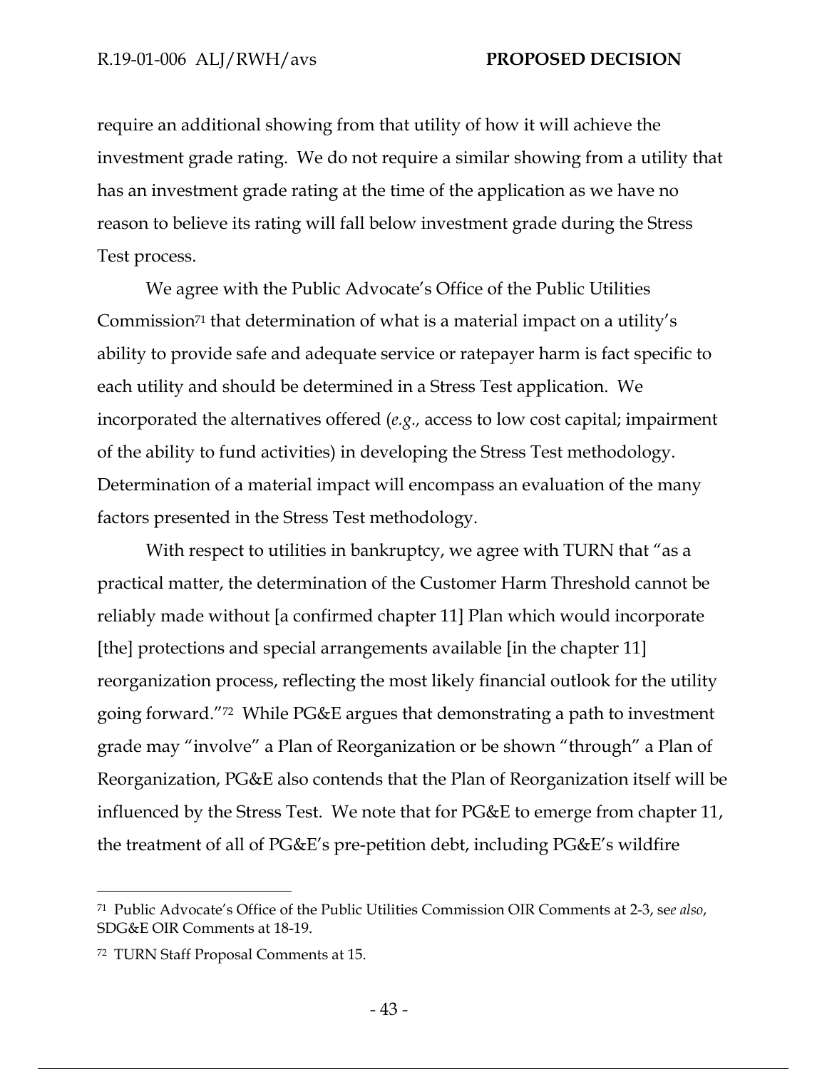require an additional showing from that utility of how it will achieve the investment grade rating. We do not require a similar showing from a utility that has an investment grade rating at the time of the application as we have no reason to believe its rating will fall below investment grade during the Stress Test process.

We agree with the Public Advocate's Office of the Public Utilities Commission[71] that determination of what is a material impact on a utility's ability to provide safe and adequate service or ratepayer harm is fact specific to each utility and should be determined in a Stress Test application. We incorporated the alternatives offered (*e.g.,* access to low cost capital; impairment of the ability to fund activities) in developing the Stress Test methodology. Determination of a material impact will encompass an evaluation of the many factors presented in the Stress Test methodology.

With respect to utilities in bankruptcy, we agree with TURN that "as a practical matter, the determination of the Customer Harm Threshold cannot be reliably made without [a confirmed chapter 11] Plan which would incorporate [the] protections and special arrangements available [in the chapter 11] reorganization process, reflecting the most likely financial outlook for the utility going forward."[72] While PG&E argues that demonstrating a path to investment grade may "involve" a Plan of Reorganization or be shown "through" a Plan of Reorganization, PG&E also contends that the Plan of Reorganization itself will be influenced by the Stress Test. We note that for PG&E to emerge from chapter 11, the treatment of all of PG&E's pre-petition debt, including PG&E's wildfire

---

[71] Public Advocate's Office of the Public Utilities Commission OIR Comments at 2-3, s*ee also*, SDG&E OIR Comments at 18-19.

[72] TURN Staff Proposal Comments at 15.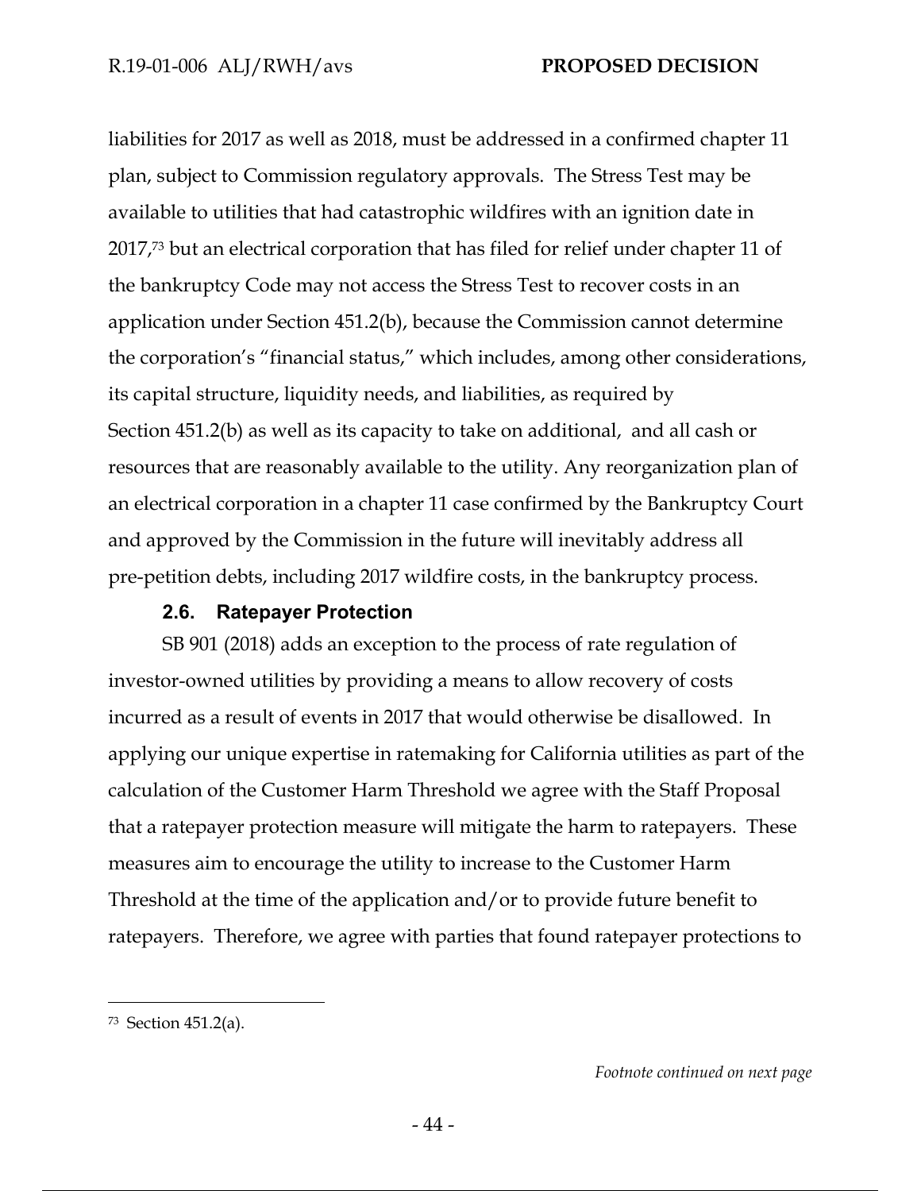liabilities for 2017 as well as 2018, must be addressed in a confirmed chapter 11 plan, subject to Commission regulatory approvals. The Stress Test may be available to utilities that had catastrophic wildfires with an ignition date in 2017,[73] but an electrical corporation that has filed for relief under chapter 11 of the bankruptcy Code may not access the Stress Test to recover costs in an application under Section 451.2(b), because the Commission cannot determine the corporation's "financial status," which includes, among other considerations, its capital structure, liquidity needs, and liabilities, as required by Section 451.2(b) as well as its capacity to take on additional, and all cash or resources that are reasonably available to the utility. Any reorganization plan of an electrical corporation in a chapter 11 case confirmed by the Bankruptcy Court and approved by the Commission in the future will inevitably address all pre-petition debts, including 2017 wildfire costs, in the bankruptcy process.

### 2.6. Ratepayer Protection

SB 901 (2018) adds an exception to the process of rate regulation of investor-owned utilities by providing a means to allow recovery of costs incurred as a result of events in 2017 that would otherwise be disallowed. In applying our unique expertise in ratemaking for California utilities as part of the calculation of the Customer Harm Threshold we agree with the Staff Proposal that a ratepayer protection measure will mitigate the harm to ratepayers. These measures aim to encourage the utility to increase to the Customer Harm Threshold at the time of the application and/or to provide future benefit to ratepayers. Therefore, we agree with parties that found ratepayer protections to

---

[73] Section 451.2(a).

*Footnote continued on next page*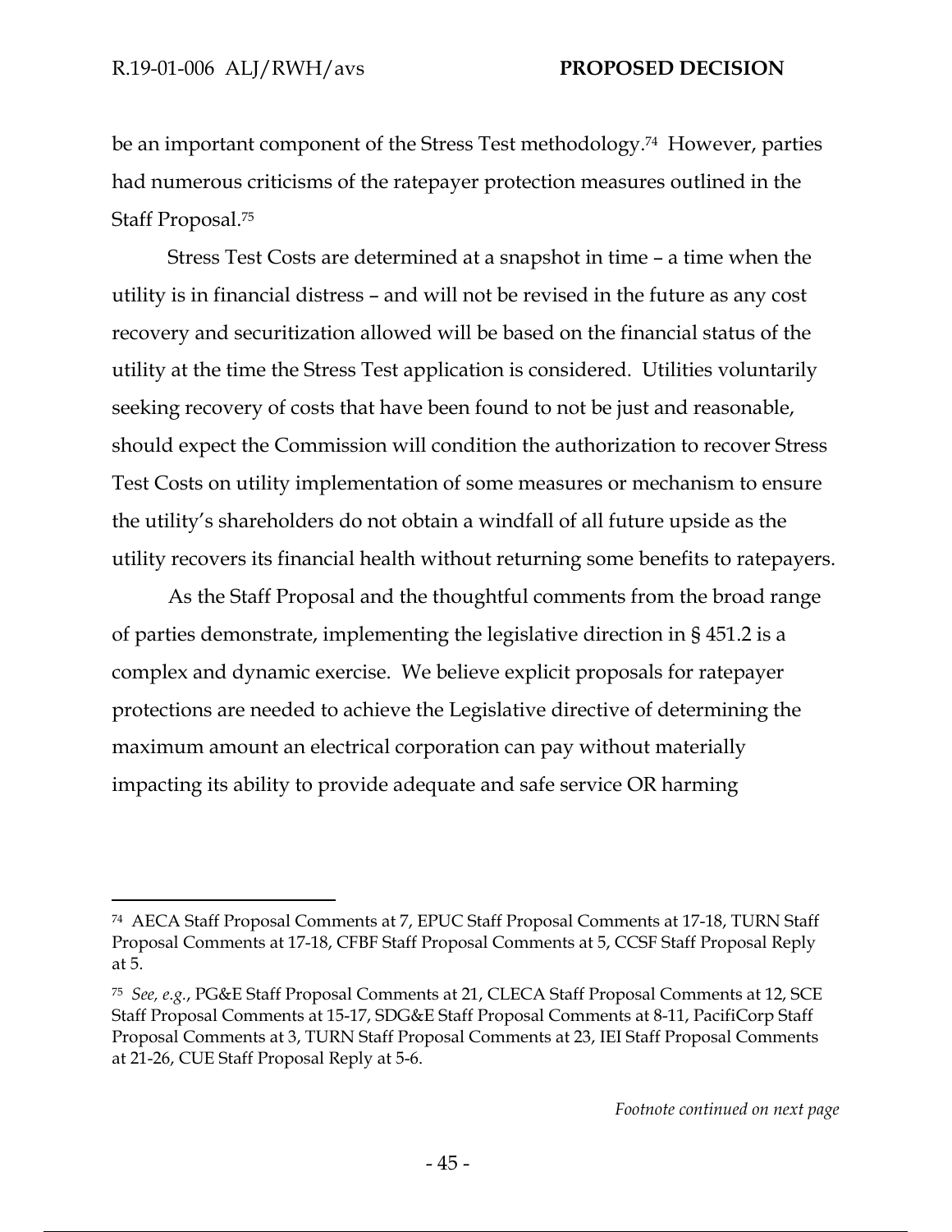be an important component of the Stress Test methodology.[74] However, parties had numerous criticisms of the ratepayer protection measures outlined in the Staff Proposal.[75]

Stress Test Costs are determined at a snapshot in time – a time when the utility is in financial distress – and will not be revised in the future as any cost recovery and securitization allowed will be based on the financial status of the utility at the time the Stress Test application is considered. Utilities voluntarily seeking recovery of costs that have been found to not be just and reasonable, should expect the Commission will condition the authorization to recover Stress Test Costs on utility implementation of some measures or mechanism to ensure the utility's shareholders do not obtain a windfall of all future upside as the utility recovers its financial health without returning some benefits to ratepayers.

As the Staff Proposal and the thoughtful comments from the broad range of parties demonstrate, implementing the legislative direction in § 451.2 is a complex and dynamic exercise. We believe explicit proposals for ratepayer protections are needed to achieve the Legislative directive of determining the maximum amount an electrical corporation can pay without materially impacting its ability to provide adequate and safe service OR harming

---

[74] AECA Staff Proposal Comments at 7, EPUC Staff Proposal Comments at 17-18, TURN Staff Proposal Comments at 17-18, CFBF Staff Proposal Comments at 5, CCSF Staff Proposal Reply at 5.

[75] *See, e.g.*, PG&E Staff Proposal Comments at 21, CLECA Staff Proposal Comments at 12, SCE Staff Proposal Comments at 15-17, SDG&E Staff Proposal Comments at 8-11, PacifiCorp Staff Proposal Comments at 3, TURN Staff Proposal Comments at 23, IEI Staff Proposal Comments at 21-26, CUE Staff Proposal Reply at 5-6.

*Footnote continued on next page*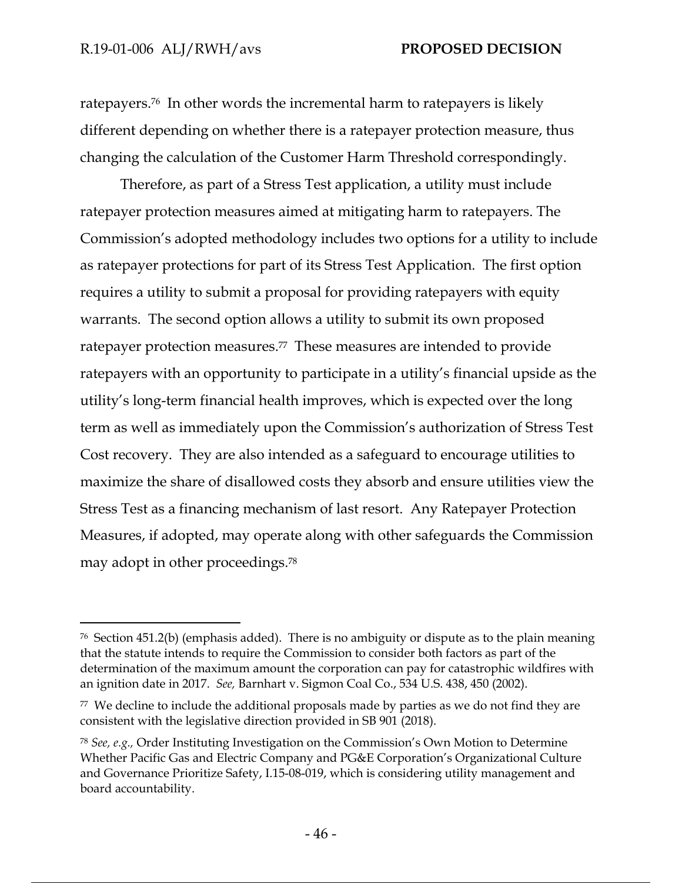ratepayers.[76] In other words the incremental harm to ratepayers is likely different depending on whether there is a ratepayer protection measure, thus changing the calculation of the Customer Harm Threshold correspondingly.

Therefore, as part of a Stress Test application, a utility must include ratepayer protection measures aimed at mitigating harm to ratepayers. The Commission's adopted methodology includes two options for a utility to include as ratepayer protections for part of its Stress Test Application. The first option requires a utility to submit a proposal for providing ratepayers with equity warrants. The second option allows a utility to submit its own proposed ratepayer protection measures.[77] These measures are intended to provide ratepayers with an opportunity to participate in a utility's financial upside as the utility's long-term financial health improves, which is expected over the long term as well as immediately upon the Commission's authorization of Stress Test Cost recovery. They are also intended as a safeguard to encourage utilities to maximize the share of disallowed costs they absorb and ensure utilities view the Stress Test as a financing mechanism of last resort. Any Ratepayer Protection Measures, if adopted, may operate along with other safeguards the Commission may adopt in other proceedings.[78]

---

[76] Section 451.2(b) (emphasis added). There is no ambiguity or dispute as to the plain meaning that the statute intends to require the Commission to consider both factors as part of the determination of the maximum amount the corporation can pay for catastrophic wildfires with an ignition date in 2017. *See,* Barnhart v. Sigmon Coal Co., 534 U.S. 438, 450 (2002).

[77] We decline to include the additional proposals made by parties as we do not find they are consistent with the legislative direction provided in SB 901 (2018).

[78] *See, e.g.,* Order Instituting Investigation on the Commission's Own Motion to Determine Whether Pacific Gas and Electric Company and PG&E Corporation's Organizational Culture and Governance Prioritize Safety, I.15-08-019, which is considering utility management and board accountability.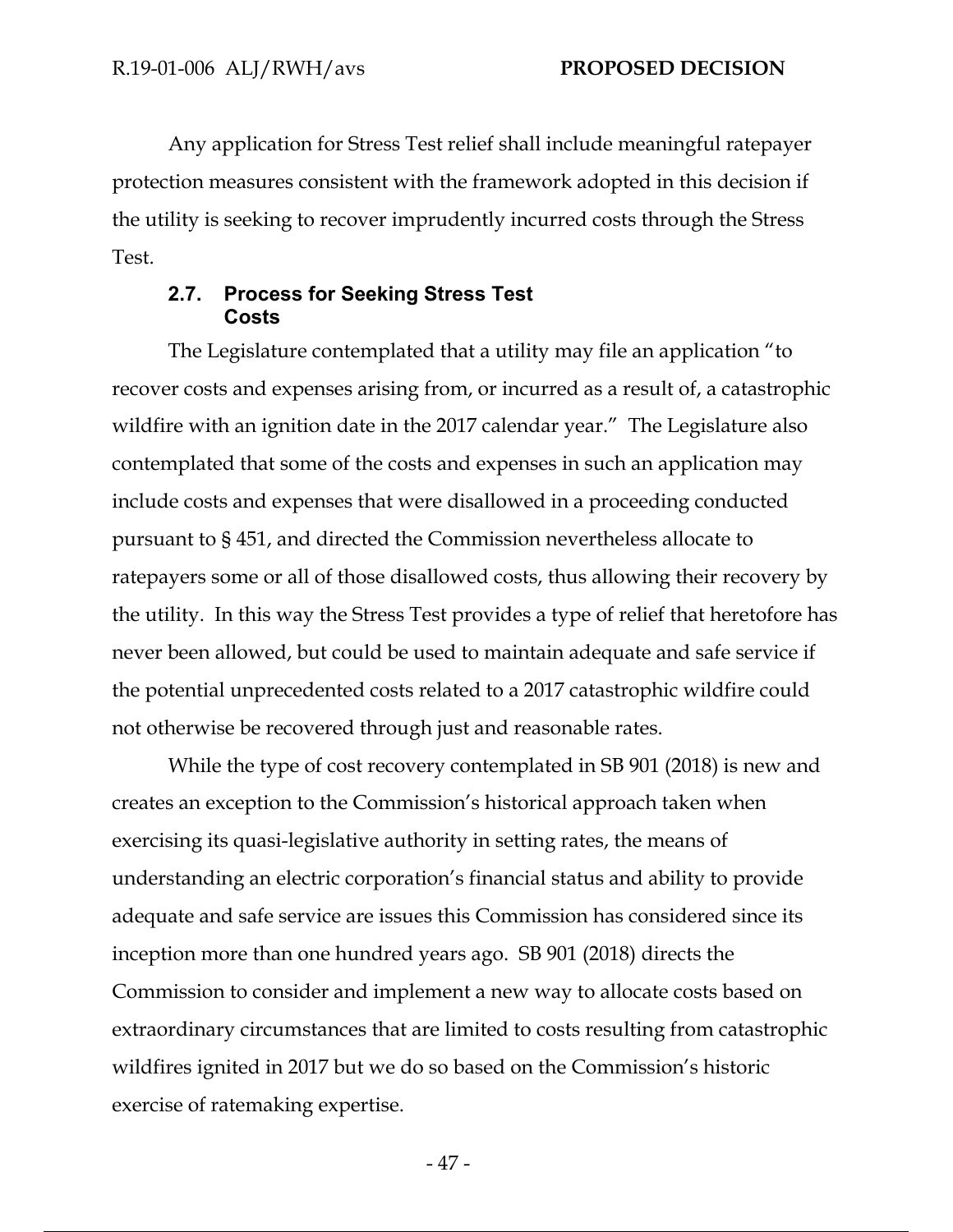Any application for Stress Test relief shall include meaningful ratepayer protection measures consistent with the framework adopted in this decision if the utility is seeking to recover imprudently incurred costs through the Stress Test.

### 2.7. Process for Seeking Stress Test Costs

The Legislature contemplated that a utility may file an application "to recover costs and expenses arising from, or incurred as a result of, a catastrophic wildfire with an ignition date in the 2017 calendar year." The Legislature also contemplated that some of the costs and expenses in such an application may include costs and expenses that were disallowed in a proceeding conducted pursuant to § 451, and directed the Commission nevertheless allocate to ratepayers some or all of those disallowed costs, thus allowing their recovery by the utility. In this way the Stress Test provides a type of relief that heretofore has never been allowed, but could be used to maintain adequate and safe service if the potential unprecedented costs related to a 2017 catastrophic wildfire could not otherwise be recovered through just and reasonable rates.

While the type of cost recovery contemplated in SB 901 (2018) is new and creates an exception to the Commission's historical approach taken when exercising its quasi-legislative authority in setting rates, the means of understanding an electric corporation's financial status and ability to provide adequate and safe service are issues this Commission has considered since its inception more than one hundred years ago. SB 901 (2018) directs the Commission to consider and implement a new way to allocate costs based on extraordinary circumstances that are limited to costs resulting from catastrophic wildfires ignited in 2017 but we do so based on the Commission's historic exercise of ratemaking expertise.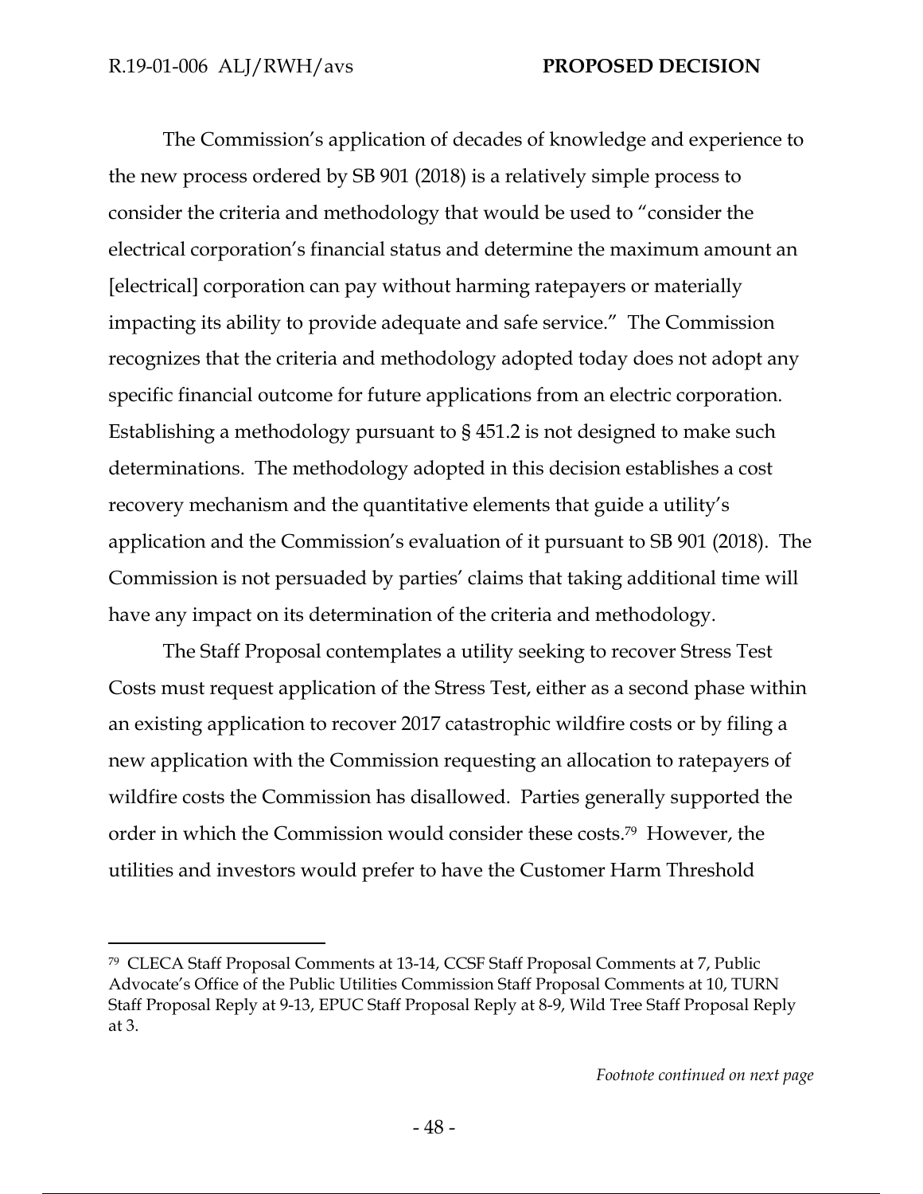The Commission's application of decades of knowledge and experience to the new process ordered by SB 901 (2018) is a relatively simple process to consider the criteria and methodology that would be used to "consider the electrical corporation's financial status and determine the maximum amount an [electrical] corporation can pay without harming ratepayers or materially impacting its ability to provide adequate and safe service." The Commission recognizes that the criteria and methodology adopted today does not adopt any specific financial outcome for future applications from an electric corporation. Establishing a methodology pursuant to § 451.2 is not designed to make such determinations. The methodology adopted in this decision establishes a cost recovery mechanism and the quantitative elements that guide a utility's application and the Commission's evaluation of it pursuant to SB 901 (2018). The Commission is not persuaded by parties' claims that taking additional time will have any impact on its determination of the criteria and methodology.

The Staff Proposal contemplates a utility seeking to recover Stress Test Costs must request application of the Stress Test, either as a second phase within an existing application to recover 2017 catastrophic wildfire costs or by filing a new application with the Commission requesting an allocation to ratepayers of wildfire costs the Commission has disallowed. Parties generally supported the order in which the Commission would consider these costs.[79] However, the utilities and investors would prefer to have the Customer Harm Threshold

---

[79] CLECA Staff Proposal Comments at 13-14, CCSF Staff Proposal Comments at 7, Public Advocate's Office of the Public Utilities Commission Staff Proposal Comments at 10, TURN Staff Proposal Reply at 9-13, EPUC Staff Proposal Reply at 8-9, Wild Tree Staff Proposal Reply at 3.

*Footnote continued on next page*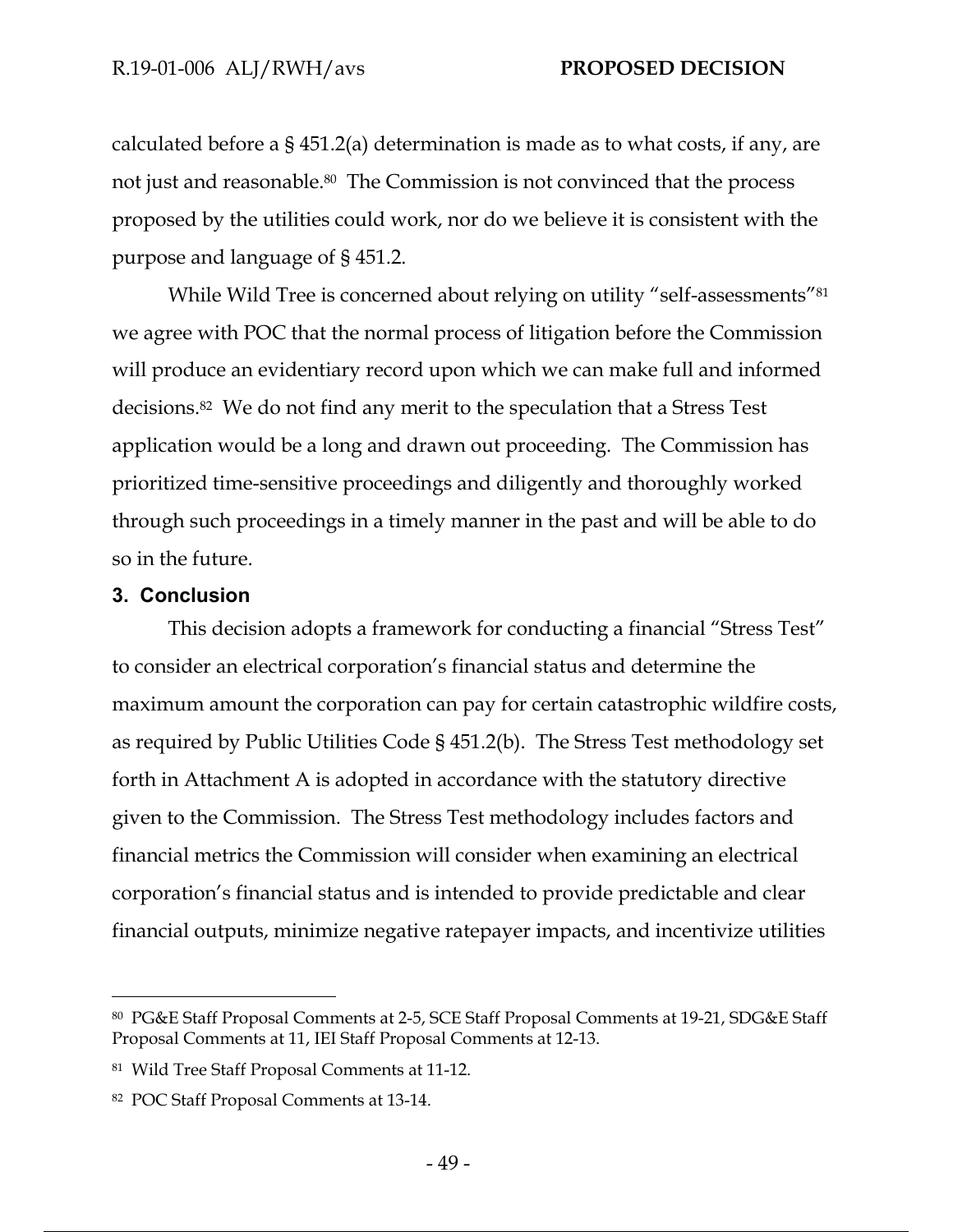calculated before a § 451.2(a) determination is made as to what costs, if any, are not just and reasonable.[80] The Commission is not convinced that the process proposed by the utilities could work, nor do we believe it is consistent with the purpose and language of § 451.2.

While Wild Tree is concerned about relying on utility "self-assessments"[81] we agree with POC that the normal process of litigation before the Commission will produce an evidentiary record upon which we can make full and informed decisions.[82] We do not find any merit to the speculation that a Stress Test application would be a long and drawn out proceeding. The Commission has prioritized time-sensitive proceedings and diligently and thoroughly worked through such proceedings in a timely manner in the past and will be able to do so in the future.

## 3. Conclusion

This decision adopts a framework for conducting a financial "Stress Test" to consider an electrical corporation's financial status and determine the maximum amount the corporation can pay for certain catastrophic wildfire costs, as required by Public Utilities Code § 451.2(b). The Stress Test methodology set forth in Attachment A is adopted in accordance with the statutory directive given to the Commission. The Stress Test methodology includes factors and financial metrics the Commission will consider when examining an electrical corporation's financial status and is intended to provide predictable and clear financial outputs, minimize negative ratepayer impacts, and incentivize utilities

---

[80] PG&E Staff Proposal Comments at 2-5, SCE Staff Proposal Comments at 19-21, SDG&E Staff Proposal Comments at 11, IEI Staff Proposal Comments at 12-13.

[81] Wild Tree Staff Proposal Comments at 11-12.

[82] POC Staff Proposal Comments at 13-14.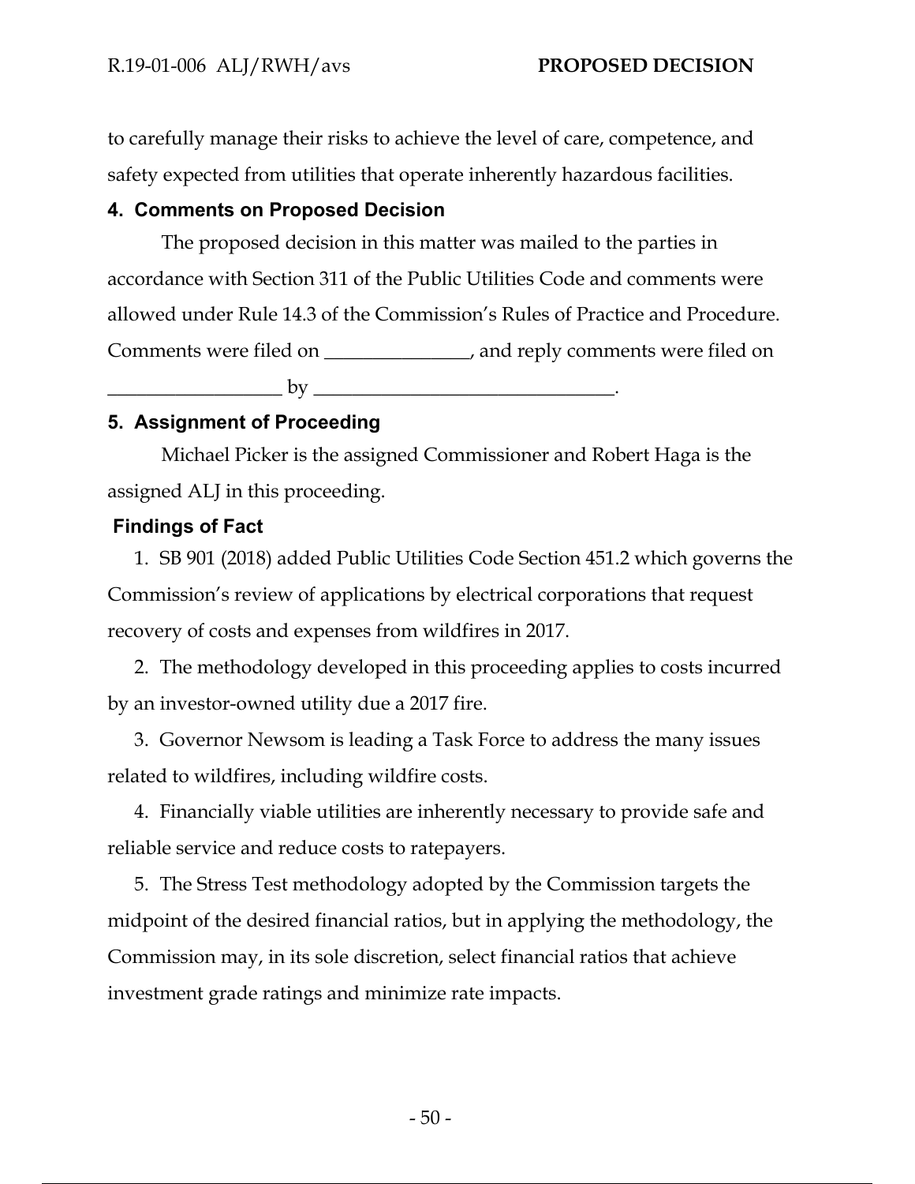to carefully manage their risks to achieve the level of care, competence, and safety expected from utilities that operate inherently hazardous facilities.

### 4. Comments on Proposed Decision

The proposed decision in this matter was mailed to the parties in accordance with Section 311 of the Public Utilities Code and comments were allowed under Rule 14.3 of the Commission's Rules of Practice and Procedure. Comments were filed on _______________, and reply comments were filed on __________________ by _______________________________.

### 5. Assignment of Proceeding

Michael Picker is the assigned Commissioner and Robert Haga is the assigned ALJ in this proceeding.

### Findings of Fact

1. SB 901 (2018) added Public Utilities Code Section 451.2 which governs the Commission's review of applications by electrical corporations that request recovery of costs and expenses from wildfires in 2017.

2. The methodology developed in this proceeding applies to costs incurred by an investor-owned utility due a 2017 fire.

3. Governor Newsom is leading a Task Force to address the many issues related to wildfires, including wildfire costs.

4. Financially viable utilities are inherently necessary to provide safe and reliable service and reduce costs to ratepayers.

5. The Stress Test methodology adopted by the Commission targets the midpoint of the desired financial ratios, but in applying the methodology, the Commission may, in its sole discretion, select financial ratios that achieve investment grade ratings and minimize rate impacts.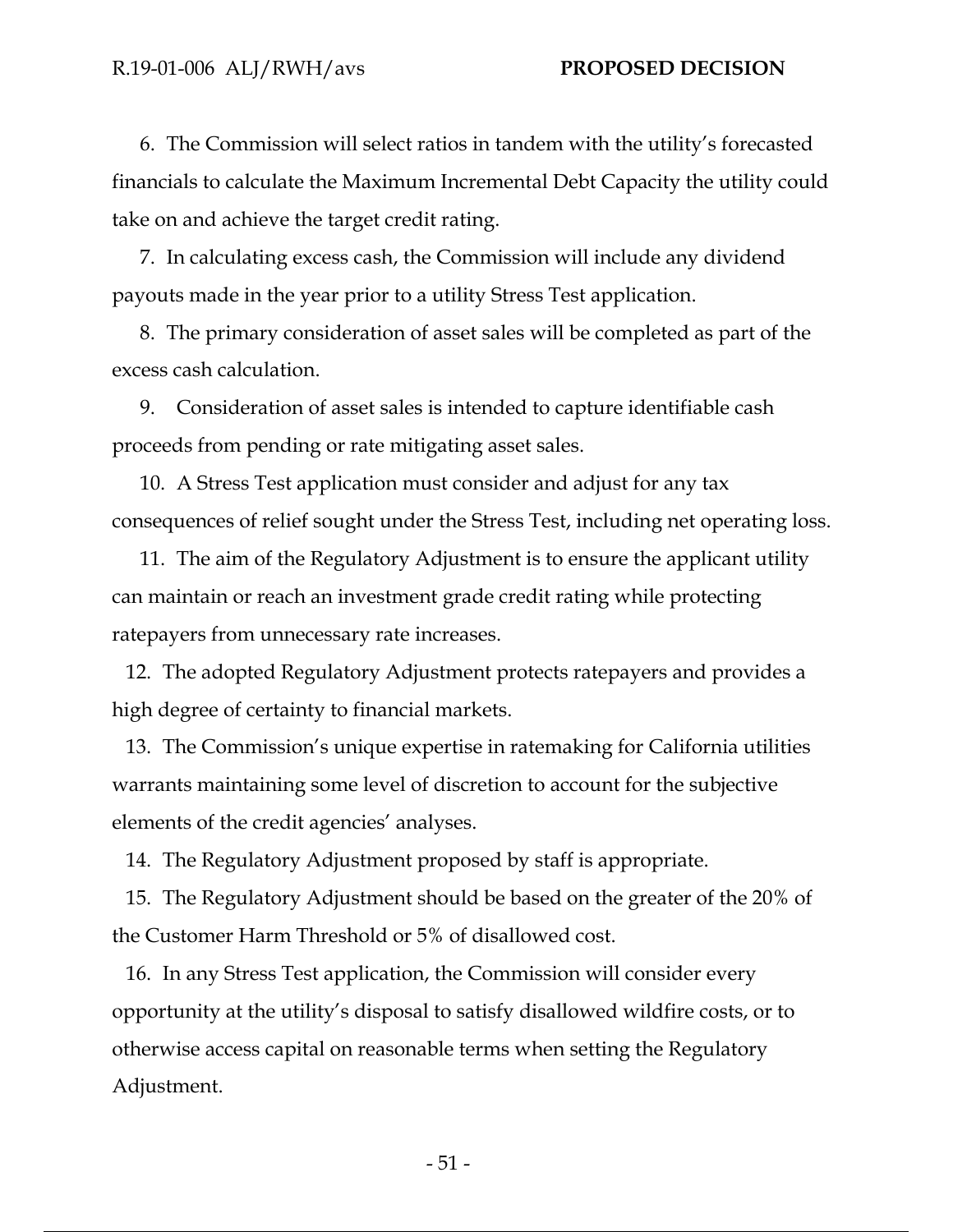6. The Commission will select ratios in tandem with the utility's forecasted financials to calculate the Maximum Incremental Debt Capacity the utility could take on and achieve the target credit rating.

7. In calculating excess cash, the Commission will include any dividend payouts made in the year prior to a utility Stress Test application.

8. The primary consideration of asset sales will be completed as part of the excess cash calculation.

9. Consideration of asset sales is intended to capture identifiable cash proceeds from pending or rate mitigating asset sales.

10. A Stress Test application must consider and adjust for any tax consequences of relief sought under the Stress Test, including net operating loss.

11. The aim of the Regulatory Adjustment is to ensure the applicant utility can maintain or reach an investment grade credit rating while protecting ratepayers from unnecessary rate increases.

12. The adopted Regulatory Adjustment protects ratepayers and provides a high degree of certainty to financial markets.

13. The Commission's unique expertise in ratemaking for California utilities warrants maintaining some level of discretion to account for the subjective elements of the credit agencies' analyses.

14. The Regulatory Adjustment proposed by staff is appropriate.

15. The Regulatory Adjustment should be based on the greater of the 20% of the Customer Harm Threshold or 5% of disallowed cost.

16. In any Stress Test application, the Commission will consider every opportunity at the utility's disposal to satisfy disallowed wildfire costs, or to otherwise access capital on reasonable terms when setting the Regulatory Adjustment.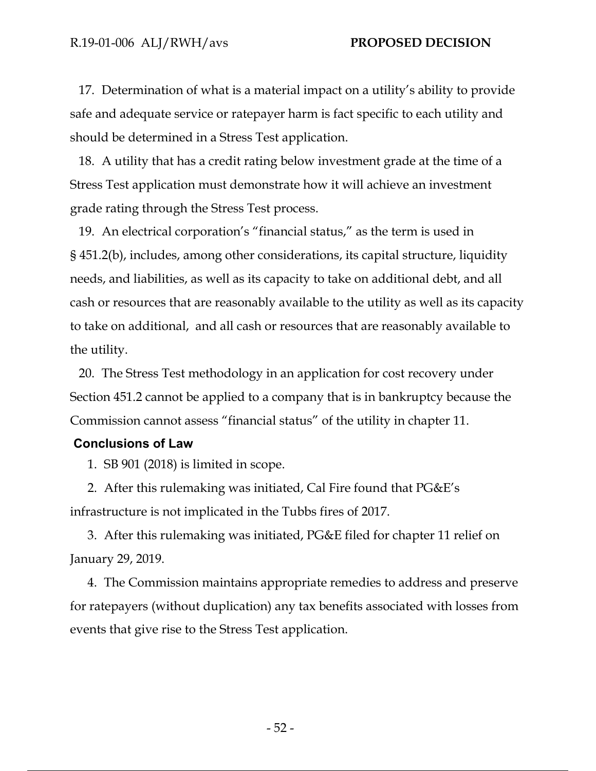17. Determination of what is a material impact on a utility's ability to provide safe and adequate service or ratepayer harm is fact specific to each utility and should be determined in a Stress Test application.

18. A utility that has a credit rating below investment grade at the time of a Stress Test application must demonstrate how it will achieve an investment grade rating through the Stress Test process.

19. An electrical corporation's "financial status," as the term is used in § 451.2(b), includes, among other considerations, its capital structure, liquidity needs, and liabilities, as well as its capacity to take on additional debt, and all cash or resources that are reasonably available to the utility as well as its capacity to take on additional, and all cash or resources that are reasonably available to the utility.

20. The Stress Test methodology in an application for cost recovery under Section 451.2 cannot be applied to a company that is in bankruptcy because the Commission cannot assess "financial status" of the utility in chapter 11.

## Conclusions of Law

1. SB 901 (2018) is limited in scope.

2. After this rulemaking was initiated, Cal Fire found that PG&E's infrastructure is not implicated in the Tubbs fires of 2017.

3. After this rulemaking was initiated, PG&E filed for chapter 11 relief on January 29, 2019.

4. The Commission maintains appropriate remedies to address and preserve for ratepayers (without duplication) any tax benefits associated with losses from events that give rise to the Stress Test application.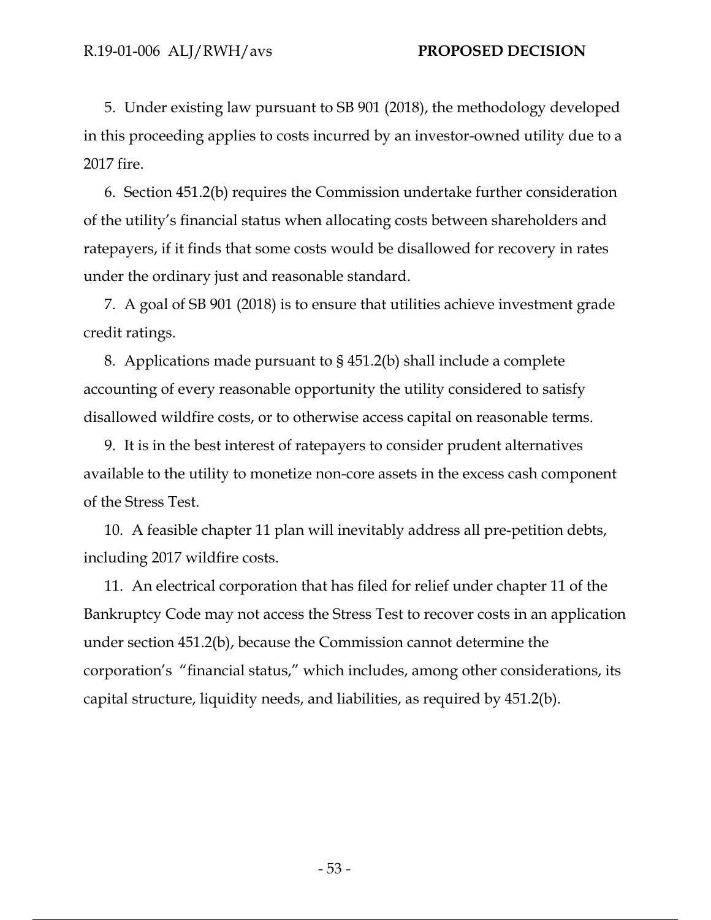5. Under existing law pursuant to SB 901 (2018), the methodology developed in this proceeding applies to costs incurred by an investor-owned utility due to a 2017 fire.

6. Section 451.2(b) requires the Commission undertake further consideration of the utility's financial status when allocating costs between shareholders and ratepayers, if it finds that some costs would be disallowed for recovery in rates under the ordinary just and reasonable standard.

7. A goal of SB 901 (2018) is to ensure that utilities achieve investment grade credit ratings.

8. Applications made pursuant to § 451.2(b) shall include a complete accounting of every reasonable opportunity the utility considered to satisfy disallowed wildfire costs, or to otherwise access capital on reasonable terms.

9. It is in the best interest of ratepayers to consider prudent alternatives available to the utility to monetize non-core assets in the excess cash component of the Stress Test.

10. A feasible chapter 11 plan will inevitably address all pre-petition debts, including 2017 wildfire costs.

11. An electrical corporation that has filed for relief under chapter 11 of the Bankruptcy Code may not access the Stress Test to recover costs in an application under section 451.2(b), because the Commission cannot determine the corporation's "financial status," which includes, among other considerations, its capital structure, liquidity needs, and liabilities, as required by 451.2(b).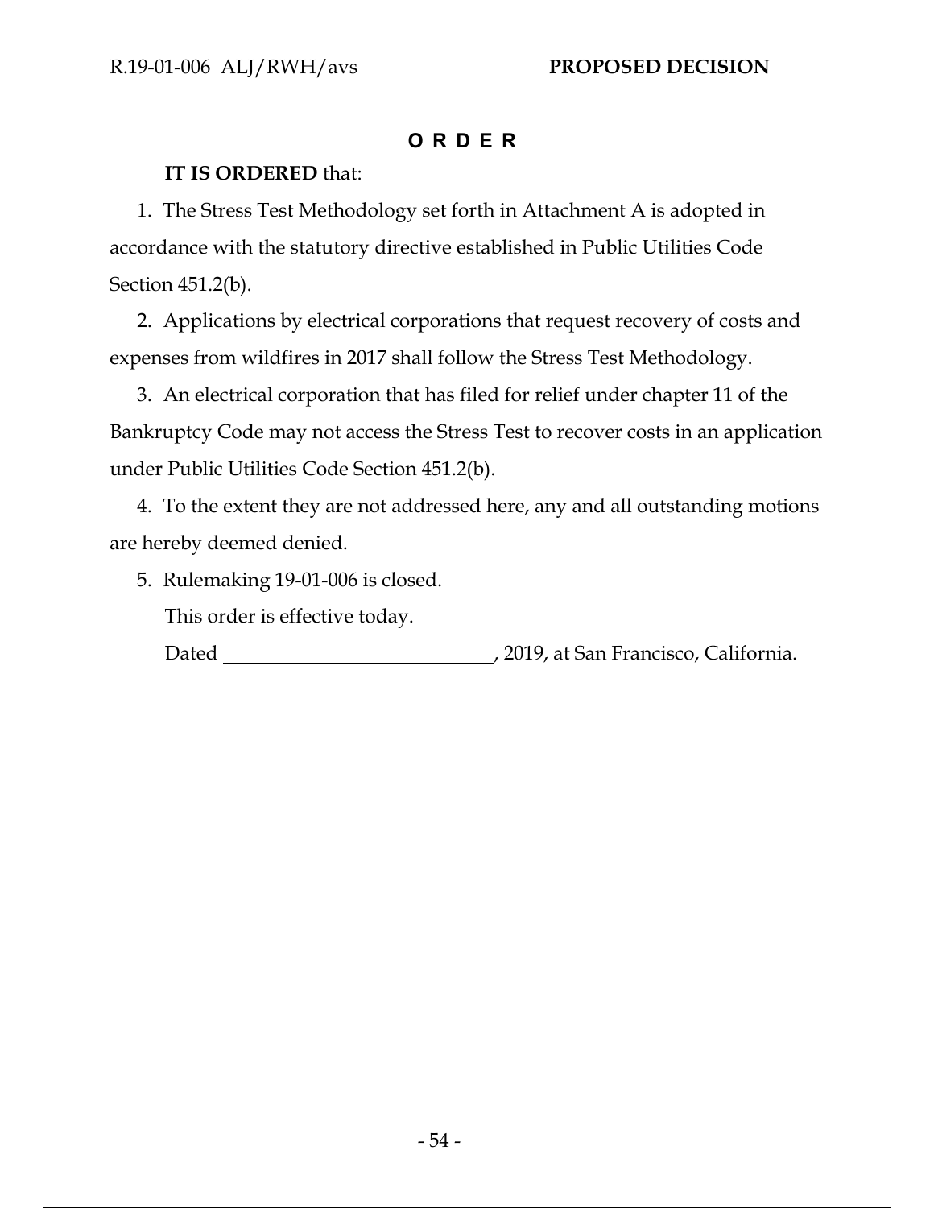## O R D E R

**IT IS ORDERED** that:

1. The Stress Test Methodology set forth in Attachment A is adopted in accordance with the statutory directive established in Public Utilities Code Section 451.2(b).

2. Applications by electrical corporations that request recovery of costs and expenses from wildfires in 2017 shall follow the Stress Test Methodology.

3. An electrical corporation that has filed for relief under chapter 11 of the Bankruptcy Code may not access the Stress Test to recover costs in an application under Public Utilities Code Section 451.2(b).

4. To the extent they are not addressed here, any and all outstanding motions are hereby deemed denied.

5. Rulemaking 19-01-006 is closed.

This order is effective today.

Dated ______________________, 2019, at San Francisco, California.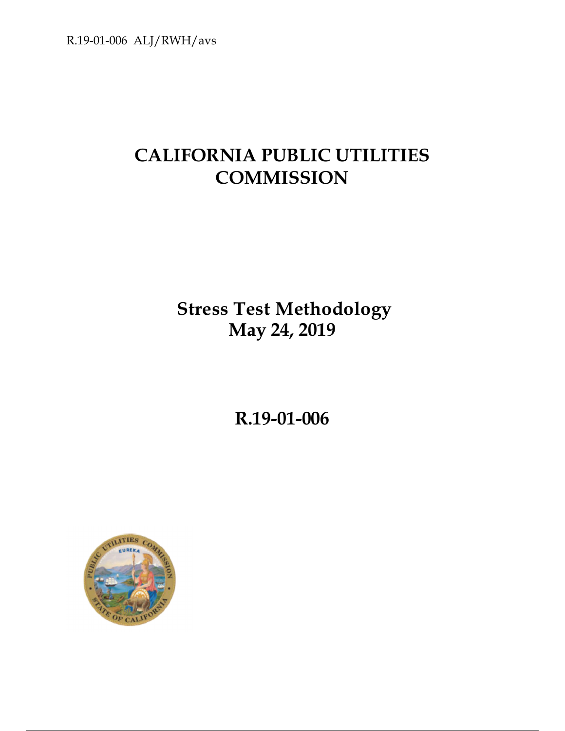# CALIFORNIA PUBLIC UTILITIES COMMISSION

## Stress Test Methodology
## May 24, 2019

## R.19-01-006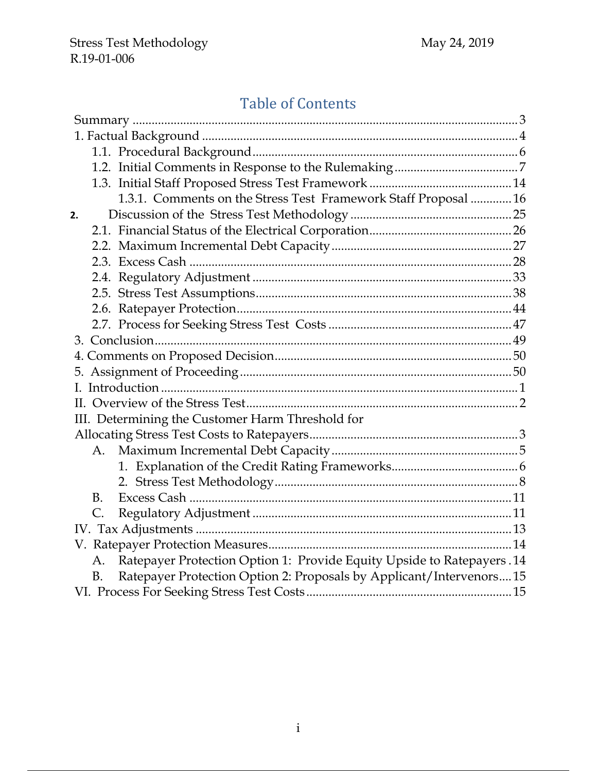# Table of Contents

Summary ........................................................................................................... 3
1. Factual Background ................................................................................... 4
  1.1. Procedural Background ..................................................................... 6
  1.2. Initial Comments in Response to the Rulemaking ............................ 7
  1.3. Initial Staff Proposed Stress Test Framework .................................. 14
    1.3.1. Comments on the Stress Test Framework Staff Proposal ............ 16
2. Discussion of the Stress Test Methodology ............................................ 25
  2.1. Financial Status of the Electrical Corporation .................................. 26
  2.2. Maximum Incremental Debt Capacity ............................................. 27
  2.3. Excess Cash ....................................................................................... 28
  2.4. Regulatory Adjustment ..................................................................... 33
  2.5. Stress Test Assumptions ................................................................... 38
  2.6. Ratepayer Protection ......................................................................... 44
  2.7. Process for Seeking Stress Test Costs ............................................... 47
3. Conclusion .................................................................................................. 49
4. Comments on Proposed Decision .............................................................. 50
5. Assignment of Proceeding ......................................................................... 50
I. Introduction .................................................................................................. 1
II. Overview of the Stress Test ........................................................................ 2
III. Determining the Customer Harm Threshold for Allocating Stress Test Costs to Ratepayers ................................................................................... 3
  A. Maximum Incremental Debt Capacity ................................................... 5
    1. Explanation of the Credit Rating Frameworks ...................................... 6
    2. Stress Test Methodology ......................................................................... 8
  B. Excess Cash ............................................................................................. 11
  C. Regulatory Adjustment ........................................................................... 11
IV. Tax Adjustments ........................................................................................ 13
V. Ratepayer Protection Measures ................................................................. 14
  A. Ratepayer Protection Option 1: Provide Equity Upside to Ratepayers . 14
  B. Ratepayer Protection Option 2: Proposals by Applicant/Intervenors .... 15
VI. Process For Seeking Stress Test Costs ...................................................... 15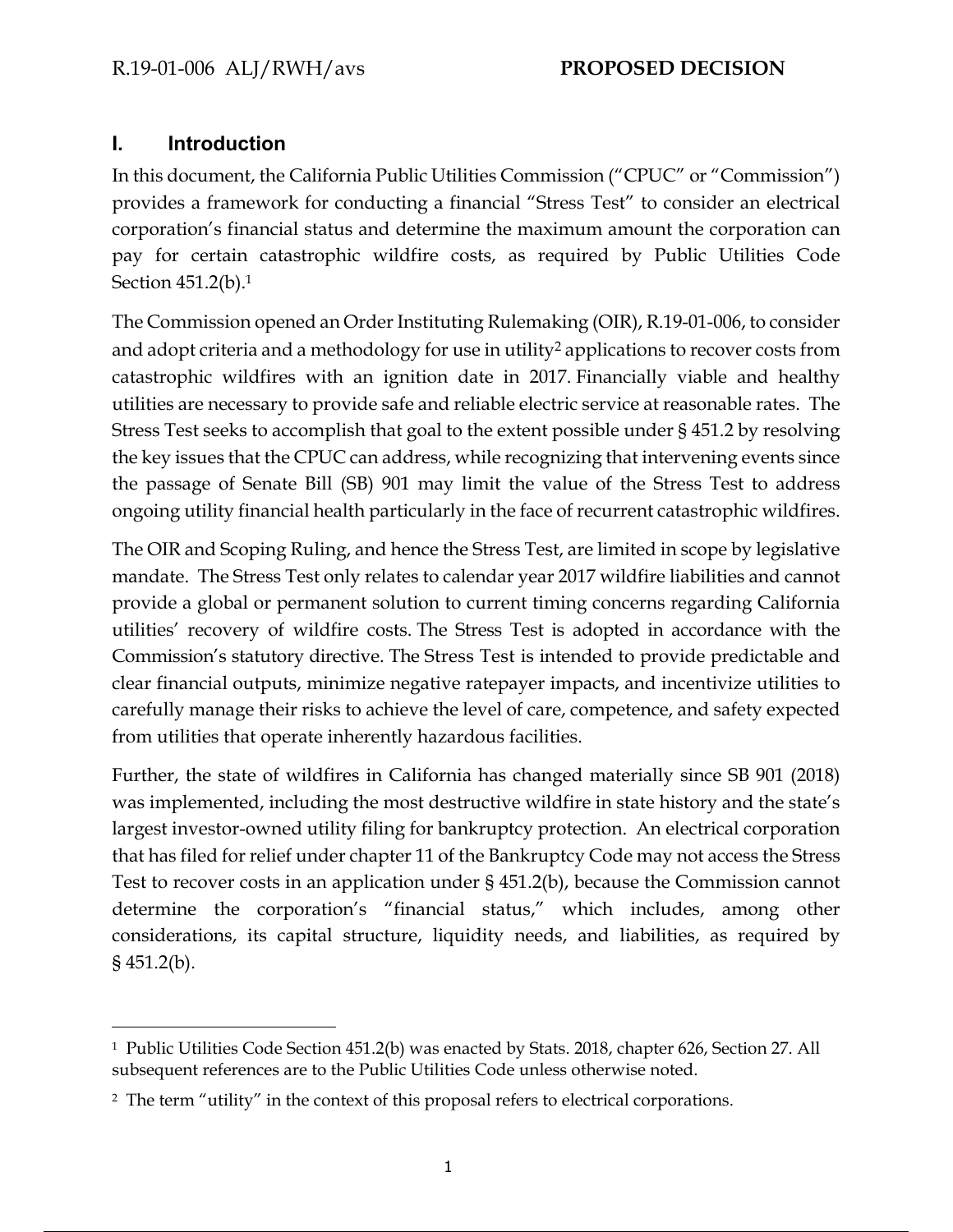## I. Introduction

In this document, the California Public Utilities Commission ("CPUC" or "Commission") provides a framework for conducting a financial "Stress Test" to consider an electrical corporation's financial status and determine the maximum amount the corporation can pay for certain catastrophic wildfire costs, as required by Public Utilities Code Section 451.2(b).[1]

The Commission opened an Order Instituting Rulemaking (OIR), R.19-01-006, to consider and adopt criteria and a methodology for use in utility[2] applications to recover costs from catastrophic wildfires with an ignition date in 2017. Financially viable and healthy utilities are necessary to provide safe and reliable electric service at reasonable rates. The Stress Test seeks to accomplish that goal to the extent possible under § 451.2 by resolving the key issues that the CPUC can address, while recognizing that intervening events since the passage of Senate Bill (SB) 901 may limit the value of the Stress Test to address ongoing utility financial health particularly in the face of recurrent catastrophic wildfires.

The OIR and Scoping Ruling, and hence the Stress Test, are limited in scope by legislative mandate. The Stress Test only relates to calendar year 2017 wildfire liabilities and cannot provide a global or permanent solution to current timing concerns regarding California utilities' recovery of wildfire costs. The Stress Test is adopted in accordance with the Commission's statutory directive. The Stress Test is intended to provide predictable and clear financial outputs, minimize negative ratepayer impacts, and incentivize utilities to carefully manage their risks to achieve the level of care, competence, and safety expected from utilities that operate inherently hazardous facilities.

Further, the state of wildfires in California has changed materially since SB 901 (2018) was implemented, including the most destructive wildfire in state history and the state's largest investor-owned utility filing for bankruptcy protection. An electrical corporation that has filed for relief under chapter 11 of the Bankruptcy Code may not access the Stress Test to recover costs in an application under § 451.2(b), because the Commission cannot determine the corporation's "financial status," which includes, among other considerations, its capital structure, liquidity needs, and liabilities, as required by § 451.2(b).

---

[1] Public Utilities Code Section 451.2(b) was enacted by Stats. 2018, chapter 626, Section 27. All subsequent references are to the Public Utilities Code unless otherwise noted.

[2] The term "utility" in the context of this proposal refers to electrical corporations.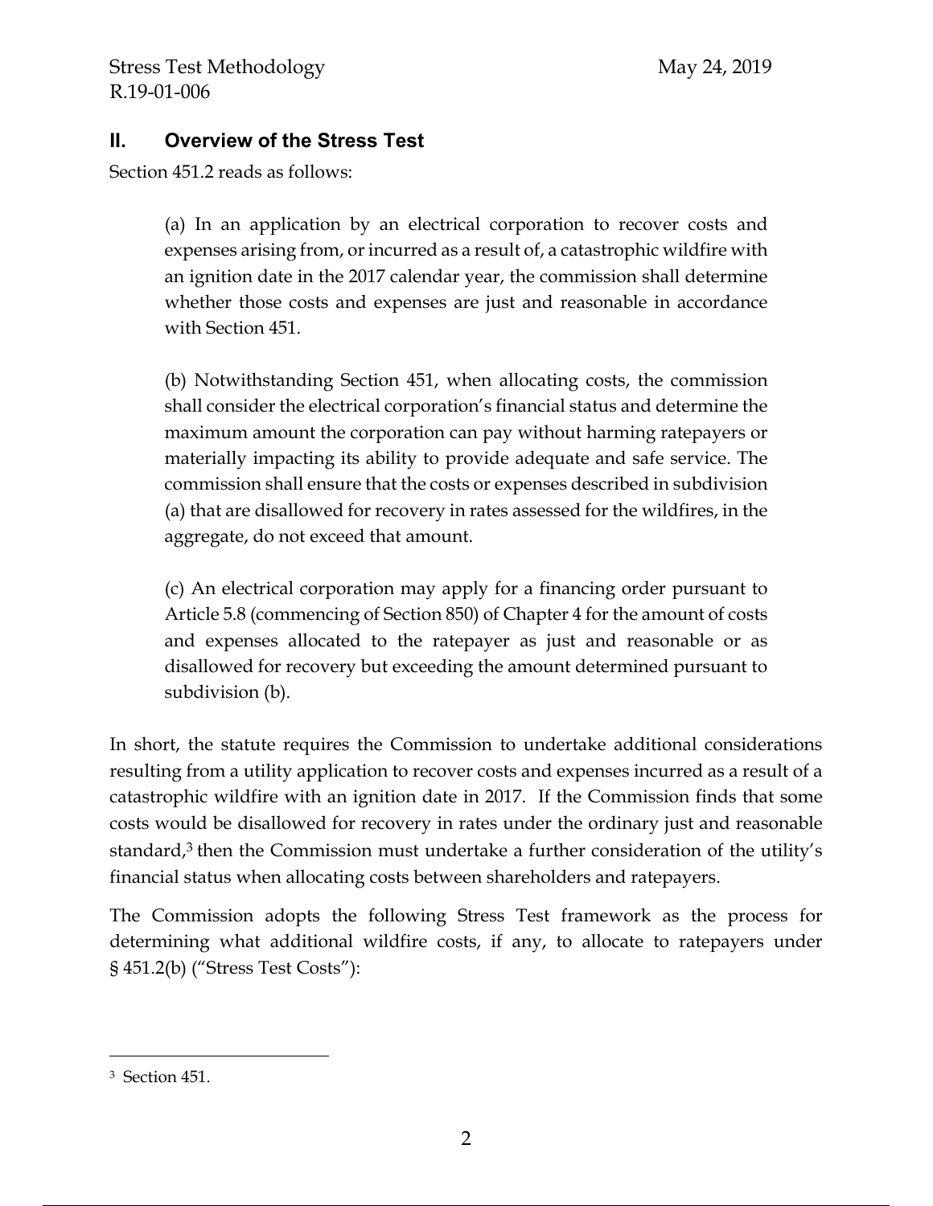## II. Overview of the Stress Test

Section 451.2 reads as follows:

> (a) In an application by an electrical corporation to recover costs and expenses arising from, or incurred as a result of, a catastrophic wildfire with an ignition date in the 2017 calendar year, the commission shall determine whether those costs and expenses are just and reasonable in accordance with Section 451.
>
> (b) Notwithstanding Section 451, when allocating costs, the commission shall consider the electrical corporation's financial status and determine the maximum amount the corporation can pay without harming ratepayers or materially impacting its ability to provide adequate and safe service. The commission shall ensure that the costs or expenses described in subdivision (a) that are disallowed for recovery in rates assessed for the wildfires, in the aggregate, do not exceed that amount.
>
> (c) An electrical corporation may apply for a financing order pursuant to Article 5.8 (commencing of Section 850) of Chapter 4 for the amount of costs and expenses allocated to the ratepayer as just and reasonable or as disallowed for recovery but exceeding the amount determined pursuant to subdivision (b).

In short, the statute requires the Commission to undertake additional considerations resulting from a utility application to recover costs and expenses incurred as a result of a catastrophic wildfire with an ignition date in 2017. If the Commission finds that some costs would be disallowed for recovery in rates under the ordinary just and reasonable standard,[3] then the Commission must undertake a further consideration of the utility's financial status when allocating costs between shareholders and ratepayers.

The Commission adopts the following Stress Test framework as the process for determining what additional wildfire costs, if any, to allocate to ratepayers under § 451.2(b) ("Stress Test Costs"):

---

[3] Section 451.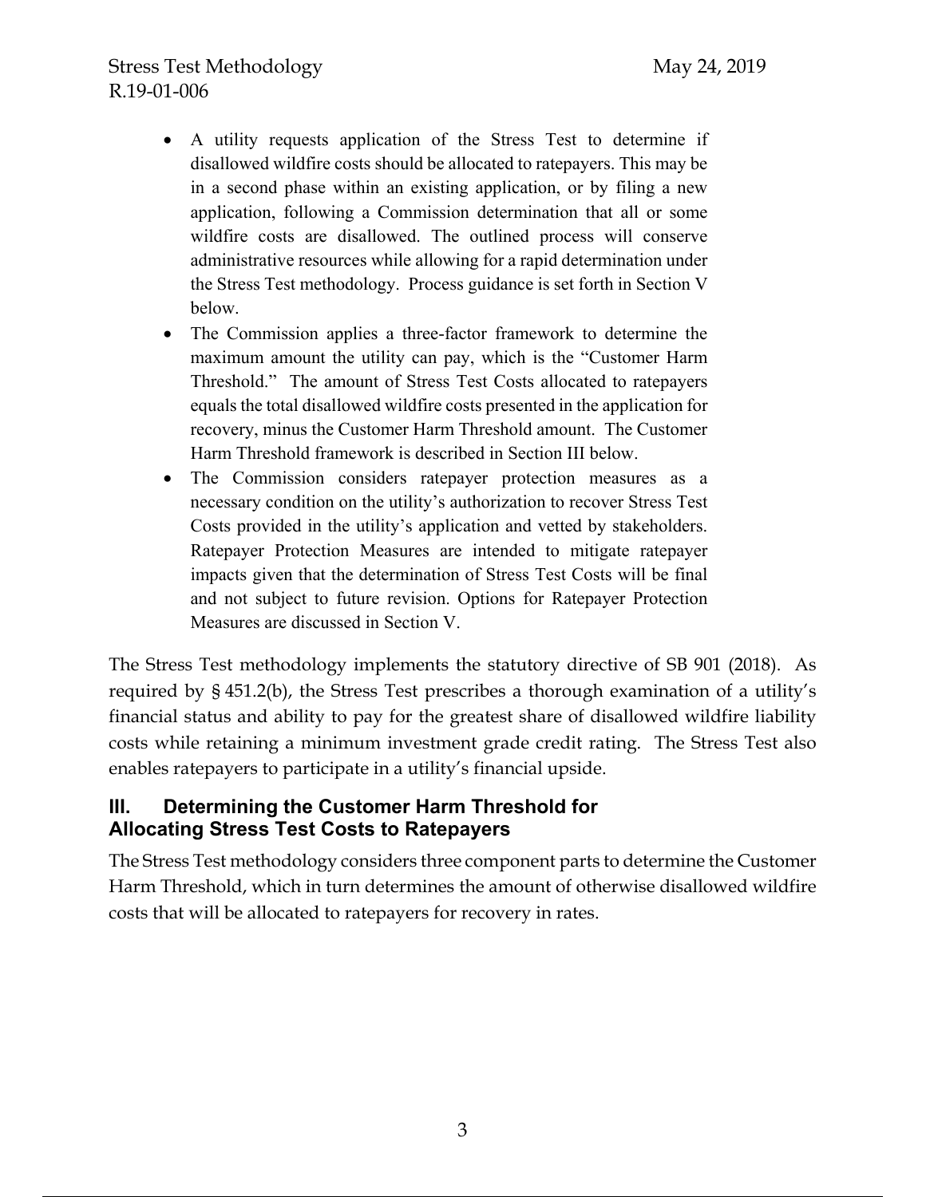- A utility requests application of the Stress Test to determine if disallowed wildfire costs should be allocated to ratepayers. This may be in a second phase within an existing application, or by filing a new application, following a Commission determination that all or some wildfire costs are disallowed. The outlined process will conserve administrative resources while allowing for a rapid determination under the Stress Test methodology. Process guidance is set forth in Section V below.
- The Commission applies a three-factor framework to determine the maximum amount the utility can pay, which is the "Customer Harm Threshold." The amount of Stress Test Costs allocated to ratepayers equals the total disallowed wildfire costs presented in the application for recovery, minus the Customer Harm Threshold amount. The Customer Harm Threshold framework is described in Section III below.
- The Commission considers ratepayer protection measures as a necessary condition on the utility's authorization to recover Stress Test Costs provided in the utility's application and vetted by stakeholders. Ratepayer Protection Measures are intended to mitigate ratepayer impacts given that the determination of Stress Test Costs will be final and not subject to future revision. Options for Ratepayer Protection Measures are discussed in Section V.

The Stress Test methodology implements the statutory directive of SB 901 (2018). As required by § 451.2(b), the Stress Test prescribes a thorough examination of a utility's financial status and ability to pay for the greatest share of disallowed wildfire liability costs while retaining a minimum investment grade credit rating. The Stress Test also enables ratepayers to participate in a utility's financial upside.

## III. Determining the Customer Harm Threshold for Allocating Stress Test Costs to Ratepayers

The Stress Test methodology considers three component parts to determine the Customer Harm Threshold, which in turn determines the amount of otherwise disallowed wildfire costs that will be allocated to ratepayers for recovery in rates.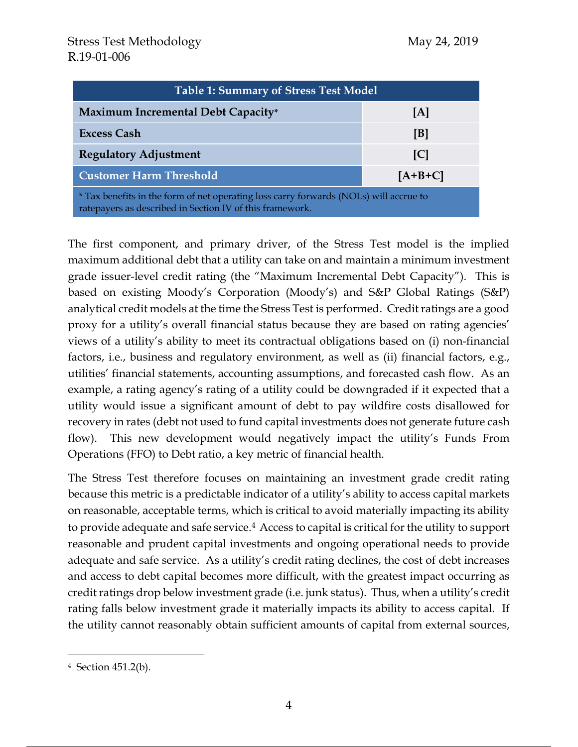| Table 1: Summary of Stress Test Model | |
|---|---|
| **Maximum Incremental Debt Capacity*** | **[A]** |
| **Excess Cash** | **[B]** |
| **Regulatory Adjustment** | **[C]** |
| **Customer Harm Threshold** | **[A+B+C]** |
| * Tax benefits in the form of net operating loss carry forwards (NOLs) will accrue to ratepayers as described in Section IV of this framework. | |

The first component, and primary driver, of the Stress Test model is the implied maximum additional debt that a utility can take on and maintain a minimum investment grade issuer-level credit rating (the "Maximum Incremental Debt Capacity"). This is based on existing Moody's Corporation (Moody's) and S&P Global Ratings (S&P) analytical credit models at the time the Stress Test is performed. Credit ratings are a good proxy for a utility's overall financial status because they are based on rating agencies' views of a utility's ability to meet its contractual obligations based on (i) non-financial factors, i.e., business and regulatory environment, as well as (ii) financial factors, e.g., utilities' financial statements, accounting assumptions, and forecasted cash flow. As an example, a rating agency's rating of a utility could be downgraded if it expected that a utility would issue a significant amount of debt to pay wildfire costs disallowed for recovery in rates (debt not used to fund capital investments does not generate future cash flow). This new development would negatively impact the utility's Funds From Operations (FFO) to Debt ratio, a key metric of financial health.

The Stress Test therefore focuses on maintaining an investment grade credit rating because this metric is a predictable indicator of a utility's ability to access capital markets on reasonable, acceptable terms, which is critical to avoid materially impacting its ability to provide adequate and safe service.[4] Access to capital is critical for the utility to support reasonable and prudent capital investments and ongoing operational needs to provide adequate and safe service. As a utility's credit rating declines, the cost of debt increases and access to debt capital becomes more difficult, with the greatest impact occurring as credit ratings drop below investment grade (i.e. junk status). Thus, when a utility's credit rating falls below investment grade it materially impacts its ability to access capital. If the utility cannot reasonably obtain sufficient amounts of capital from external sources,

[4] Section 451.2(b).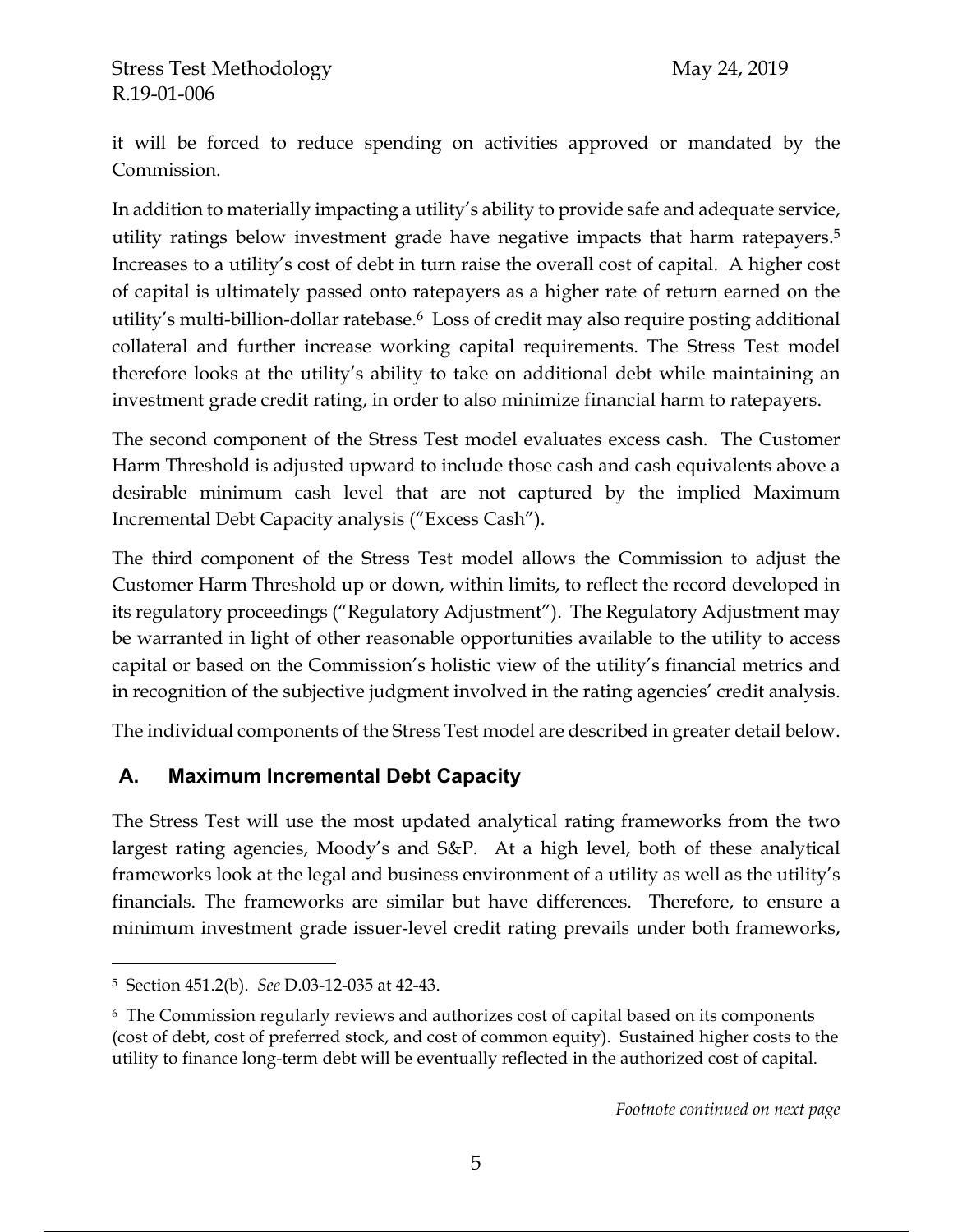it will be forced to reduce spending on activities approved or mandated by the Commission.

In addition to materially impacting a utility's ability to provide safe and adequate service, utility ratings below investment grade have negative impacts that harm ratepayers.[5] Increases to a utility's cost of debt in turn raise the overall cost of capital. A higher cost of capital is ultimately passed onto ratepayers as a higher rate of return earned on the utility's multi-billion-dollar ratebase.[6] Loss of credit may also require posting additional collateral and further increase working capital requirements. The Stress Test model therefore looks at the utility's ability to take on additional debt while maintaining an investment grade credit rating, in order to also minimize financial harm to ratepayers.

The second component of the Stress Test model evaluates excess cash. The Customer Harm Threshold is adjusted upward to include those cash and cash equivalents above a desirable minimum cash level that are not captured by the implied Maximum Incremental Debt Capacity analysis ("Excess Cash").

The third component of the Stress Test model allows the Commission to adjust the Customer Harm Threshold up or down, within limits, to reflect the record developed in its regulatory proceedings ("Regulatory Adjustment"). The Regulatory Adjustment may be warranted in light of other reasonable opportunities available to the utility to access capital or based on the Commission's holistic view of the utility's financial metrics and in recognition of the subjective judgment involved in the rating agencies' credit analysis.

The individual components of the Stress Test model are described in greater detail below.

## A. Maximum Incremental Debt Capacity

The Stress Test will use the most updated analytical rating frameworks from the two largest rating agencies, Moody's and S&P. At a high level, both of these analytical frameworks look at the legal and business environment of a utility as well as the utility's financials. The frameworks are similar but have differences. Therefore, to ensure a minimum investment grade issuer-level credit rating prevails under both frameworks,

---

[5] Section 451.2(b). *See* D.03-12-035 at 42-43.

[6] The Commission regularly reviews and authorizes cost of capital based on its components (cost of debt, cost of preferred stock, and cost of common equity). Sustained higher costs to the utility to finance long-term debt will be eventually reflected in the authorized cost of capital.

*Footnote continued on next page*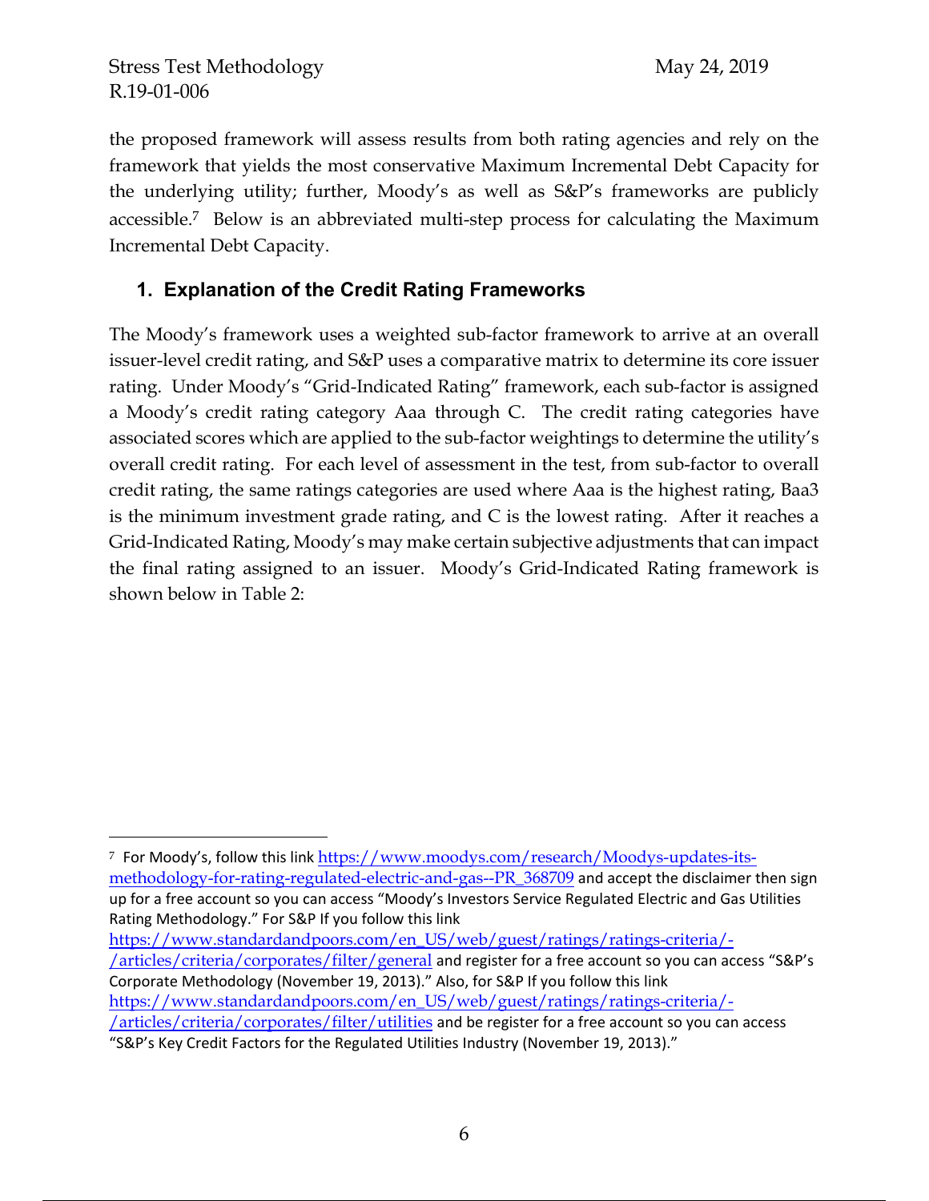the proposed framework will assess results from both rating agencies and rely on the framework that yields the most conservative Maximum Incremental Debt Capacity for the underlying utility; further, Moody's as well as S&P's frameworks are publicly accessible.[7] Below is an abbreviated multi-step process for calculating the Maximum Incremental Debt Capacity.

## 1. Explanation of the Credit Rating Frameworks

The Moody's framework uses a weighted sub-factor framework to arrive at an overall issuer-level credit rating, and S&P uses a comparative matrix to determine its core issuer rating. Under Moody's "Grid-Indicated Rating" framework, each sub-factor is assigned a Moody's credit rating category Aaa through C. The credit rating categories have associated scores which are applied to the sub-factor weightings to determine the utility's overall credit rating. For each level of assessment in the test, from sub-factor to overall credit rating, the same ratings categories are used where Aaa is the highest rating, Baa3 is the minimum investment grade rating, and C is the lowest rating. After it reaches a Grid-Indicated Rating, Moody's may make certain subjective adjustments that can impact the final rating assigned to an issuer. Moody's Grid-Indicated Rating framework is shown below in Table 2:

---

[7] For Moody's, follow this link https://www.moodys.com/research/Moodys-updates-its-methodology-for-rating-regulated-electric-and-gas--PR_368709 and accept the disclaimer then sign up for a free account so you can access "Moody's Investors Service Regulated Electric and Gas Utilities Rating Methodology." For S&P If you follow this link https://www.standardandpoors.com/en_US/web/guest/ratings/ratings-criteria/-/articles/criteria/corporates/filter/general and register for a free account so you can access "S&P's Corporate Methodology (November 19, 2013)." Also, for S&P If you follow this link https://www.standardandpoors.com/en_US/web/guest/ratings/ratings-criteria/-/articles/criteria/corporates/filter/utilities and be register for a free account so you can access "S&P's Key Credit Factors for the Regulated Utilities Industry (November 19, 2013)."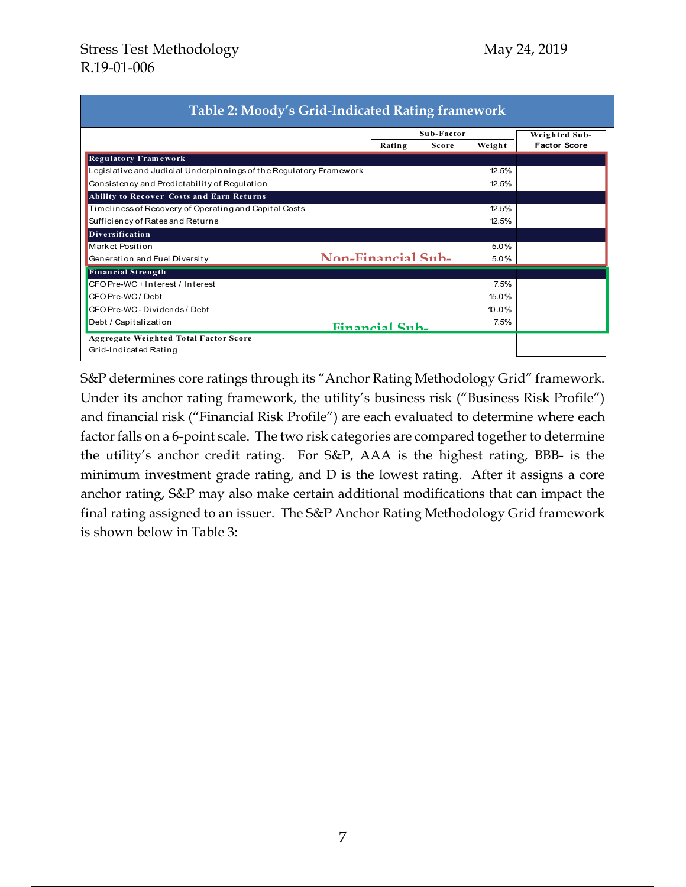**Table 2: Moody's Grid-Indicated Rating framework**

| | Sub-Factor Rating | Sub-Factor Score | Sub-Factor Weight | Weighted Sub-Factor Score |
|---|---|---|---|---|
| **Regulatory Framework** | | | | |
| Legislative and Judicial Underpinnings of the Regulatory Framework | | | 12.5% | |
| Consistency and Predictability of Regulation | | | 12.5% | |
| **Ability to Recover Costs and Earn Returns** | | | | |
| Timeliness of Recovery of Operating and Capital Costs | | | 12.5% | |
| Sufficiency of Rates and Returns | | | 12.5% | |
| **Diversification** | | | | |
| Market Position | | | 5.0% | |
| Generation and Fuel Diversity | | | 5.0% | |
| **Financial Strength** | | | | |
| CFO Pre-WC + Interest / Interest | | | 7.5% | |
| CFO Pre-WC / Debt | | | 15.0% | |
| CFO Pre-WC - Dividends / Debt | | | 10.0% | |
| Debt / Capitalization | | | 7.5% | |
| **Aggregate Weighted Total Factor Score** | | | | |
| Grid-Indicated Rating | | | | |

Non-Financial Sub-

Financial Sub-

S&P determines core ratings through its "Anchor Rating Methodology Grid" framework. Under its anchor rating framework, the utility's business risk ("Business Risk Profile") and financial risk ("Financial Risk Profile") are each evaluated to determine where each factor falls on a 6-point scale. The two risk categories are compared together to determine the utility's anchor credit rating. For S&P, AAA is the highest rating, BBB- is the minimum investment grade rating, and D is the lowest rating. After it assigns a core anchor rating, S&P may also make certain additional modifications that can impact the final rating assigned to an issuer. The S&P Anchor Rating Methodology Grid framework is shown below in Table 3: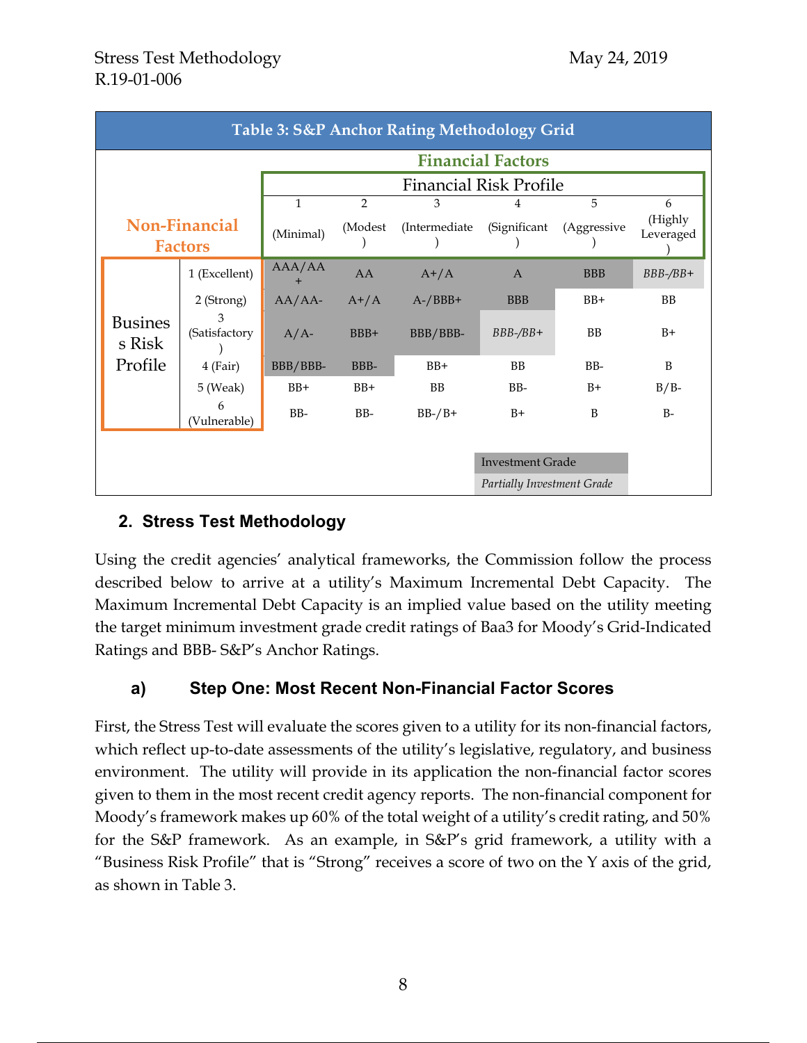**Table 3: S&P Anchor Rating Methodology Grid**

| Non-Financial Factors | | Financial Factors — Financial Risk Profile | | | | | |
|---|---|---|---|---|---|---|---|
| | | 1 (Minimal) | 2 (Modest) | 3 (Intermediate) | 4 (Significant) | 5 (Aggressive) | 6 (Highly Leveraged) |
| Business Risk Profile | 1 (Excellent) | AAA/AA+ | AA | A+/A | A | BBB | *BBB-/BB+* |
| | 2 (Strong) | AA/AA- | A+/A | A-/BBB+ | BBB | BB+ | BB |
| | 3 (Satisfactory) | A/A- | BBB+ | BBB/BBB- | *BBB-/BB+* | BB | B+ |
| | 4 (Fair) | BBB/BBB- | BBB- | BB+ | BB | BB- | B |
| | 5 (Weak) | BB+ | BB+ | BB | BB- | B+ | B/B- |
| | 6 (Vulnerable) | BB- | BB- | BB-/B+ | B+ | B | B- |

Investment Grade

*Partially Investment Grade*

## 2. Stress Test Methodology

Using the credit agencies' analytical frameworks, the Commission follow the process described below to arrive at a utility's Maximum Incremental Debt Capacity. The Maximum Incremental Debt Capacity is an implied value based on the utility meeting the target minimum investment grade credit ratings of Baa3 for Moody's Grid-Indicated Ratings and BBB- S&P's Anchor Ratings.

### a) Step One: Most Recent Non-Financial Factor Scores

First, the Stress Test will evaluate the scores given to a utility for its non-financial factors, which reflect up-to-date assessments of the utility's legislative, regulatory, and business environment. The utility will provide in its application the non-financial factor scores given to them in the most recent credit agency reports. The non-financial component for Moody's framework makes up 60% of the total weight of a utility's credit rating, and 50% for the S&P framework. As an example, in S&P's grid framework, a utility with a "Business Risk Profile" that is "Strong" receives a score of two on the Y axis of the grid, as shown in Table 3.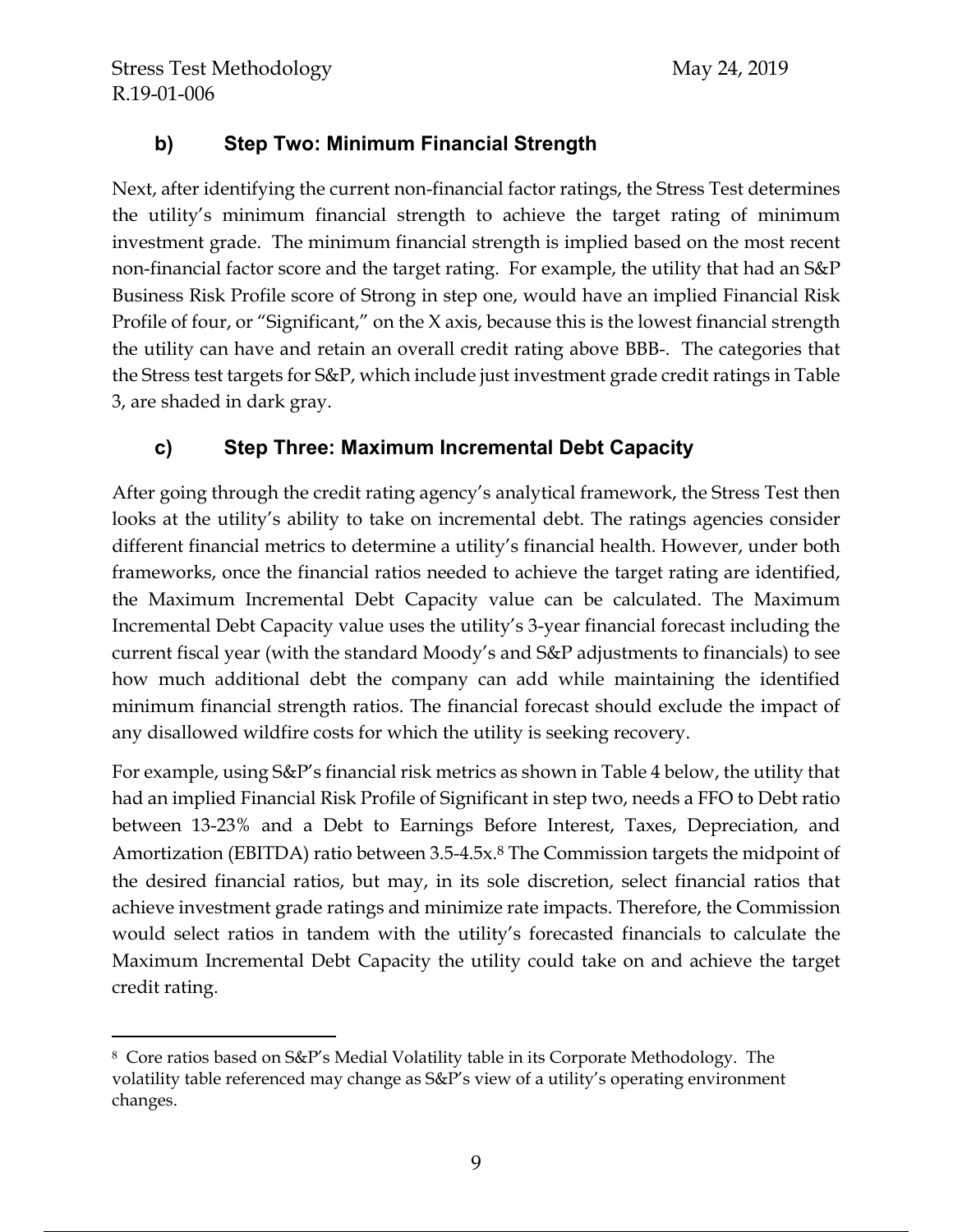### b) Step Two: Minimum Financial Strength

Next, after identifying the current non-financial factor ratings, the Stress Test determines the utility's minimum financial strength to achieve the target rating of minimum investment grade. The minimum financial strength is implied based on the most recent non-financial factor score and the target rating. For example, the utility that had an S&P Business Risk Profile score of Strong in step one, would have an implied Financial Risk Profile of four, or "Significant," on the X axis, because this is the lowest financial strength the utility can have and retain an overall credit rating above BBB-. The categories that the Stress test targets for S&P, which include just investment grade credit ratings in Table 3, are shaded in dark gray.

### c) Step Three: Maximum Incremental Debt Capacity

After going through the credit rating agency's analytical framework, the Stress Test then looks at the utility's ability to take on incremental debt. The ratings agencies consider different financial metrics to determine a utility's financial health. However, under both frameworks, once the financial ratios needed to achieve the target rating are identified, the Maximum Incremental Debt Capacity value can be calculated. The Maximum Incremental Debt Capacity value uses the utility's 3-year financial forecast including the current fiscal year (with the standard Moody's and S&P adjustments to financials) to see how much additional debt the company can add while maintaining the identified minimum financial strength ratios. The financial forecast should exclude the impact of any disallowed wildfire costs for which the utility is seeking recovery.

For example, using S&P's financial risk metrics as shown in Table 4 below, the utility that had an implied Financial Risk Profile of Significant in step two, needs a FFO to Debt ratio between 13-23% and a Debt to Earnings Before Interest, Taxes, Depreciation, and Amortization (EBITDA) ratio between 3.5-4.5x.[8] The Commission targets the midpoint of the desired financial ratios, but may, in its sole discretion, select financial ratios that achieve investment grade ratings and minimize rate impacts. Therefore, the Commission would select ratios in tandem with the utility's forecasted financials to calculate the Maximum Incremental Debt Capacity the utility could take on and achieve the target credit rating.

---

[8] Core ratios based on S&P's Medial Volatility table in its Corporate Methodology. The volatility table referenced may change as S&P's view of a utility's operating environment changes.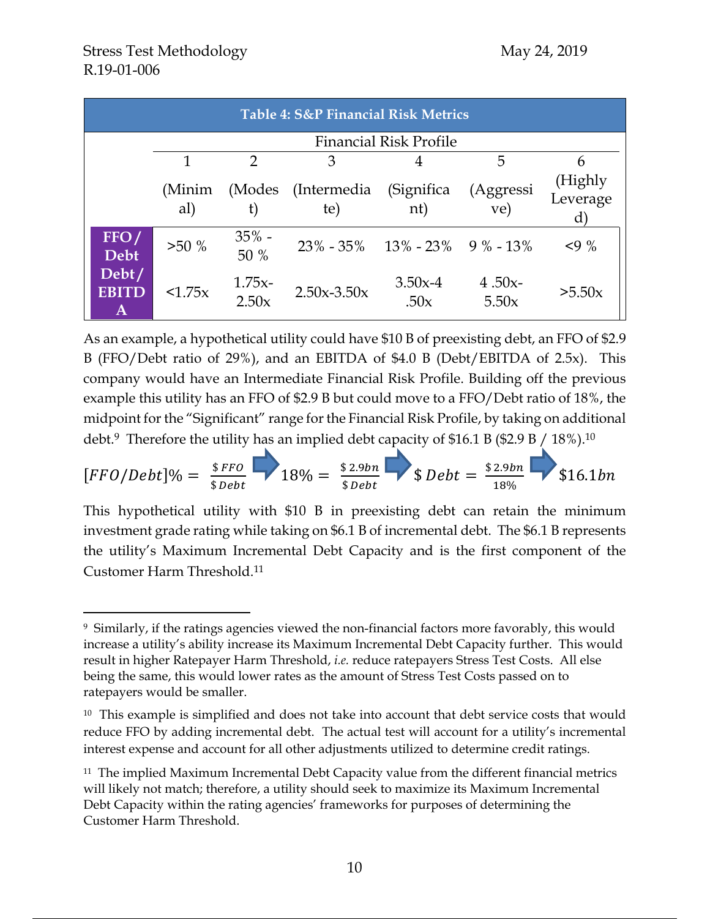| Table 4: S&P Financial Risk Metrics | | | | | | |
|---|---|---|---|---|---|---|
| | Financial Risk Profile | | | | | |
| | 1 (Minimal) | 2 (Modest) | 3 (Intermediate) | 4 (Significant) | 5 (Aggressive) | 6 (Highly Leveraged) |
| **FFO/ Debt** | >50 % | 35% - 50 % | 23% - 35% | 13% - 23% | 9 % - 13% | <9 % |
| **Debt/ EBITDA** | <1.75x | 1.75x-2.50x | 2.50x-3.50x | 3.50x-4 .50x | 4 .50x-5.50x | >5.50x |

As an example, a hypothetical utility could have $10 B of preexisting debt, an FFO of $2.9 B (FFO/Debt ratio of 29%), and an EBITDA of $4.0 B (Debt/EBITDA of 2.5x). This company would have an Intermediate Financial Risk Profile. Building off the previous example this utility has an FFO of $2.9 B but could move to a FFO/Debt ratio of 18%, the midpoint for the "Significant" range for the Financial Risk Profile, by taking on additional debt.[9] Therefore the utility has an implied debt capacity of $16.1 B ($2.9 B / 18%).[10]

$$[FFO/Debt]\% = \frac{\$\,FFO}{\$\,Debt} \Rightarrow 18\% = \frac{\$\,2.9bn}{\$\,Debt} \Rightarrow \$\,Debt = \frac{\$\,2.9bn}{18\%} \Rightarrow \$16.1bn$$

This hypothetical utility with $10 B in preexisting debt can retain the minimum investment grade rating while taking on $6.1 B of incremental debt. The $6.1 B represents the utility's Maximum Incremental Debt Capacity and is the first component of the Customer Harm Threshold.[11]

---

[9] Similarly, if the ratings agencies viewed the non-financial factors more favorably, this would increase a utility's ability increase its Maximum Incremental Debt Capacity further. This would result in higher Ratepayer Harm Threshold, *i.e.* reduce ratepayers Stress Test Costs. All else being the same, this would lower rates as the amount of Stress Test Costs passed on to ratepayers would be smaller.

[10] This example is simplified and does not take into account that debt service costs that would reduce FFO by adding incremental debt. The actual test will account for a utility's incremental interest expense and account for all other adjustments utilized to determine credit ratings.

[11] The implied Maximum Incremental Debt Capacity value from the different financial metrics will likely not match; therefore, a utility should seek to maximize its Maximum Incremental Debt Capacity within the rating agencies' frameworks for purposes of determining the Customer Harm Threshold.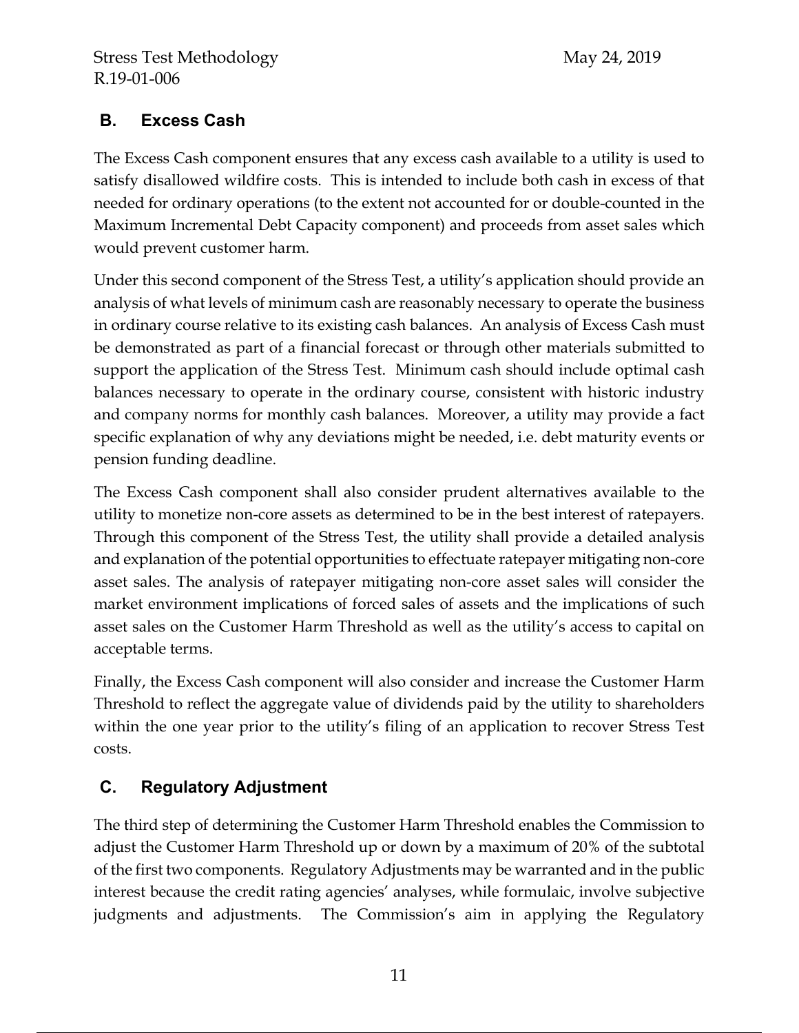## B. Excess Cash

The Excess Cash component ensures that any excess cash available to a utility is used to satisfy disallowed wildfire costs. This is intended to include both cash in excess of that needed for ordinary operations (to the extent not accounted for or double-counted in the Maximum Incremental Debt Capacity component) and proceeds from asset sales which would prevent customer harm.

Under this second component of the Stress Test, a utility's application should provide an analysis of what levels of minimum cash are reasonably necessary to operate the business in ordinary course relative to its existing cash balances. An analysis of Excess Cash must be demonstrated as part of a financial forecast or through other materials submitted to support the application of the Stress Test. Minimum cash should include optimal cash balances necessary to operate in the ordinary course, consistent with historic industry and company norms for monthly cash balances. Moreover, a utility may provide a fact specific explanation of why any deviations might be needed, i.e. debt maturity events or pension funding deadline.

The Excess Cash component shall also consider prudent alternatives available to the utility to monetize non-core assets as determined to be in the best interest of ratepayers. Through this component of the Stress Test, the utility shall provide a detailed analysis and explanation of the potential opportunities to effectuate ratepayer mitigating non-core asset sales. The analysis of ratepayer mitigating non-core asset sales will consider the market environment implications of forced sales of assets and the implications of such asset sales on the Customer Harm Threshold as well as the utility's access to capital on acceptable terms.

Finally, the Excess Cash component will also consider and increase the Customer Harm Threshold to reflect the aggregate value of dividends paid by the utility to shareholders within the one year prior to the utility's filing of an application to recover Stress Test costs.

## C. Regulatory Adjustment

The third step of determining the Customer Harm Threshold enables the Commission to adjust the Customer Harm Threshold up or down by a maximum of 20% of the subtotal of the first two components. Regulatory Adjustments may be warranted and in the public interest because the credit rating agencies' analyses, while formulaic, involve subjective judgments and adjustments. The Commission's aim in applying the Regulatory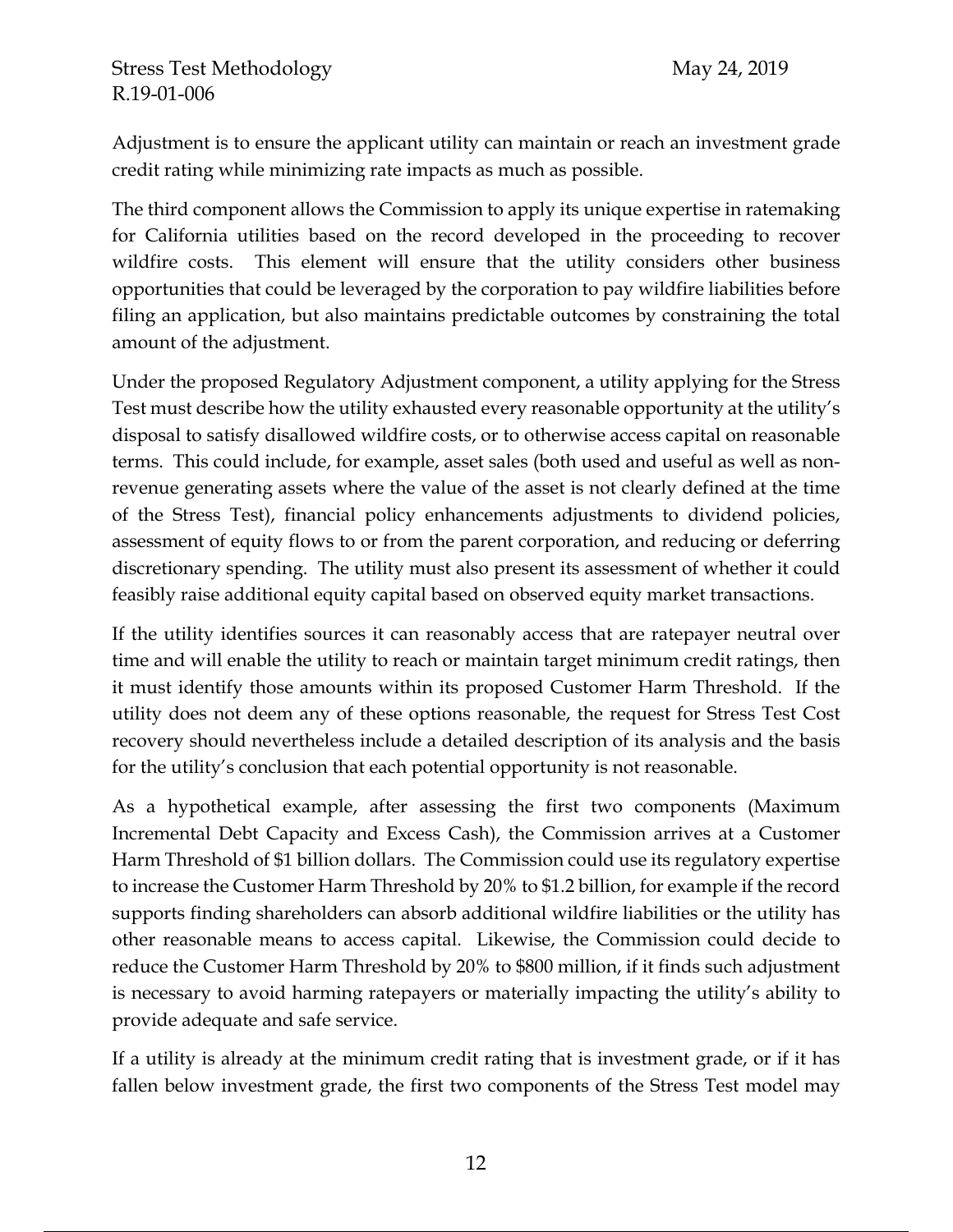Adjustment is to ensure the applicant utility can maintain or reach an investment grade credit rating while minimizing rate impacts as much as possible.

The third component allows the Commission to apply its unique expertise in ratemaking for California utilities based on the record developed in the proceeding to recover wildfire costs. This element will ensure that the utility considers other business opportunities that could be leveraged by the corporation to pay wildfire liabilities before filing an application, but also maintains predictable outcomes by constraining the total amount of the adjustment.

Under the proposed Regulatory Adjustment component, a utility applying for the Stress Test must describe how the utility exhausted every reasonable opportunity at the utility's disposal to satisfy disallowed wildfire costs, or to otherwise access capital on reasonable terms. This could include, for example, asset sales (both used and useful as well as non-revenue generating assets where the value of the asset is not clearly defined at the time of the Stress Test), financial policy enhancements adjustments to dividend policies, assessment of equity flows to or from the parent corporation, and reducing or deferring discretionary spending. The utility must also present its assessment of whether it could feasibly raise additional equity capital based on observed equity market transactions.

If the utility identifies sources it can reasonably access that are ratepayer neutral over time and will enable the utility to reach or maintain target minimum credit ratings, then it must identify those amounts within its proposed Customer Harm Threshold. If the utility does not deem any of these options reasonable, the request for Stress Test Cost recovery should nevertheless include a detailed description of its analysis and the basis for the utility's conclusion that each potential opportunity is not reasonable.

As a hypothetical example, after assessing the first two components (Maximum Incremental Debt Capacity and Excess Cash), the Commission arrives at a Customer Harm Threshold of $1 billion dollars. The Commission could use its regulatory expertise to increase the Customer Harm Threshold by 20% to $1.2 billion, for example if the record supports finding shareholders can absorb additional wildfire liabilities or the utility has other reasonable means to access capital. Likewise, the Commission could decide to reduce the Customer Harm Threshold by 20% to $800 million, if it finds such adjustment is necessary to avoid harming ratepayers or materially impacting the utility's ability to provide adequate and safe service.

If a utility is already at the minimum credit rating that is investment grade, or if it has fallen below investment grade, the first two components of the Stress Test model may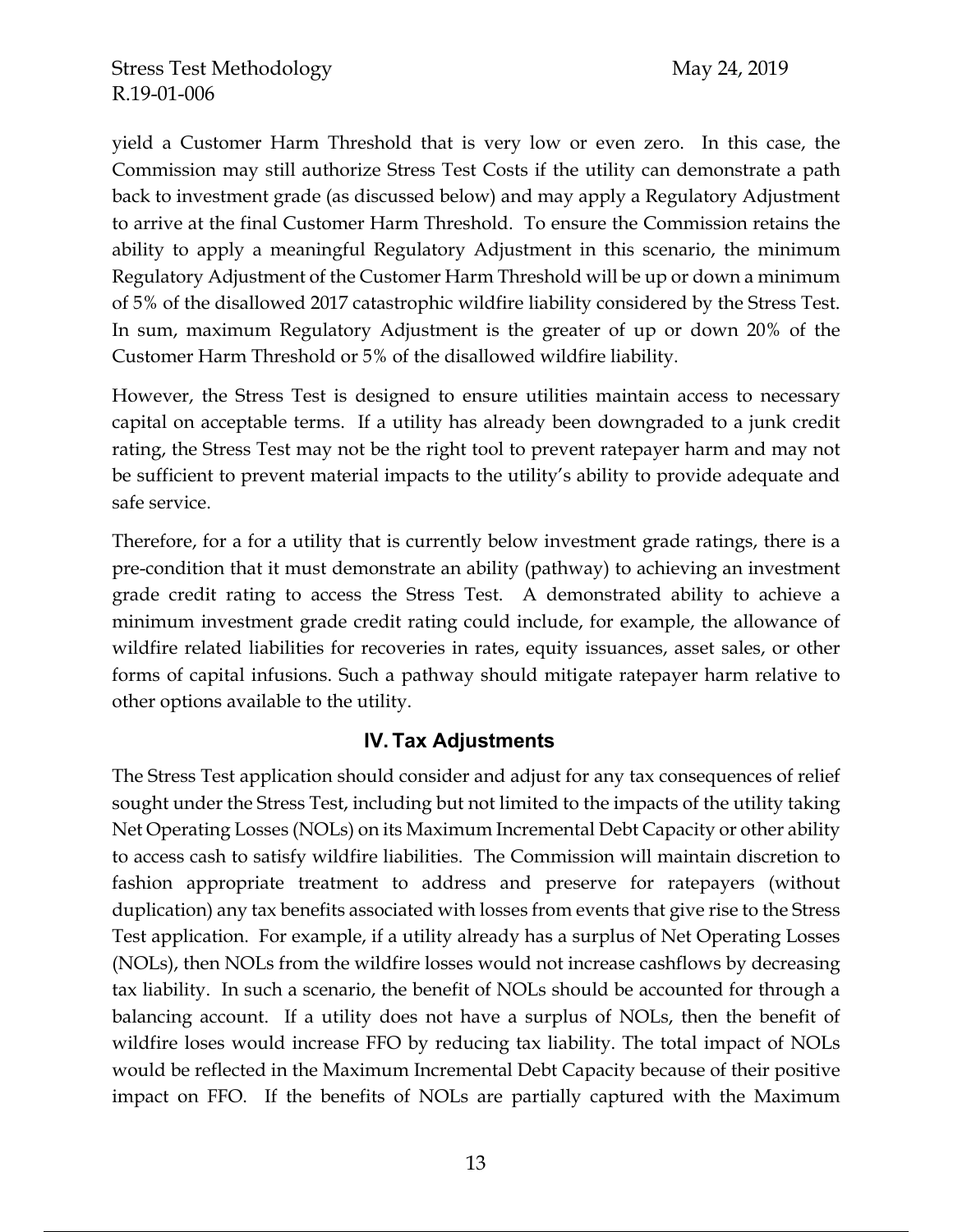yield a Customer Harm Threshold that is very low or even zero. In this case, the Commission may still authorize Stress Test Costs if the utility can demonstrate a path back to investment grade (as discussed below) and may apply a Regulatory Adjustment to arrive at the final Customer Harm Threshold. To ensure the Commission retains the ability to apply a meaningful Regulatory Adjustment in this scenario, the minimum Regulatory Adjustment of the Customer Harm Threshold will be up or down a minimum of 5% of the disallowed 2017 catastrophic wildfire liability considered by the Stress Test. In sum, maximum Regulatory Adjustment is the greater of up or down 20% of the Customer Harm Threshold or 5% of the disallowed wildfire liability.

However, the Stress Test is designed to ensure utilities maintain access to necessary capital on acceptable terms. If a utility has already been downgraded to a junk credit rating, the Stress Test may not be the right tool to prevent ratepayer harm and may not be sufficient to prevent material impacts to the utility's ability to provide adequate and safe service.

Therefore, for a for a utility that is currently below investment grade ratings, there is a pre-condition that it must demonstrate an ability (pathway) to achieving an investment grade credit rating to access the Stress Test. A demonstrated ability to achieve a minimum investment grade credit rating could include, for example, the allowance of wildfire related liabilities for recoveries in rates, equity issuances, asset sales, or other forms of capital infusions. Such a pathway should mitigate ratepayer harm relative to other options available to the utility.

## IV. Tax Adjustments

The Stress Test application should consider and adjust for any tax consequences of relief sought under the Stress Test, including but not limited to the impacts of the utility taking Net Operating Losses (NOLs) on its Maximum Incremental Debt Capacity or other ability to access cash to satisfy wildfire liabilities. The Commission will maintain discretion to fashion appropriate treatment to address and preserve for ratepayers (without duplication) any tax benefits associated with losses from events that give rise to the Stress Test application. For example, if a utility already has a surplus of Net Operating Losses (NOLs), then NOLs from the wildfire losses would not increase cashflows by decreasing tax liability. In such a scenario, the benefit of NOLs should be accounted for through a balancing account. If a utility does not have a surplus of NOLs, then the benefit of wildfire loses would increase FFO by reducing tax liability. The total impact of NOLs would be reflected in the Maximum Incremental Debt Capacity because of their positive impact on FFO. If the benefits of NOLs are partially captured with the Maximum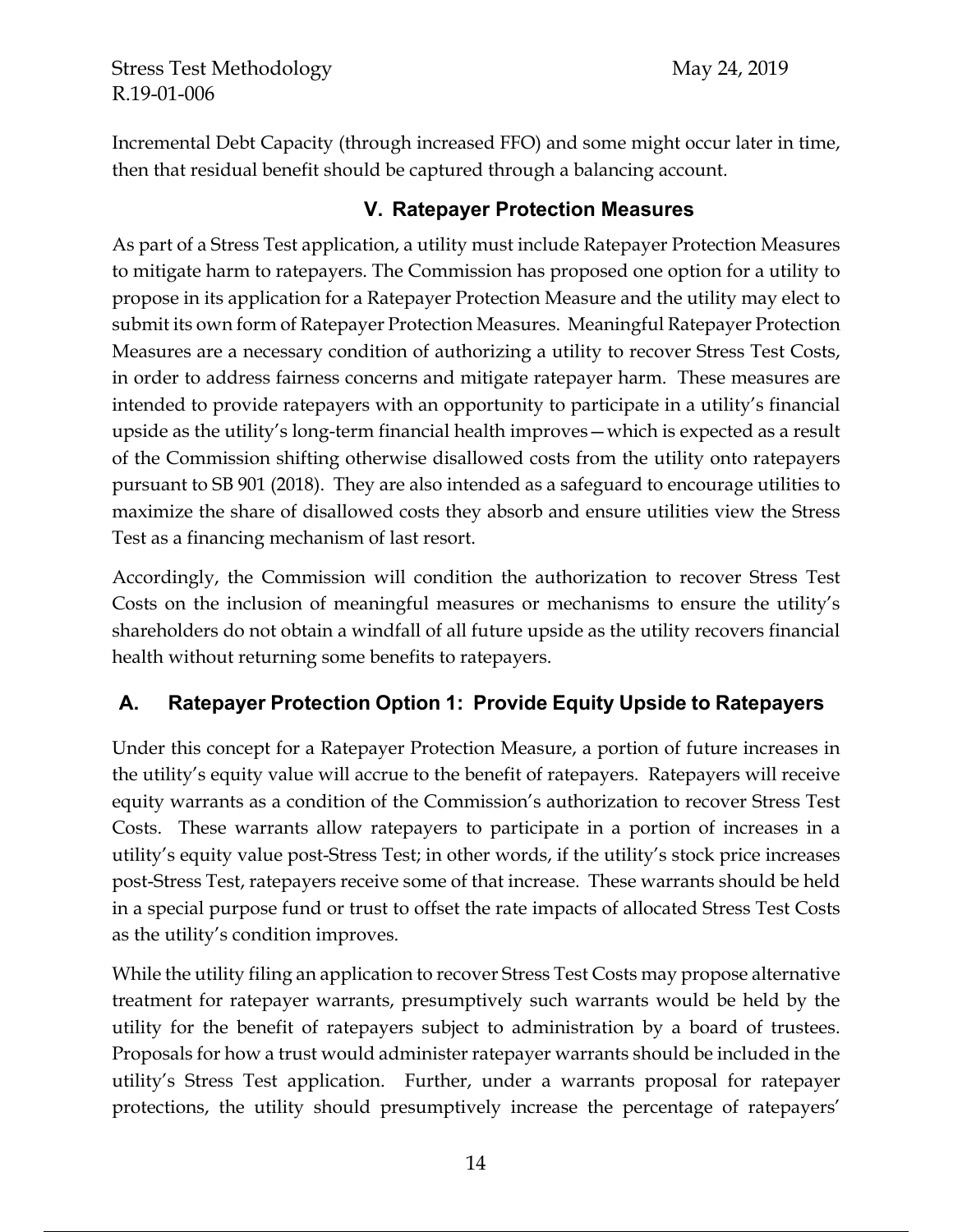Incremental Debt Capacity (through increased FFO) and some might occur later in time, then that residual benefit should be captured through a balancing account.

## V. Ratepayer Protection Measures

As part of a Stress Test application, a utility must include Ratepayer Protection Measures to mitigate harm to ratepayers. The Commission has proposed one option for a utility to propose in its application for a Ratepayer Protection Measure and the utility may elect to submit its own form of Ratepayer Protection Measures. Meaningful Ratepayer Protection Measures are a necessary condition of authorizing a utility to recover Stress Test Costs, in order to address fairness concerns and mitigate ratepayer harm. These measures are intended to provide ratepayers with an opportunity to participate in a utility's financial upside as the utility's long-term financial health improves—which is expected as a result of the Commission shifting otherwise disallowed costs from the utility onto ratepayers pursuant to SB 901 (2018). They are also intended as a safeguard to encourage utilities to maximize the share of disallowed costs they absorb and ensure utilities view the Stress Test as a financing mechanism of last resort.

Accordingly, the Commission will condition the authorization to recover Stress Test Costs on the inclusion of meaningful measures or mechanisms to ensure the utility's shareholders do not obtain a windfall of all future upside as the utility recovers financial health without returning some benefits to ratepayers.

### A. Ratepayer Protection Option 1: Provide Equity Upside to Ratepayers

Under this concept for a Ratepayer Protection Measure, a portion of future increases in the utility's equity value will accrue to the benefit of ratepayers. Ratepayers will receive equity warrants as a condition of the Commission's authorization to recover Stress Test Costs. These warrants allow ratepayers to participate in a portion of increases in a utility's equity value post-Stress Test; in other words, if the utility's stock price increases post-Stress Test, ratepayers receive some of that increase. These warrants should be held in a special purpose fund or trust to offset the rate impacts of allocated Stress Test Costs as the utility's condition improves.

While the utility filing an application to recover Stress Test Costs may propose alternative treatment for ratepayer warrants, presumptively such warrants would be held by the utility for the benefit of ratepayers subject to administration by a board of trustees. Proposals for how a trust would administer ratepayer warrants should be included in the utility's Stress Test application. Further, under a warrants proposal for ratepayer protections, the utility should presumptively increase the percentage of ratepayers'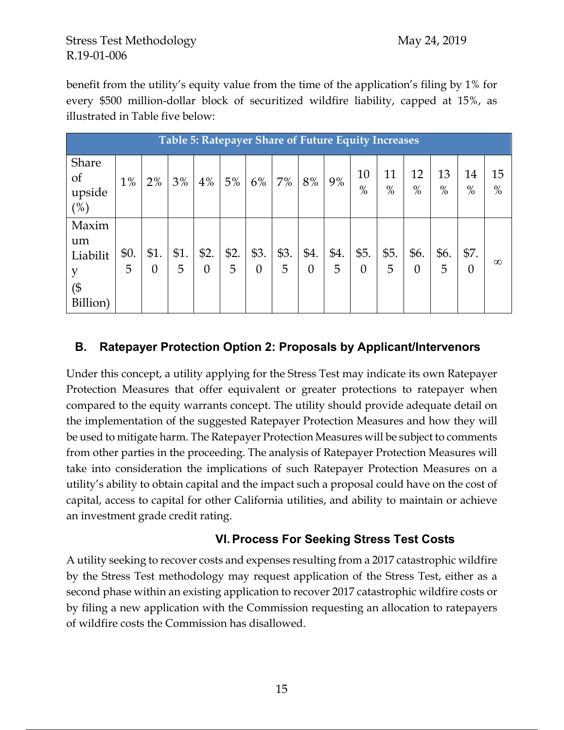benefit from the utility's equity value from the time of the application's filing by 1% for every $500 million-dollar block of securitized wildfire liability, capped at 15%, as illustrated in Table five below:

| Table 5: Ratepayer Share of Future Equity Increases | | | | | | | | | | | | | | | |
|---|---|---|---|---|---|---|---|---|---|---|---|---|---|---|---|
| Share of upside (%) | 1% | 2% | 3% | 4% | 5% | 6% | 7% | 8% | 9% | 10% | 11% | 12% | 13% | 14% | 15% |
| Maximum Liability ($ Billion) | $0.5 | $1.0 | $1.5 | $2.0 | $2.5 | $3.0 | $3.5 | $4.0 | $4.5 | $5.0 | $5.5 | $6.0 | $6.5 | $7.0 | ∞ |

### B. Ratepayer Protection Option 2: Proposals by Applicant/Intervenors

Under this concept, a utility applying for the Stress Test may indicate its own Ratepayer Protection Measures that offer equivalent or greater protections to ratepayer when compared to the equity warrants concept. The utility should provide adequate detail on the implementation of the suggested Ratepayer Protection Measures and how they will be used to mitigate harm. The Ratepayer Protection Measures will be subject to comments from other parties in the proceeding. The analysis of Ratepayer Protection Measures will take into consideration the implications of such Ratepayer Protection Measures on a utility's ability to obtain capital and the impact such a proposal could have on the cost of capital, access to capital for other California utilities, and ability to maintain or achieve an investment grade credit rating.

## VI. Process For Seeking Stress Test Costs

A utility seeking to recover costs and expenses resulting from a 2017 catastrophic wildfire by the Stress Test methodology may request application of the Stress Test, either as a second phase within an existing application to recover 2017 catastrophic wildfire costs or by filing a new application with the Commission requesting an allocation to ratepayers of wildfire costs the Commission has disallowed.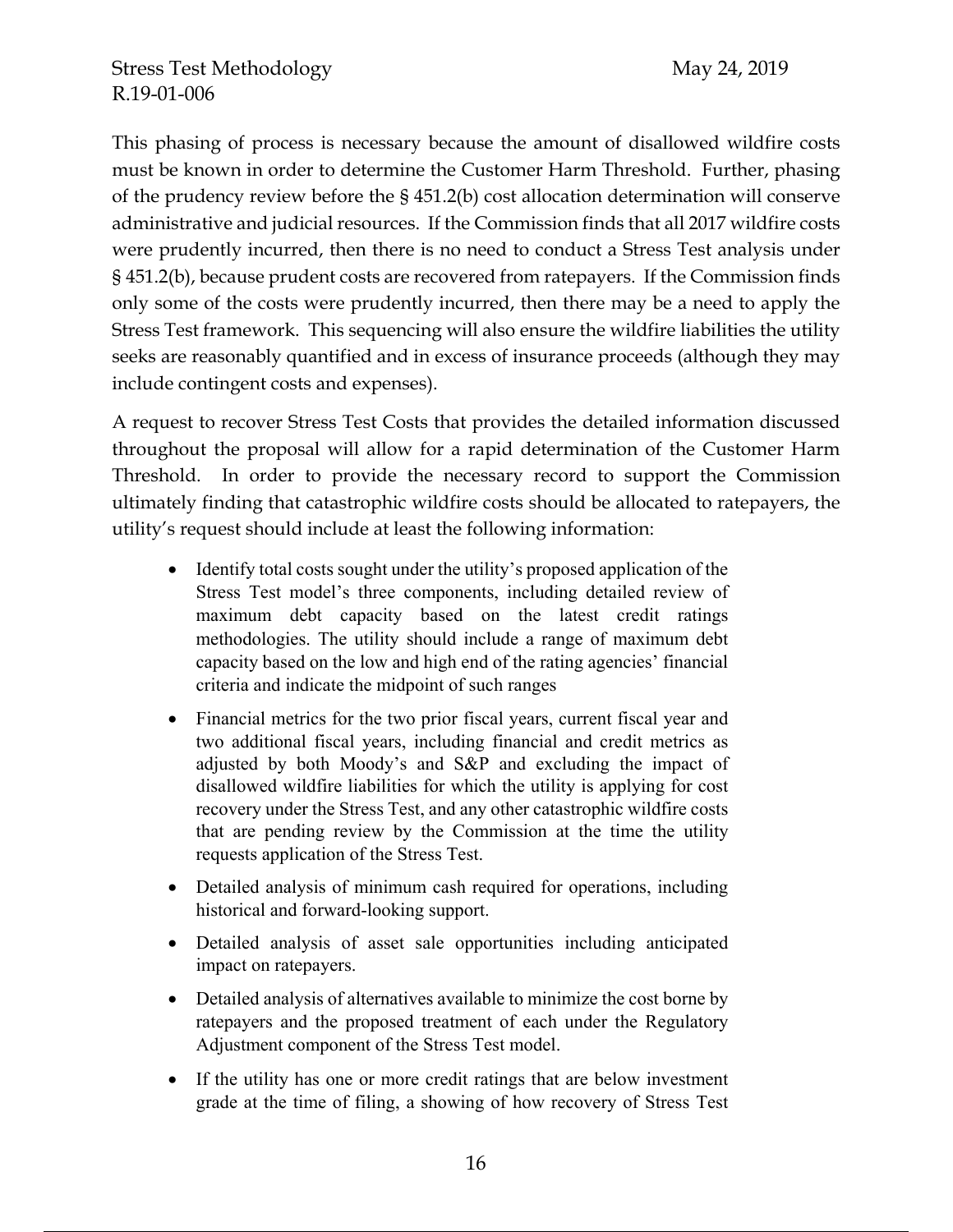This phasing of process is necessary because the amount of disallowed wildfire costs must be known in order to determine the Customer Harm Threshold. Further, phasing of the prudency review before the § 451.2(b) cost allocation determination will conserve administrative and judicial resources. If the Commission finds that all 2017 wildfire costs were prudently incurred, then there is no need to conduct a Stress Test analysis under § 451.2(b), because prudent costs are recovered from ratepayers. If the Commission finds only some of the costs were prudently incurred, then there may be a need to apply the Stress Test framework. This sequencing will also ensure the wildfire liabilities the utility seeks are reasonably quantified and in excess of insurance proceeds (although they may include contingent costs and expenses).

A request to recover Stress Test Costs that provides the detailed information discussed throughout the proposal will allow for a rapid determination of the Customer Harm Threshold. In order to provide the necessary record to support the Commission ultimately finding that catastrophic wildfire costs should be allocated to ratepayers, the utility's request should include at least the following information:

- Identify total costs sought under the utility's proposed application of the Stress Test model's three components, including detailed review of maximum debt capacity based on the latest credit ratings methodologies. The utility should include a range of maximum debt capacity based on the low and high end of the rating agencies' financial criteria and indicate the midpoint of such ranges
- Financial metrics for the two prior fiscal years, current fiscal year and two additional fiscal years, including financial and credit metrics as adjusted by both Moody's and S&P and excluding the impact of disallowed wildfire liabilities for which the utility is applying for cost recovery under the Stress Test, and any other catastrophic wildfire costs that are pending review by the Commission at the time the utility requests application of the Stress Test.
- Detailed analysis of minimum cash required for operations, including historical and forward-looking support.
- Detailed analysis of asset sale opportunities including anticipated impact on ratepayers.
- Detailed analysis of alternatives available to minimize the cost borne by ratepayers and the proposed treatment of each under the Regulatory Adjustment component of the Stress Test model.
- If the utility has one or more credit ratings that are below investment grade at the time of filing, a showing of how recovery of Stress Test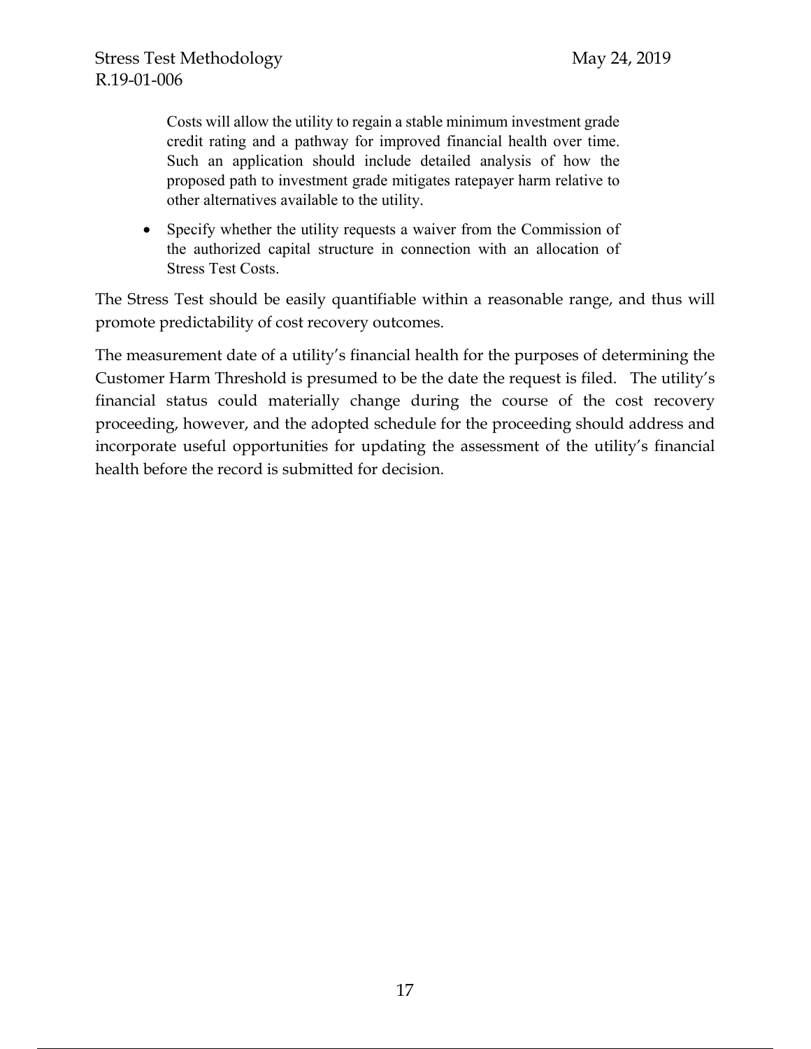Costs will allow the utility to regain a stable minimum investment grade credit rating and a pathway for improved financial health over time. Such an application should include detailed analysis of how the proposed path to investment grade mitigates ratepayer harm relative to other alternatives available to the utility.

- Specify whether the utility requests a waiver from the Commission of the authorized capital structure in connection with an allocation of Stress Test Costs.

The Stress Test should be easily quantifiable within a reasonable range, and thus will promote predictability of cost recovery outcomes.

The measurement date of a utility's financial health for the purposes of determining the Customer Harm Threshold is presumed to be the date the request is filed. The utility's financial status could materially change during the course of the cost recovery proceeding, however, and the adopted schedule for the proceeding should address and incorporate useful opportunities for updating the assessment of the utility's financial health before the record is submitted for decision.